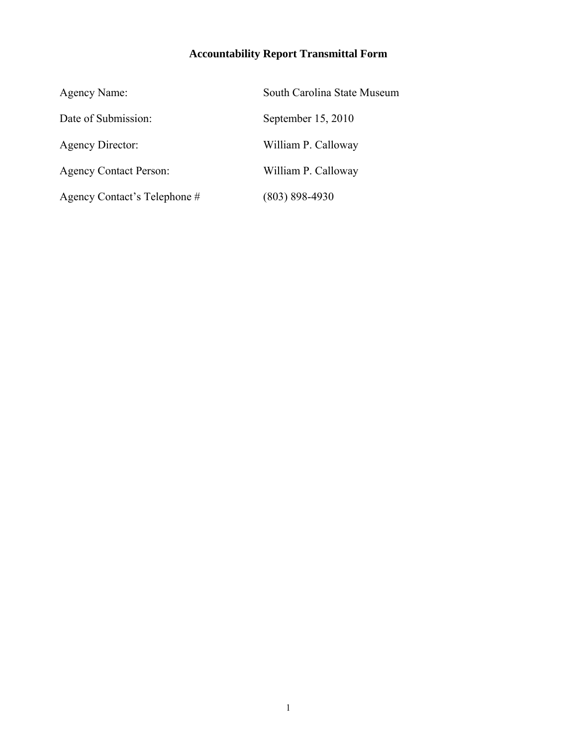# Accountability Report Transmittal Form

| | |
|---|---|
| Agency Name: | South Carolina State Museum |
| Date of Submission: | September 15, 2010 |
| Agency Director: | William P. Calloway |
| Agency Contact Person: | William P. Calloway |
| Agency Contact's Telephone # | (803) 898-4930 |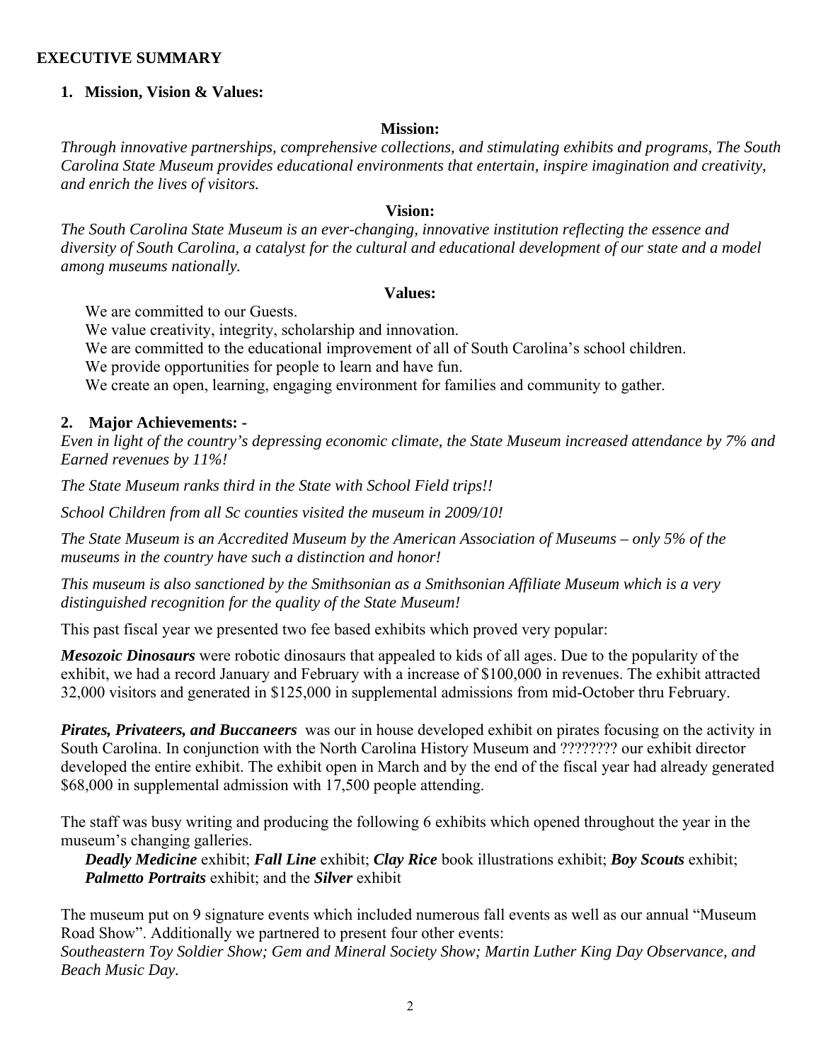# EXECUTIVE SUMMARY

## 1. Mission, Vision & Values:

**Mission:**

*Through innovative partnerships, comprehensive collections, and stimulating exhibits and programs, The South Carolina State Museum provides educational environments that entertain, inspire imagination and creativity, and enrich the lives of visitors.*

**Vision:**

*The South Carolina State Museum is an ever-changing, innovative institution reflecting the essence and diversity of South Carolina, a catalyst for the cultural and educational development of our state and a model among museums nationally.*

**Values:**

We are committed to our Guests.
We value creativity, integrity, scholarship and innovation.
We are committed to the educational improvement of all of South Carolina's school children.
We provide opportunities for people to learn and have fun.
We create an open, learning, engaging environment for families and community to gather.

## 2. Major Achievements: -

*Even in light of the country's depressing economic climate, the State Museum increased attendance by 7% and Earned revenues by 11%!*

*The State Museum ranks third in the State with School Field trips!!*

*School Children from all Sc counties visited the museum in 2009/10!*

*The State Museum is an Accredited Museum by the American Association of Museums – only 5% of the museums in the country have such a distinction and honor!*

*This museum is also sanctioned by the Smithsonian as a Smithsonian Affiliate Museum which is a very distinguished recognition for the quality of the State Museum!*

This past fiscal year we presented two fee based exhibits which proved very popular:

***Mesozoic Dinosaurs*** were robotic dinosaurs that appealed to kids of all ages. Due to the popularity of the exhibit, we had a record January and February with a increase of $100,000 in revenues. The exhibit attracted 32,000 visitors and generated in $125,000 in supplemental admissions from mid-October thru February.

***Pirates, Privateers, and Buccaneers*** was our in house developed exhibit on pirates focusing on the activity in South Carolina. In conjunction with the North Carolina History Museum and ???????? our exhibit director developed the entire exhibit. The exhibit open in March and by the end of the fiscal year had already generated $68,000 in supplemental admission with 17,500 people attending.

The staff was busy writing and producing the following 6 exhibits which opened throughout the year in the museum's changing galleries.

***Deadly Medicine*** exhibit; ***Fall Line*** exhibit; ***Clay Rice*** book illustrations exhibit; ***Boy Scouts*** exhibit; ***Palmetto Portraits*** exhibit; and the ***Silver*** exhibit

The museum put on 9 signature events which included numerous fall events as well as our annual "Museum Road Show". Additionally we partnered to present four other events:
*Southeastern Toy Soldier Show; Gem and Mineral Society Show; Martin Luther King Day Observance, and Beach Music Day.*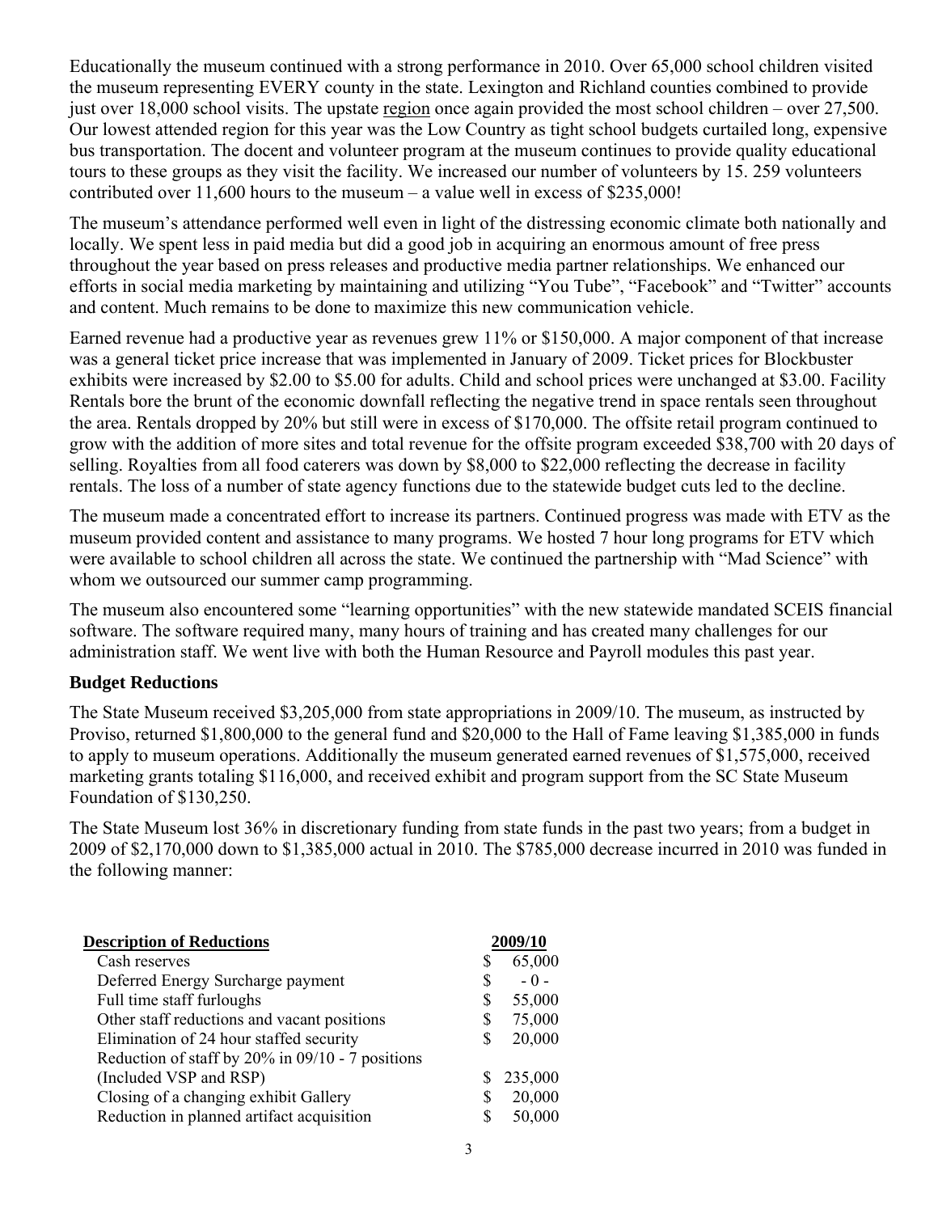Educationally the museum continued with a strong performance in 2010. Over 65,000 school children visited the museum representing EVERY county in the state. Lexington and Richland counties combined to provide just over 18,000 school visits. The upstate region once again provided the most school children – over 27,500. Our lowest attended region for this year was the Low Country as tight school budgets curtailed long, expensive bus transportation. The docent and volunteer program at the museum continues to provide quality educational tours to these groups as they visit the facility. We increased our number of volunteers by 15. 259 volunteers contributed over 11,600 hours to the museum – a value well in excess of $235,000!

The museum's attendance performed well even in light of the distressing economic climate both nationally and locally. We spent less in paid media but did a good job in acquiring an enormous amount of free press throughout the year based on press releases and productive media partner relationships. We enhanced our efforts in social media marketing by maintaining and utilizing "You Tube", "Facebook" and "Twitter" accounts and content. Much remains to be done to maximize this new communication vehicle.

Earned revenue had a productive year as revenues grew 11% or $150,000. A major component of that increase was a general ticket price increase that was implemented in January of 2009. Ticket prices for Blockbuster exhibits were increased by $2.00 to $5.00 for adults. Child and school prices were unchanged at $3.00. Facility Rentals bore the brunt of the economic downfall reflecting the negative trend in space rentals seen throughout the area. Rentals dropped by 20% but still were in excess of $170,000. The offsite retail program continued to grow with the addition of more sites and total revenue for the offsite program exceeded $38,700 with 20 days of selling. Royalties from all food caterers was down by $8,000 to $22,000 reflecting the decrease in facility rentals. The loss of a number of state agency functions due to the statewide budget cuts led to the decline.

The museum made a concentrated effort to increase its partners. Continued progress was made with ETV as the museum provided content and assistance to many programs. We hosted 7 hour long programs for ETV which were available to school children all across the state. We continued the partnership with "Mad Science" with whom we outsourced our summer camp programming.

The museum also encountered some "learning opportunities" with the new statewide mandated SCEIS financial software. The software required many, many hours of training and has created many challenges for our administration staff. We went live with both the Human Resource and Payroll modules this past year.

## Budget Reductions

The State Museum received $3,205,000 from state appropriations in 2009/10. The museum, as instructed by Proviso, returned $1,800,000 to the general fund and $20,000 to the Hall of Fame leaving $1,385,000 in funds to apply to museum operations. Additionally the museum generated earned revenues of $1,575,000, received marketing grants totaling $116,000, and received exhibit and program support from the SC State Museum Foundation of $130,250.

The State Museum lost 36% in discretionary funding from state funds in the past two years; from a budget in 2009 of $2,170,000 down to $1,385,000 actual in 2010. The $785,000 decrease incurred in 2010 was funded in the following manner:

| Description of Reductions | 2009/10 |
|---|---|
| Cash reserves | $ 65,000 |
| Deferred Energy Surcharge payment | $ - 0 - |
| Full time staff furloughs | $ 55,000 |
| Other staff reductions and vacant positions | $ 75,000 |
| Elimination of 24 hour staffed security | $ 20,000 |
| Reduction of staff by 20% in 09/10 - 7 positions (Included VSP and RSP) | $ 235,000 |
| Closing of a changing exhibit Gallery | $ 20,000 |
| Reduction in planned artifact acquisition | $ 50,000 |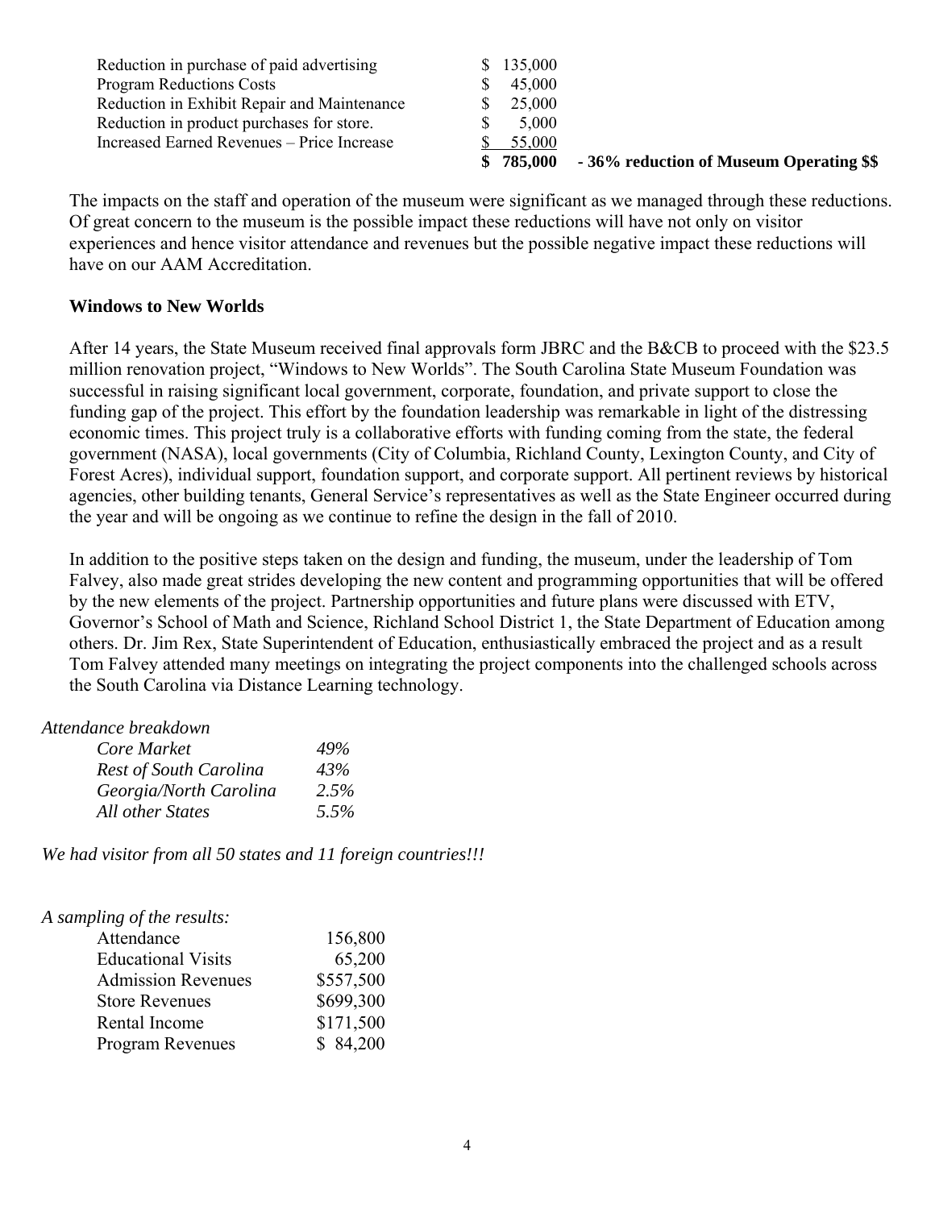| | | |
|---|---|---|
| Reduction in purchase of paid advertising | $ 135,000 | |
| Program Reductions Costs | $ 45,000 | |
| Reduction in Exhibit Repair and Maintenance | $ 25,000 | |
| Reduction in product purchases for store. | $ 5,000 | |
| Increased Earned Revenues – Price Increase | $ 55,000 | |
| | **$ 785,000** | **- 36% reduction of Museum Operating $$** |

The impacts on the staff and operation of the museum were significant as we managed through these reductions. Of great concern to the museum is the possible impact these reductions will have not only on visitor experiences and hence visitor attendance and revenues but the possible negative impact these reductions will have on our AAM Accreditation.

**Windows to New Worlds**

After 14 years, the State Museum received final approvals form JBRC and the B&CB to proceed with the $23.5 million renovation project, "Windows to New Worlds". The South Carolina State Museum Foundation was successful in raising significant local government, corporate, foundation, and private support to close the funding gap of the project. This effort by the foundation leadership was remarkable in light of the distressing economic times. This project truly is a collaborative efforts with funding coming from the state, the federal government (NASA), local governments (City of Columbia, Richland County, Lexington County, and City of Forest Acres), individual support, foundation support, and corporate support. All pertinent reviews by historical agencies, other building tenants, General Service's representatives as well as the State Engineer occurred during the year and will be ongoing as we continue to refine the design in the fall of 2010.

In addition to the positive steps taken on the design and funding, the museum, under the leadership of Tom Falvey, also made great strides developing the new content and programming opportunities that will be offered by the new elements of the project. Partnership opportunities and future plans were discussed with ETV, Governor's School of Math and Science, Richland School District 1, the State Department of Education among others. Dr. Jim Rex, State Superintendent of Education, enthusiastically embraced the project and as a result Tom Falvey attended many meetings on integrating the project components into the challenged schools across the South Carolina via Distance Learning technology.

*Attendance breakdown*

| | |
|---|---|
| *Core Market* | *49%* |
| *Rest of South Carolina* | *43%* |
| *Georgia/North Carolina* | *2.5%* |
| *All other States* | *5.5%* |

*We had visitor from all 50 states and 11 foreign countries!!!*

*A sampling of the results:*

| | |
|---|---|
| Attendance | 156,800 |
| Educational Visits | 65,200 |
| Admission Revenues | $557,500 |
| Store Revenues | $699,300 |
| Rental Income | $171,500 |
| Program Revenues | $ 84,200 |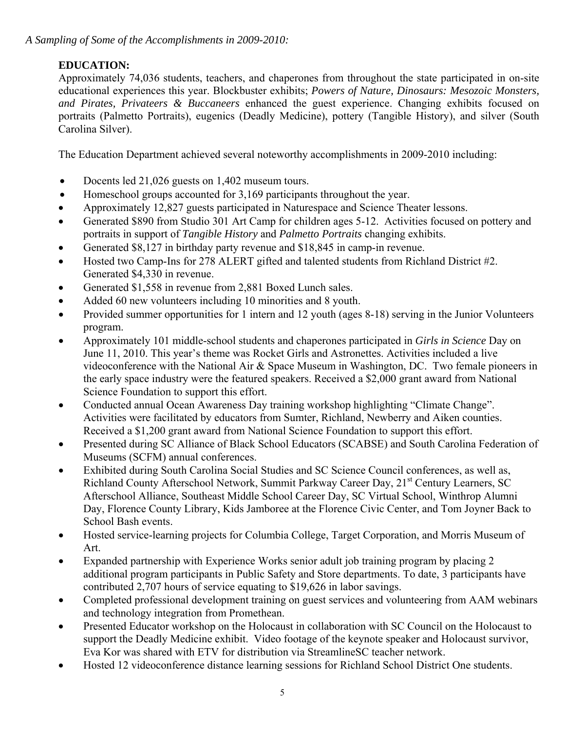*A Sampling of Some of the Accomplishments in 2009-2010:*

**EDUCATION:**

Approximately 74,036 students, teachers, and chaperones from throughout the state participated in on-site educational experiences this year. Blockbuster exhibits; *Powers of Nature, Dinosaurs: Mesozoic Monsters, and Pirates, Privateers & Buccaneers* enhanced the guest experience. Changing exhibits focused on portraits (Palmetto Portraits), eugenics (Deadly Medicine), pottery (Tangible History), and silver (South Carolina Silver).

The Education Department achieved several noteworthy accomplishments in 2009-2010 including:

- Docents led 21,026 guests on 1,402 museum tours.
- Homeschool groups accounted for 3,169 participants throughout the year.
- Approximately 12,827 guests participated in Naturespace and Science Theater lessons.
- Generated $890 from Studio 301 Art Camp for children ages 5-12. Activities focused on pottery and portraits in support of *Tangible History* and *Palmetto Portraits* changing exhibits.
- Generated $8,127 in birthday party revenue and $18,845 in camp-in revenue.
- Hosted two Camp-Ins for 278 ALERT gifted and talented students from Richland District #2. Generated $4,330 in revenue.
- Generated $1,558 in revenue from 2,881 Boxed Lunch sales.
- Added 60 new volunteers including 10 minorities and 8 youth.
- Provided summer opportunities for 1 intern and 12 youth (ages 8-18) serving in the Junior Volunteers program.
- Approximately 101 middle-school students and chaperones participated in *Girls in Science* Day on June 11, 2010. This year's theme was Rocket Girls and Astronettes. Activities included a live videoconference with the National Air & Space Museum in Washington, DC. Two female pioneers in the early space industry were the featured speakers. Received a $2,000 grant award from National Science Foundation to support this effort.
- Conducted annual Ocean Awareness Day training workshop highlighting "Climate Change". Activities were facilitated by educators from Sumter, Richland, Newberry and Aiken counties. Received a $1,200 grant award from National Science Foundation to support this effort.
- Presented during SC Alliance of Black School Educators (SCABSE) and South Carolina Federation of Museums (SCFM) annual conferences.
- Exhibited during South Carolina Social Studies and SC Science Council conferences, as well as, Richland County Afterschool Network, Summit Parkway Career Day, 21st Century Learners, SC Afterschool Alliance, Southeast Middle School Career Day, SC Virtual School, Winthrop Alumni Day, Florence County Library, Kids Jamboree at the Florence Civic Center, and Tom Joyner Back to School Bash events.
- Hosted service-learning projects for Columbia College, Target Corporation, and Morris Museum of Art.
- Expanded partnership with Experience Works senior adult job training program by placing 2 additional program participants in Public Safety and Store departments. To date, 3 participants have contributed 2,707 hours of service equating to $19,626 in labor savings.
- Completed professional development training on guest services and volunteering from AAM webinars and technology integration from Promethean.
- Presented Educator workshop on the Holocaust in collaboration with SC Council on the Holocaust to support the Deadly Medicine exhibit. Video footage of the keynote speaker and Holocaust survivor, Eva Kor was shared with ETV for distribution via StreamlineSC teacher network.
- Hosted 12 videoconference distance learning sessions for Richland School District One students.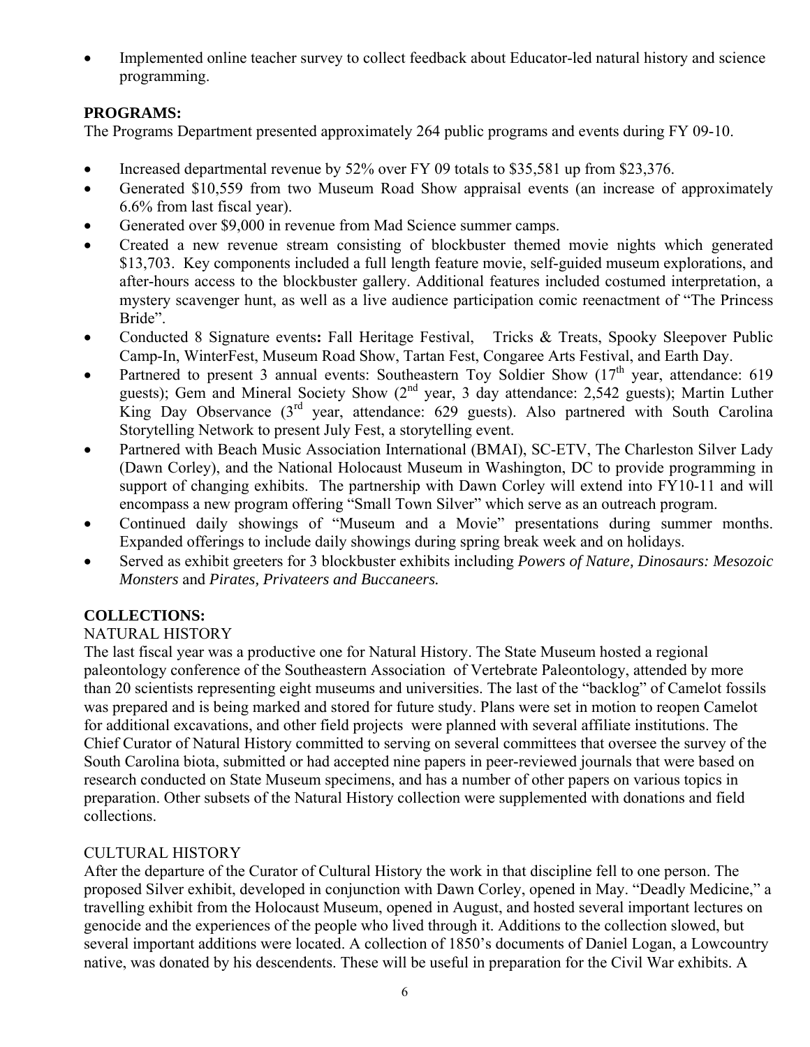- Implemented online teacher survey to collect feedback about Educator-led natural history and science programming.

**PROGRAMS:**

The Programs Department presented approximately 264 public programs and events during FY 09-10.

- Increased departmental revenue by 52% over FY 09 totals to $35,581 up from $23,376.
- Generated $10,559 from two Museum Road Show appraisal events (an increase of approximately 6.6% from last fiscal year).
- Generated over $9,000 in revenue from Mad Science summer camps.
- Created a new revenue stream consisting of blockbuster themed movie nights which generated $13,703. Key components included a full length feature movie, self-guided museum explorations, and after-hours access to the blockbuster gallery. Additional features included costumed interpretation, a mystery scavenger hunt, as well as a live audience participation comic reenactment of "The Princess Bride".
- Conducted 8 Signature events**:** Fall Heritage Festival, Tricks & Treats, Spooky Sleepover Public Camp-In, WinterFest, Museum Road Show, Tartan Fest, Congaree Arts Festival, and Earth Day.
- Partnered to present 3 annual events: Southeastern Toy Soldier Show (17th year, attendance: 619 guests); Gem and Mineral Society Show (2nd year, 3 day attendance: 2,542 guests); Martin Luther King Day Observance (3rd year, attendance: 629 guests). Also partnered with South Carolina Storytelling Network to present July Fest, a storytelling event.
- Partnered with Beach Music Association International (BMAI), SC-ETV, The Charleston Silver Lady (Dawn Corley), and the National Holocaust Museum in Washington, DC to provide programming in support of changing exhibits. The partnership with Dawn Corley will extend into FY10-11 and will encompass a new program offering "Small Town Silver" which serve as an outreach program.
- Continued daily showings of "Museum and a Movie" presentations during summer months. Expanded offerings to include daily showings during spring break week and on holidays.
- Served as exhibit greeters for 3 blockbuster exhibits including *Powers of Nature, Dinosaurs: Mesozoic Monsters* and *Pirates, Privateers and Buccaneers.*

**COLLECTIONS:**

NATURAL HISTORY

The last fiscal year was a productive one for Natural History. The State Museum hosted a regional paleontology conference of the Southeastern Association of Vertebrate Paleontology, attended by more than 20 scientists representing eight museums and universities. The last of the "backlog" of Camelot fossils was prepared and is being marked and stored for future study. Plans were set in motion to reopen Camelot for additional excavations, and other field projects were planned with several affiliate institutions. The Chief Curator of Natural History committed to serving on several committees that oversee the survey of the South Carolina biota, submitted or had accepted nine papers in peer-reviewed journals that were based on research conducted on State Museum specimens, and has a number of other papers on various topics in preparation. Other subsets of the Natural History collection were supplemented with donations and field collections.

CULTURAL HISTORY

After the departure of the Curator of Cultural History the work in that discipline fell to one person. The proposed Silver exhibit, developed in conjunction with Dawn Corley, opened in May. "Deadly Medicine," a travelling exhibit from the Holocaust Museum, opened in August, and hosted several important lectures on genocide and the experiences of the people who lived through it. Additions to the collection slowed, but several important additions were located. A collection of 1850's documents of Daniel Logan, a Lowcountry native, was donated by his descendents. These will be useful in preparation for the Civil War exhibits. A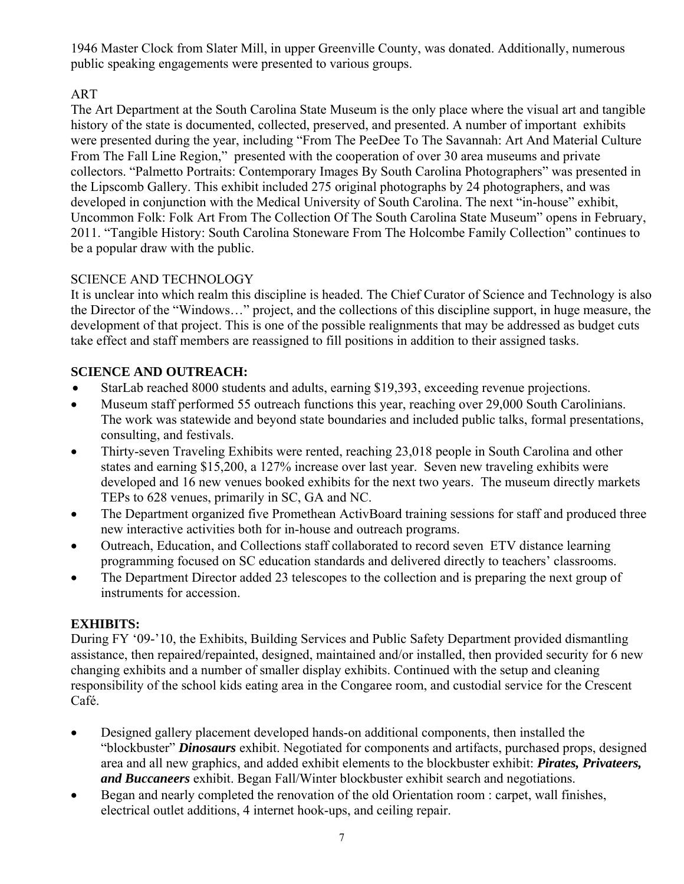1946 Master Clock from Slater Mill, in upper Greenville County, was donated. Additionally, numerous public speaking engagements were presented to various groups.

ART

The Art Department at the South Carolina State Museum is the only place where the visual art and tangible history of the state is documented, collected, preserved, and presented. A number of important exhibits were presented during the year, including "From The PeeDee To The Savannah: Art And Material Culture From The Fall Line Region," presented with the cooperation of over 30 area museums and private collectors. "Palmetto Portraits: Contemporary Images By South Carolina Photographers" was presented in the Lipscomb Gallery. This exhibit included 275 original photographs by 24 photographers, and was developed in conjunction with the Medical University of South Carolina. The next "in-house" exhibit, Uncommon Folk: Folk Art From The Collection Of The South Carolina State Museum" opens in February, 2011. "Tangible History: South Carolina Stoneware From The Holcombe Family Collection" continues to be a popular draw with the public.

SCIENCE AND TECHNOLOGY

It is unclear into which realm this discipline is headed. The Chief Curator of Science and Technology is also the Director of the "Windows…" project, and the collections of this discipline support, in huge measure, the development of that project. This is one of the possible realignments that may be addressed as budget cuts take effect and staff members are reassigned to fill positions in addition to their assigned tasks.

**SCIENCE AND OUTREACH:**

- StarLab reached 8000 students and adults, earning $19,393, exceeding revenue projections.
- Museum staff performed 55 outreach functions this year, reaching over 29,000 South Carolinians. The work was statewide and beyond state boundaries and included public talks, formal presentations, consulting, and festivals.
- Thirty-seven Traveling Exhibits were rented, reaching 23,018 people in South Carolina and other states and earning $15,200, a 127% increase over last year. Seven new traveling exhibits were developed and 16 new venues booked exhibits for the next two years. The museum directly markets TEPs to 628 venues, primarily in SC, GA and NC.
- The Department organized five Promethean ActivBoard training sessions for staff and produced three new interactive activities both for in-house and outreach programs.
- Outreach, Education, and Collections staff collaborated to record seven ETV distance learning programming focused on SC education standards and delivered directly to teachers' classrooms.
- The Department Director added 23 telescopes to the collection and is preparing the next group of instruments for accession.

**EXHIBITS:**

During FY '09-'10, the Exhibits, Building Services and Public Safety Department provided dismantling assistance, then repaired/repainted, designed, maintained and/or installed, then provided security for 6 new changing exhibits and a number of smaller display exhibits. Continued with the setup and cleaning responsibility of the school kids eating area in the Congaree room, and custodial service for the Crescent Café.

- Designed gallery placement developed hands-on additional components, then installed the "blockbuster" ***Dinosaurs*** exhibit. Negotiated for components and artifacts, purchased props, designed area and all new graphics, and added exhibit elements to the blockbuster exhibit: ***Pirates, Privateers, and Buccaneers*** exhibit. Began Fall/Winter blockbuster exhibit search and negotiations.
- Began and nearly completed the renovation of the old Orientation room : carpet, wall finishes, electrical outlet additions, 4 internet hook-ups, and ceiling repair.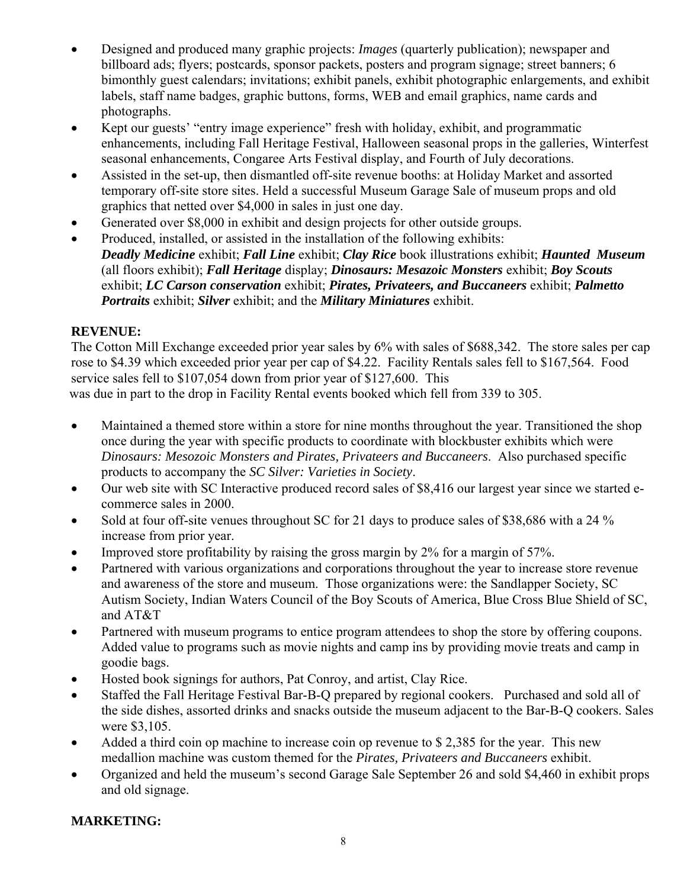- Designed and produced many graphic projects: *Images* (quarterly publication); newspaper and billboard ads; flyers; postcards, sponsor packets, posters and program signage; street banners; 6 bimonthly guest calendars; invitations; exhibit panels, exhibit photographic enlargements, and exhibit labels, staff name badges, graphic buttons, forms, WEB and email graphics, name cards and photographs.
- Kept our guests' "entry image experience" fresh with holiday, exhibit, and programmatic enhancements, including Fall Heritage Festival, Halloween seasonal props in the galleries, Winterfest seasonal enhancements, Congaree Arts Festival display, and Fourth of July decorations.
- Assisted in the set-up, then dismantled off-site revenue booths: at Holiday Market and assorted temporary off-site store sites. Held a successful Museum Garage Sale of museum props and old graphics that netted over $4,000 in sales in just one day.
- Generated over $8,000 in exhibit and design projects for other outside groups.
- Produced, installed, or assisted in the installation of the following exhibits: ***Deadly Medicine*** exhibit; ***Fall Line*** exhibit; ***Clay Rice*** book illustrations exhibit; ***Haunted Museum*** (all floors exhibit); ***Fall Heritage*** display; ***Dinosaurs: Mesazoic Monsters*** exhibit; ***Boy Scouts*** exhibit; ***LC Carson conservation*** exhibit; ***Pirates, Privateers, and Buccaneers*** exhibit; ***Palmetto Portraits*** exhibit; ***Silver*** exhibit; and the ***Military Miniatures*** exhibit.

**REVENUE:**

The Cotton Mill Exchange exceeded prior year sales by 6% with sales of $688,342. The store sales per cap rose to $4.39 which exceeded prior year per cap of $4.22. Facility Rentals sales fell to $167,564. Food service sales fell to $107,054 down from prior year of $127,600. This was due in part to the drop in Facility Rental events booked which fell from 339 to 305.

- Maintained a themed store within a store for nine months throughout the year. Transitioned the shop once during the year with specific products to coordinate with blockbuster exhibits which were *Dinosaurs: Mesozoic Monsters and Pirates, Privateers and Buccaneers*. Also purchased specific products to accompany the *SC Silver: Varieties in Society*.
- Our web site with SC Interactive produced record sales of $8,416 our largest year since we started e-commerce sales in 2000.
- Sold at four off-site venues throughout SC for 21 days to produce sales of $38,686 with a 24 % increase from prior year.
- Improved store profitability by raising the gross margin by 2% for a margin of 57%.
- Partnered with various organizations and corporations throughout the year to increase store revenue and awareness of the store and museum. Those organizations were: the Sandlapper Society, SC Autism Society, Indian Waters Council of the Boy Scouts of America, Blue Cross Blue Shield of SC, and AT&T
- Partnered with museum programs to entice program attendees to shop the store by offering coupons. Added value to programs such as movie nights and camp ins by providing movie treats and camp in goodie bags.
- Hosted book signings for authors, Pat Conroy, and artist, Clay Rice.
- Staffed the Fall Heritage Festival Bar-B-Q prepared by regional cookers. Purchased and sold all of the side dishes, assorted drinks and snacks outside the museum adjacent to the Bar-B-Q cookers. Sales were $3,105.
- Added a third coin op machine to increase coin op revenue to $ 2,385 for the year. This new medallion machine was custom themed for the *Pirates, Privateers and Buccaneers* exhibit.
- Organized and held the museum's second Garage Sale September 26 and sold $4,460 in exhibit props and old signage.

**MARKETING:**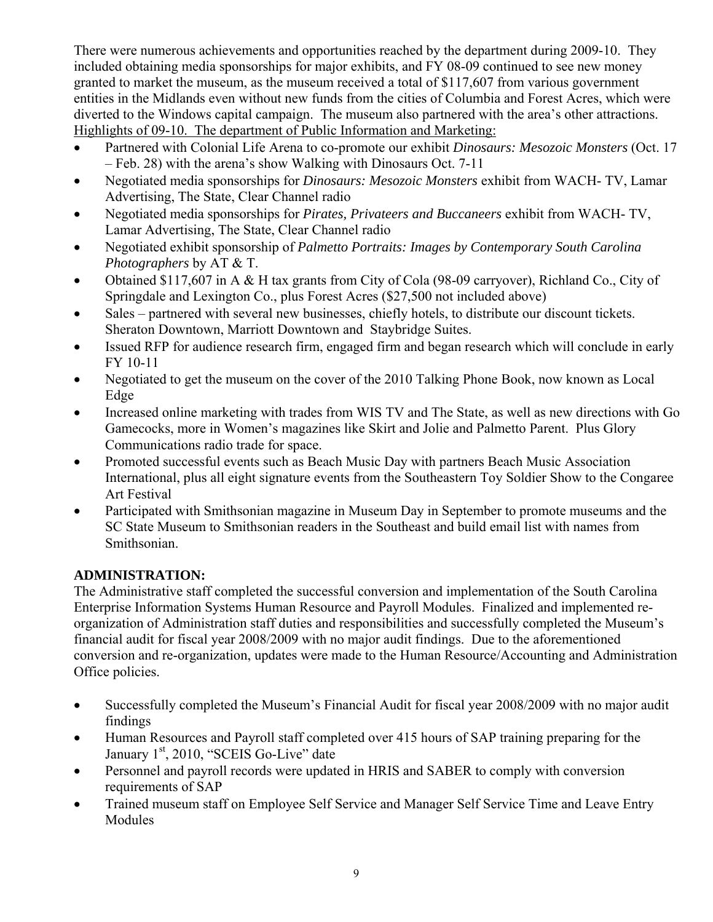There were numerous achievements and opportunities reached by the department during 2009-10. They included obtaining media sponsorships for major exhibits, and FY 08-09 continued to see new money granted to market the museum, as the museum received a total of $117,607 from various government entities in the Midlands even without new funds from the cities of Columbia and Forest Acres, which were diverted to the Windows capital campaign. The museum also partnered with the area's other attractions.

<u>Highlights of 09-10. The department of Public Information and Marketing:</u>

- Partnered with Colonial Life Arena to co-promote our exhibit *Dinosaurs: Mesozoic Monsters* (Oct. 17 – Feb. 28) with the arena's show Walking with Dinosaurs Oct. 7-11
- Negotiated media sponsorships for *Dinosaurs: Mesozoic Monsters* exhibit from WACH- TV, Lamar Advertising, The State, Clear Channel radio
- Negotiated media sponsorships for *Pirates, Privateers and Buccaneers* exhibit from WACH- TV, Lamar Advertising, The State, Clear Channel radio
- Negotiated exhibit sponsorship of *Palmetto Portraits: Images by Contemporary South Carolina Photographers* by AT & T.
- Obtained $117,607 in A & H tax grants from City of Cola (98-09 carryover), Richland Co., City of Springdale and Lexington Co., plus Forest Acres ($27,500 not included above)
- Sales – partnered with several new businesses, chiefly hotels, to distribute our discount tickets. Sheraton Downtown, Marriott Downtown and Staybridge Suites.
- Issued RFP for audience research firm, engaged firm and began research which will conclude in early FY 10-11
- Negotiated to get the museum on the cover of the 2010 Talking Phone Book, now known as Local Edge
- Increased online marketing with trades from WIS TV and The State, as well as new directions with Go Gamecocks, more in Women's magazines like Skirt and Jolie and Palmetto Parent. Plus Glory Communications radio trade for space.
- Promoted successful events such as Beach Music Day with partners Beach Music Association International, plus all eight signature events from the Southeastern Toy Soldier Show to the Congaree Art Festival
- Participated with Smithsonian magazine in Museum Day in September to promote museums and the SC State Museum to Smithsonian readers in the Southeast and build email list with names from Smithsonian.

**ADMINISTRATION:**

The Administrative staff completed the successful conversion and implementation of the South Carolina Enterprise Information Systems Human Resource and Payroll Modules. Finalized and implemented re-organization of Administration staff duties and responsibilities and successfully completed the Museum's financial audit for fiscal year 2008/2009 with no major audit findings. Due to the aforementioned conversion and re-organization, updates were made to the Human Resource/Accounting and Administration Office policies.

- Successfully completed the Museum's Financial Audit for fiscal year 2008/2009 with no major audit findings
- Human Resources and Payroll staff completed over 415 hours of SAP training preparing for the January 1st, 2010, "SCEIS Go-Live" date
- Personnel and payroll records were updated in HRIS and SABER to comply with conversion requirements of SAP
- Trained museum staff on Employee Self Service and Manager Self Service Time and Leave Entry Modules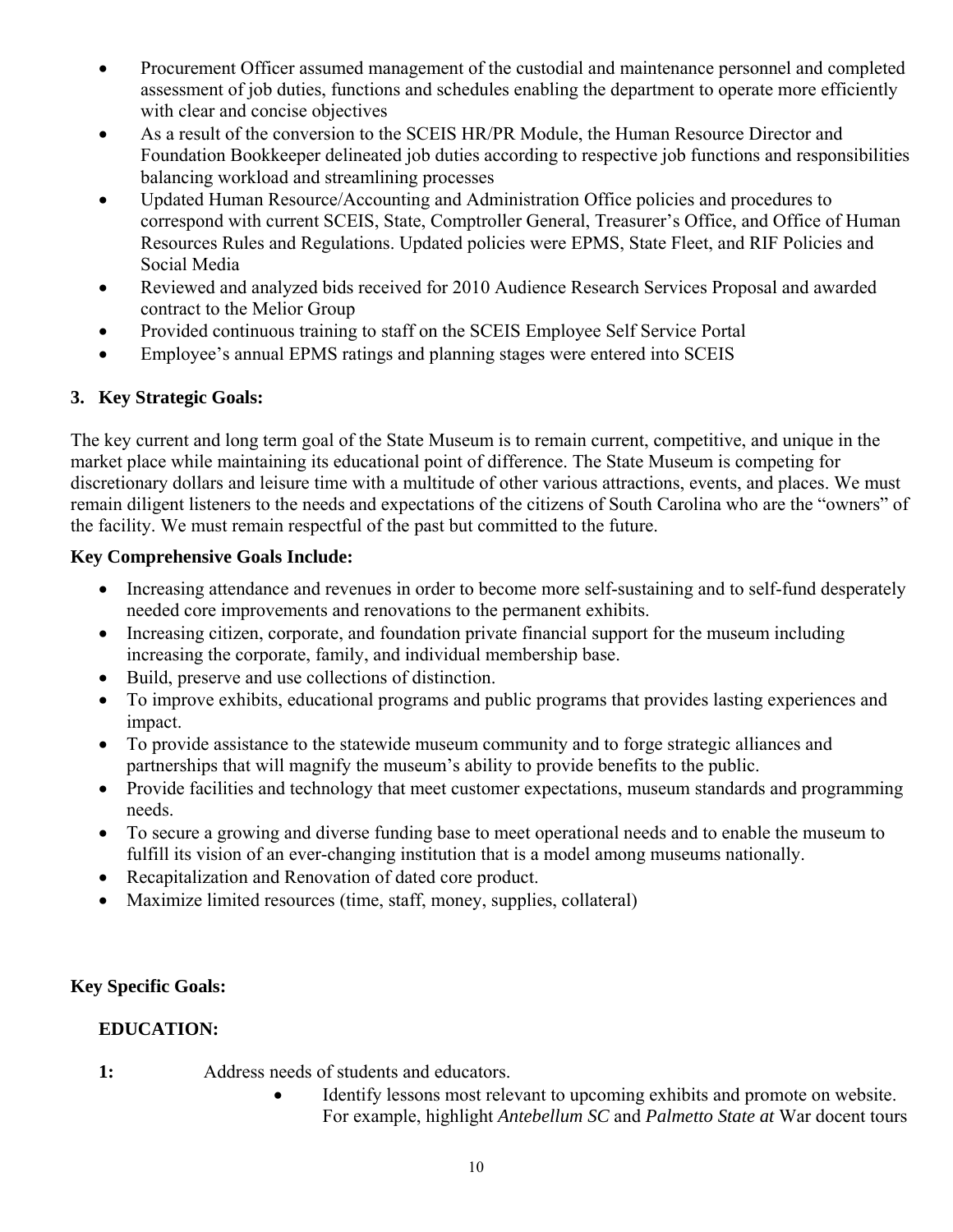- Procurement Officer assumed management of the custodial and maintenance personnel and completed assessment of job duties, functions and schedules enabling the department to operate more efficiently with clear and concise objectives
- As a result of the conversion to the SCEIS HR/PR Module, the Human Resource Director and Foundation Bookkeeper delineated job duties according to respective job functions and responsibilities balancing workload and streamlining processes
- Updated Human Resource/Accounting and Administration Office policies and procedures to correspond with current SCEIS, State, Comptroller General, Treasurer's Office, and Office of Human Resources Rules and Regulations. Updated policies were EPMS, State Fleet, and RIF Policies and Social Media
- Reviewed and analyzed bids received for 2010 Audience Research Services Proposal and awarded contract to the Melior Group
- Provided continuous training to staff on the SCEIS Employee Self Service Portal
- Employee's annual EPMS ratings and planning stages were entered into SCEIS

## 3. Key Strategic Goals:

The key current and long term goal of the State Museum is to remain current, competitive, and unique in the market place while maintaining its educational point of difference. The State Museum is competing for discretionary dollars and leisure time with a multitude of other various attractions, events, and places. We must remain diligent listeners to the needs and expectations of the citizens of South Carolina who are the "owners" of the facility. We must remain respectful of the past but committed to the future.

**Key Comprehensive Goals Include:**

- Increasing attendance and revenues in order to become more self-sustaining and to self-fund desperately needed core improvements and renovations to the permanent exhibits.
- Increasing citizen, corporate, and foundation private financial support for the museum including increasing the corporate, family, and individual membership base.
- Build, preserve and use collections of distinction.
- To improve exhibits, educational programs and public programs that provides lasting experiences and impact.
- To provide assistance to the statewide museum community and to forge strategic alliances and partnerships that will magnify the museum's ability to provide benefits to the public.
- Provide facilities and technology that meet customer expectations, museum standards and programming needs.
- To secure a growing and diverse funding base to meet operational needs and to enable the museum to fulfill its vision of an ever-changing institution that is a model among museums nationally.
- Recapitalization and Renovation of dated core product.
- Maximize limited resources (time, staff, money, supplies, collateral)

**Key Specific Goals:**

**EDUCATION:**

**1:** Address needs of students and educators.

- Identify lessons most relevant to upcoming exhibits and promote on website. For example, highlight *Antebellum SC* and *Palmetto State at* War docent tours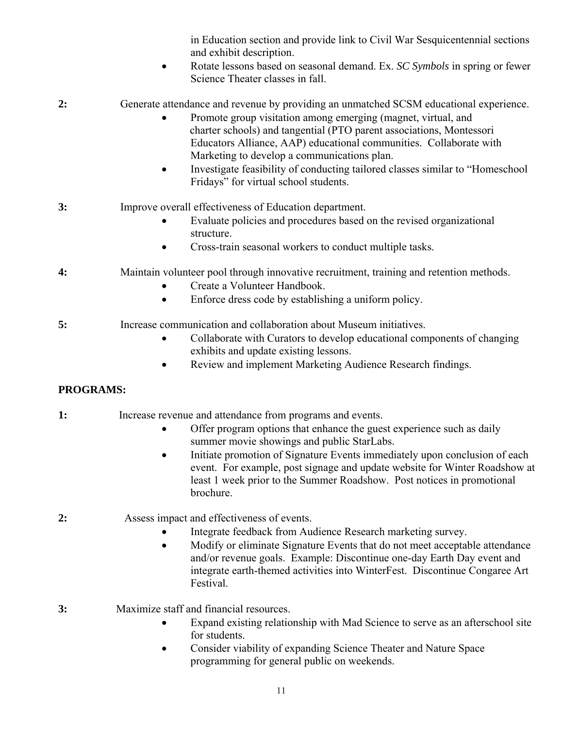in Education section and provide link to Civil War Sesquicentennial sections and exhibit description.

- Rotate lessons based on seasonal demand. Ex. *SC Symbols* in spring or fewer Science Theater classes in fall.

**2:** Generate attendance and revenue by providing an unmatched SCSM educational experience.

- Promote group visitation among emerging (magnet, virtual, and charter schools) and tangential (PTO parent associations, Montessori Educators Alliance, AAP) educational communities. Collaborate with Marketing to develop a communications plan.
- Investigate feasibility of conducting tailored classes similar to "Homeschool Fridays" for virtual school students.

**3:** Improve overall effectiveness of Education department.

- Evaluate policies and procedures based on the revised organizational structure.
- Cross-train seasonal workers to conduct multiple tasks.

**4:** Maintain volunteer pool through innovative recruitment, training and retention methods.

- Create a Volunteer Handbook.
- Enforce dress code by establishing a uniform policy.

**5:** Increase communication and collaboration about Museum initiatives.

- Collaborate with Curators to develop educational components of changing exhibits and update existing lessons.
- Review and implement Marketing Audience Research findings.

**PROGRAMS:**

**1:** Increase revenue and attendance from programs and events.

- Offer program options that enhance the guest experience such as daily summer movie showings and public StarLabs.
- Initiate promotion of Signature Events immediately upon conclusion of each event. For example, post signage and update website for Winter Roadshow at least 1 week prior to the Summer Roadshow. Post notices in promotional brochure.

**2:** Assess impact and effectiveness of events.

- Integrate feedback from Audience Research marketing survey.
- Modify or eliminate Signature Events that do not meet acceptable attendance and/or revenue goals. Example: Discontinue one-day Earth Day event and integrate earth-themed activities into WinterFest. Discontinue Congaree Art Festival.

**3:** Maximize staff and financial resources.

- Expand existing relationship with Mad Science to serve as an afterschool site for students.
- Consider viability of expanding Science Theater and Nature Space programming for general public on weekends.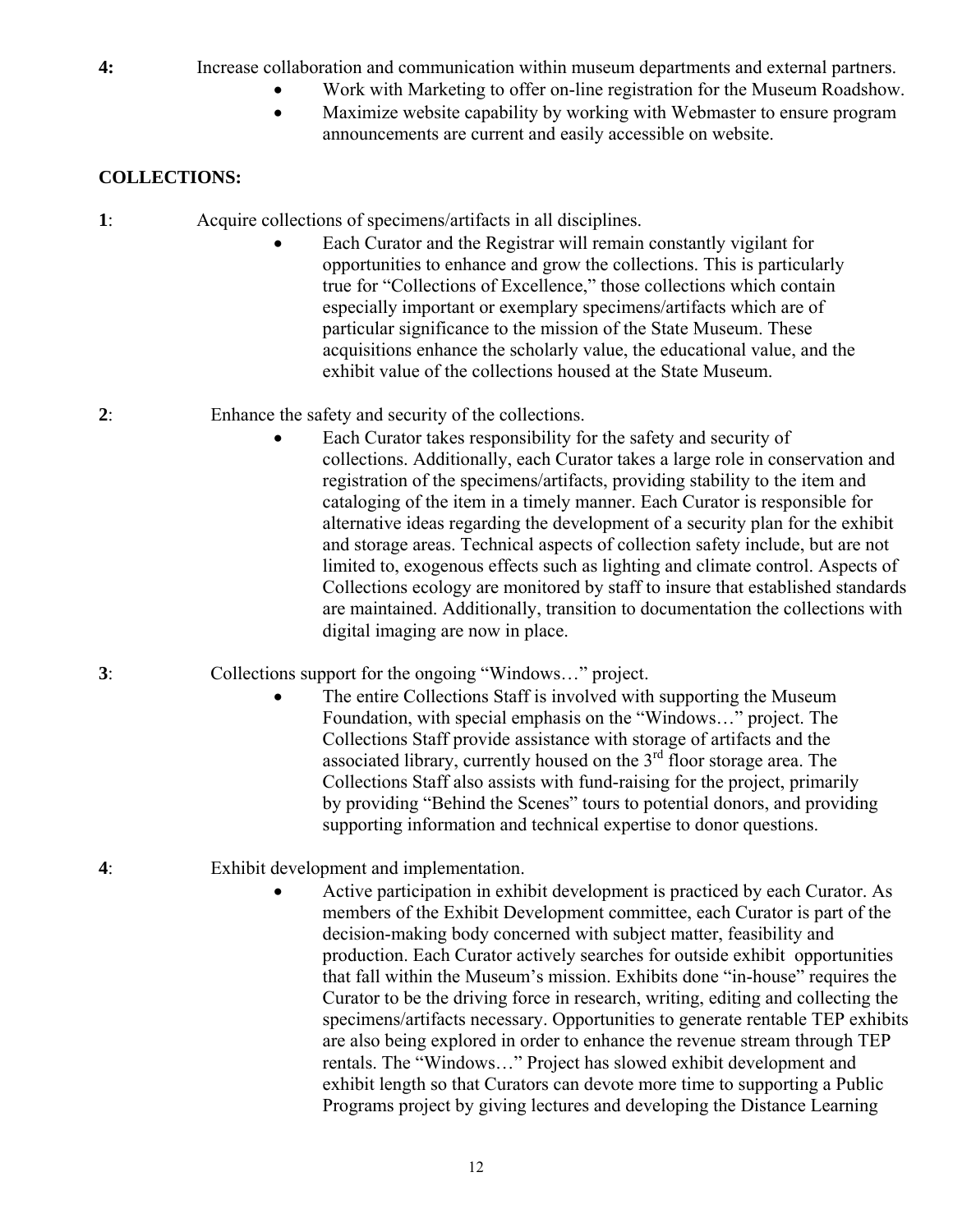**4:** Increase collaboration and communication within museum departments and external partners.

- Work with Marketing to offer on-line registration for the Museum Roadshow.
- Maximize website capability by working with Webmaster to ensure program announcements are current and easily accessible on website.

## COLLECTIONS:

**1**: Acquire collections of specimens/artifacts in all disciplines.

- Each Curator and the Registrar will remain constantly vigilant for opportunities to enhance and grow the collections. This is particularly true for "Collections of Excellence," those collections which contain especially important or exemplary specimens/artifacts which are of particular significance to the mission of the State Museum. These acquisitions enhance the scholarly value, the educational value, and the exhibit value of the collections housed at the State Museum.

**2**: Enhance the safety and security of the collections.

- Each Curator takes responsibility for the safety and security of collections. Additionally, each Curator takes a large role in conservation and registration of the specimens/artifacts, providing stability to the item and cataloging of the item in a timely manner. Each Curator is responsible for alternative ideas regarding the development of a security plan for the exhibit and storage areas. Technical aspects of collection safety include, but are not limited to, exogenous effects such as lighting and climate control. Aspects of Collections ecology are monitored by staff to insure that established standards are maintained. Additionally, transition to documentation the collections with digital imaging are now in place.

**3**: Collections support for the ongoing "Windows…" project.

- The entire Collections Staff is involved with supporting the Museum Foundation, with special emphasis on the "Windows…" project. The Collections Staff provide assistance with storage of artifacts and the associated library, currently housed on the 3rd floor storage area. The Collections Staff also assists with fund-raising for the project, primarily by providing "Behind the Scenes" tours to potential donors, and providing supporting information and technical expertise to donor questions.

**4**: Exhibit development and implementation.

- Active participation in exhibit development is practiced by each Curator. As members of the Exhibit Development committee, each Curator is part of the decision-making body concerned with subject matter, feasibility and production. Each Curator actively searches for outside exhibit opportunities that fall within the Museum's mission. Exhibits done "in-house" requires the Curator to be the driving force in research, writing, editing and collecting the specimens/artifacts necessary. Opportunities to generate rentable TEP exhibits are also being explored in order to enhance the revenue stream through TEP rentals. The "Windows…" Project has slowed exhibit development and exhibit length so that Curators can devote more time to supporting a Public Programs project by giving lectures and developing the Distance Learning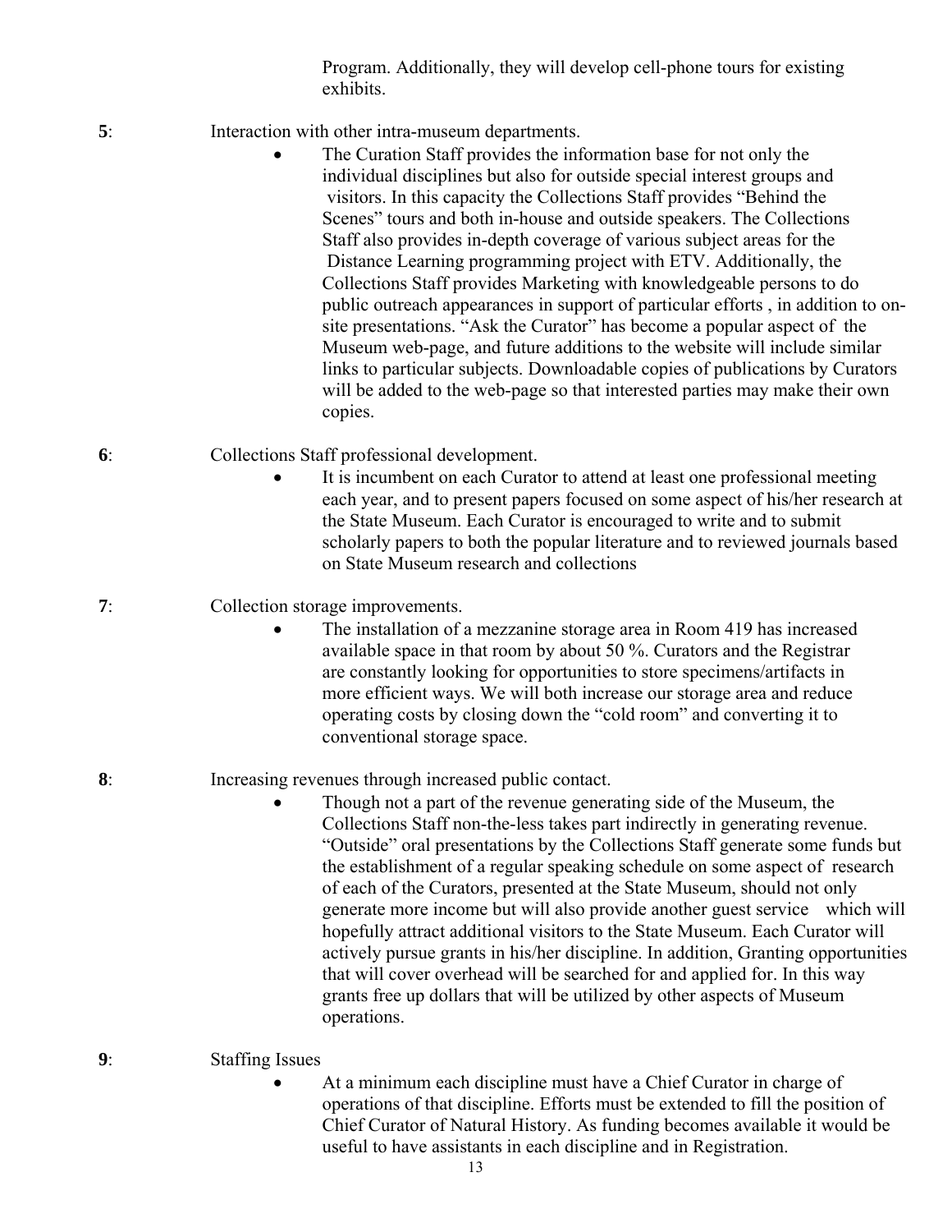Program. Additionally, they will develop cell-phone tours for existing exhibits.

**5**: Interaction with other intra-museum departments.

- The Curation Staff provides the information base for not only the individual disciplines but also for outside special interest groups and visitors. In this capacity the Collections Staff provides "Behind the Scenes" tours and both in-house and outside speakers. The Collections Staff also provides in-depth coverage of various subject areas for the Distance Learning programming project with ETV. Additionally, the Collections Staff provides Marketing with knowledgeable persons to do public outreach appearances in support of particular efforts , in addition to on-site presentations. "Ask the Curator" has become a popular aspect of the Museum web-page, and future additions to the website will include similar links to particular subjects. Downloadable copies of publications by Curators will be added to the web-page so that interested parties may make their own copies.

**6**: Collections Staff professional development.

- It is incumbent on each Curator to attend at least one professional meeting each year, and to present papers focused on some aspect of his/her research at the State Museum. Each Curator is encouraged to write and to submit scholarly papers to both the popular literature and to reviewed journals based on State Museum research and collections

**7**: Collection storage improvements.

- The installation of a mezzanine storage area in Room 419 has increased available space in that room by about 50 %. Curators and the Registrar are constantly looking for opportunities to store specimens/artifacts in more efficient ways. We will both increase our storage area and reduce operating costs by closing down the "cold room" and converting it to conventional storage space.

**8**: Increasing revenues through increased public contact.

- Though not a part of the revenue generating side of the Museum, the Collections Staff non-the-less takes part indirectly in generating revenue. "Outside" oral presentations by the Collections Staff generate some funds but the establishment of a regular speaking schedule on some aspect of research of each of the Curators, presented at the State Museum, should not only generate more income but will also provide another guest service which will hopefully attract additional visitors to the State Museum. Each Curator will actively pursue grants in his/her discipline. In addition, Granting opportunities that will cover overhead will be searched for and applied for. In this way grants free up dollars that will be utilized by other aspects of Museum operations.

**9**: Staffing Issues

- At a minimum each discipline must have a Chief Curator in charge of operations of that discipline. Efforts must be extended to fill the position of Chief Curator of Natural History. As funding becomes available it would be useful to have assistants in each discipline and in Registration.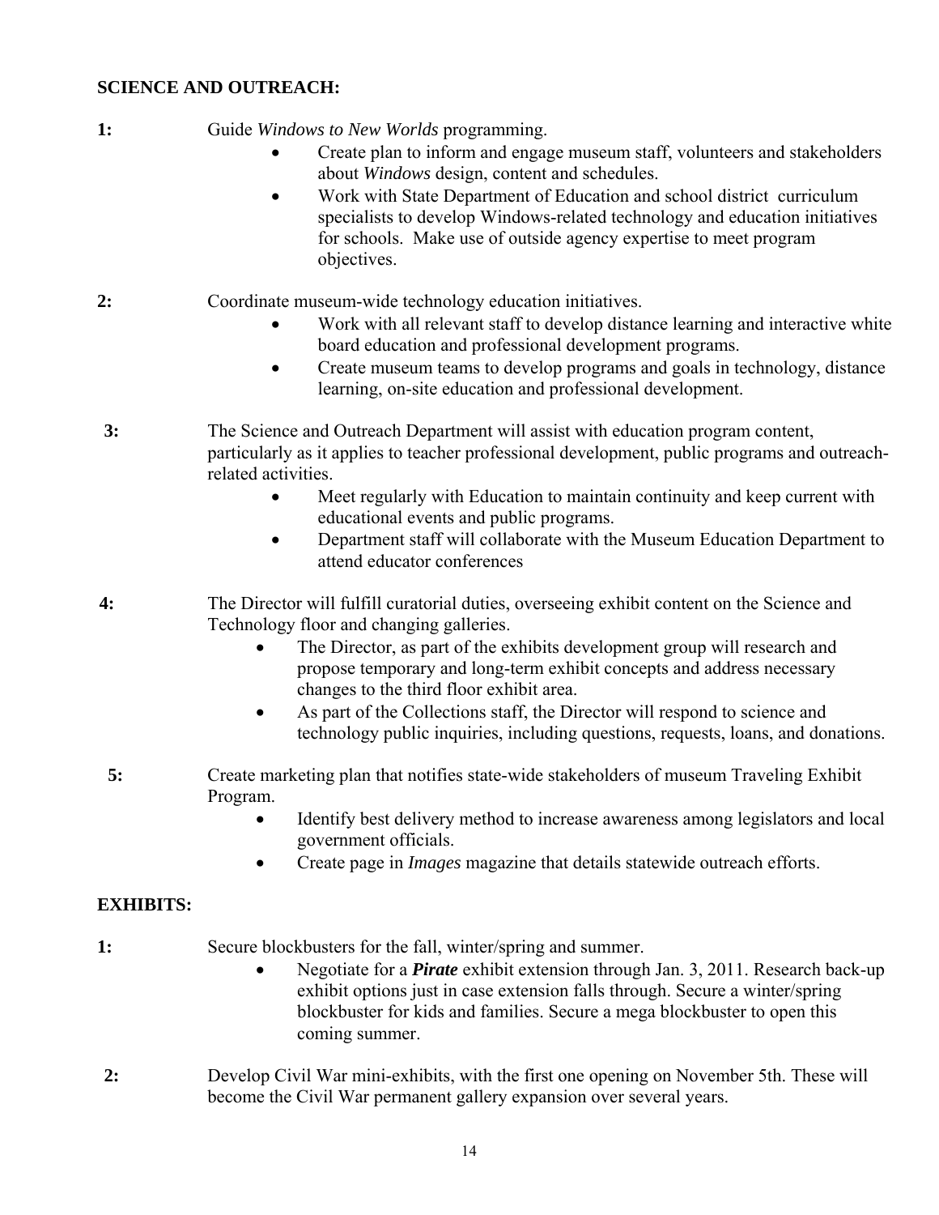**SCIENCE AND OUTREACH:**

**1:** Guide *Windows to New Worlds* programming.

- Create plan to inform and engage museum staff, volunteers and stakeholders about *Windows* design, content and schedules.
- Work with State Department of Education and school district curriculum specialists to develop Windows-related technology and education initiatives for schools. Make use of outside agency expertise to meet program objectives.

**2:** Coordinate museum-wide technology education initiatives.

- Work with all relevant staff to develop distance learning and interactive white board education and professional development programs.
- Create museum teams to develop programs and goals in technology, distance learning, on-site education and professional development.

**3:** The Science and Outreach Department will assist with education program content, particularly as it applies to teacher professional development, public programs and outreach-related activities.

- Meet regularly with Education to maintain continuity and keep current with educational events and public programs.
- Department staff will collaborate with the Museum Education Department to attend educator conferences

**4:** The Director will fulfill curatorial duties, overseeing exhibit content on the Science and Technology floor and changing galleries.

- The Director, as part of the exhibits development group will research and propose temporary and long-term exhibit concepts and address necessary changes to the third floor exhibit area.
- As part of the Collections staff, the Director will respond to science and technology public inquiries, including questions, requests, loans, and donations.

**5:** Create marketing plan that notifies state-wide stakeholders of museum Traveling Exhibit Program.

- Identify best delivery method to increase awareness among legislators and local government officials.
- Create page in *Images* magazine that details statewide outreach efforts.

**EXHIBITS:**

**1:** Secure blockbusters for the fall, winter/spring and summer.

- Negotiate for a ***Pirate*** exhibit extension through Jan. 3, 2011. Research back-up exhibit options just in case extension falls through. Secure a winter/spring blockbuster for kids and families. Secure a mega blockbuster to open this coming summer.

**2:** Develop Civil War mini-exhibits, with the first one opening on November 5th. These will become the Civil War permanent gallery expansion over several years.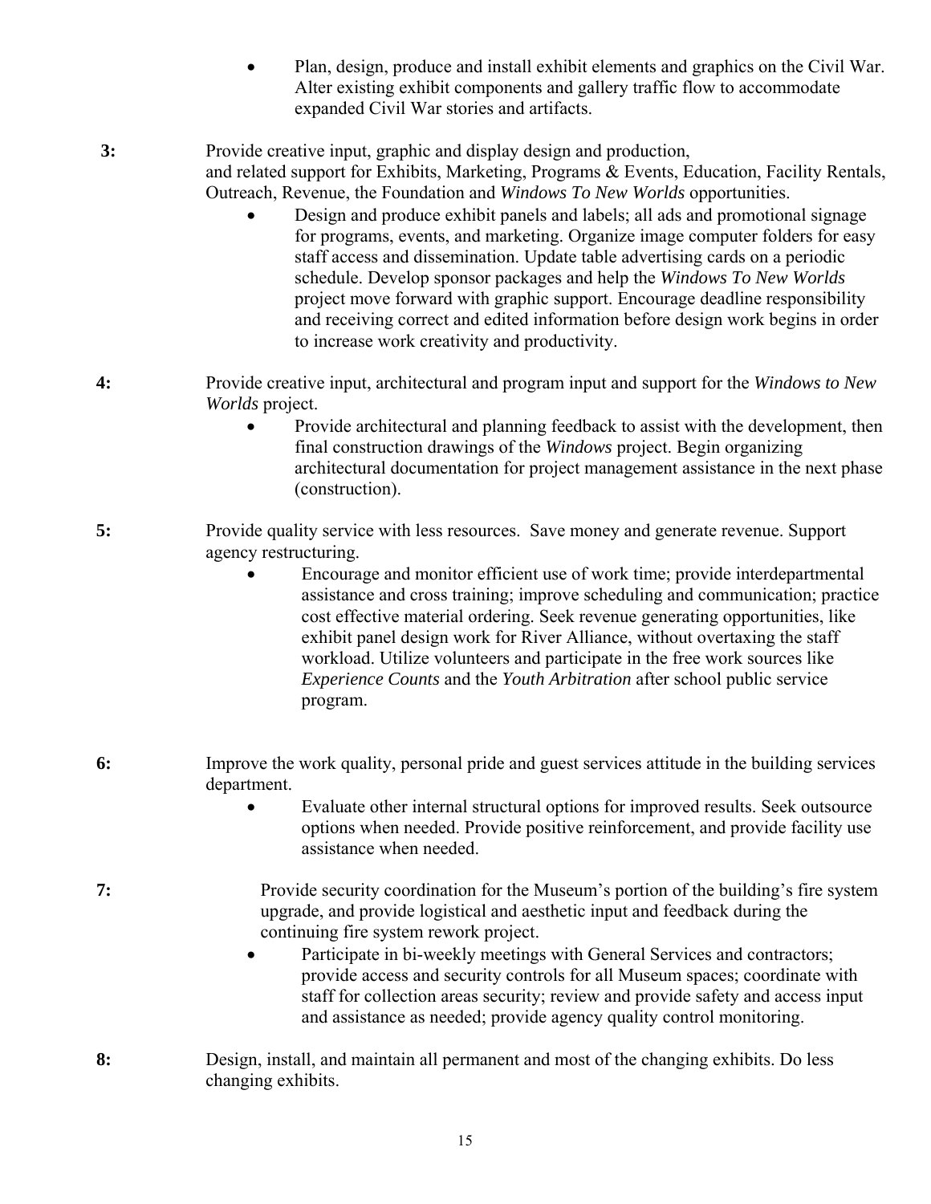- Plan, design, produce and install exhibit elements and graphics on the Civil War. Alter existing exhibit components and gallery traffic flow to accommodate expanded Civil War stories and artifacts.

**3:** Provide creative input, graphic and display design and production, and related support for Exhibits, Marketing, Programs & Events, Education, Facility Rentals, Outreach, Revenue, the Foundation and *Windows To New Worlds* opportunities.

- Design and produce exhibit panels and labels; all ads and promotional signage for programs, events, and marketing. Organize image computer folders for easy staff access and dissemination. Update table advertising cards on a periodic schedule. Develop sponsor packages and help the *Windows To New Worlds* project move forward with graphic support. Encourage deadline responsibility and receiving correct and edited information before design work begins in order to increase work creativity and productivity.

**4:** Provide creative input, architectural and program input and support for the *Windows to New Worlds* project.

- Provide architectural and planning feedback to assist with the development, then final construction drawings of the *Windows* project. Begin organizing architectural documentation for project management assistance in the next phase (construction).

**5:** Provide quality service with less resources. Save money and generate revenue. Support agency restructuring.

- Encourage and monitor efficient use of work time; provide interdepartmental assistance and cross training; improve scheduling and communication; practice cost effective material ordering. Seek revenue generating opportunities, like exhibit panel design work for River Alliance, without overtaxing the staff workload. Utilize volunteers and participate in the free work sources like *Experience Counts* and the *Youth Arbitration* after school public service program.

**6:** Improve the work quality, personal pride and guest services attitude in the building services department.

- Evaluate other internal structural options for improved results. Seek outsource options when needed. Provide positive reinforcement, and provide facility use assistance when needed.

**7:** Provide security coordination for the Museum's portion of the building's fire system upgrade, and provide logistical and aesthetic input and feedback during the continuing fire system rework project.

- Participate in bi-weekly meetings with General Services and contractors; provide access and security controls for all Museum spaces; coordinate with staff for collection areas security; review and provide safety and access input and assistance as needed; provide agency quality control monitoring.

**8:** Design, install, and maintain all permanent and most of the changing exhibits. Do less changing exhibits.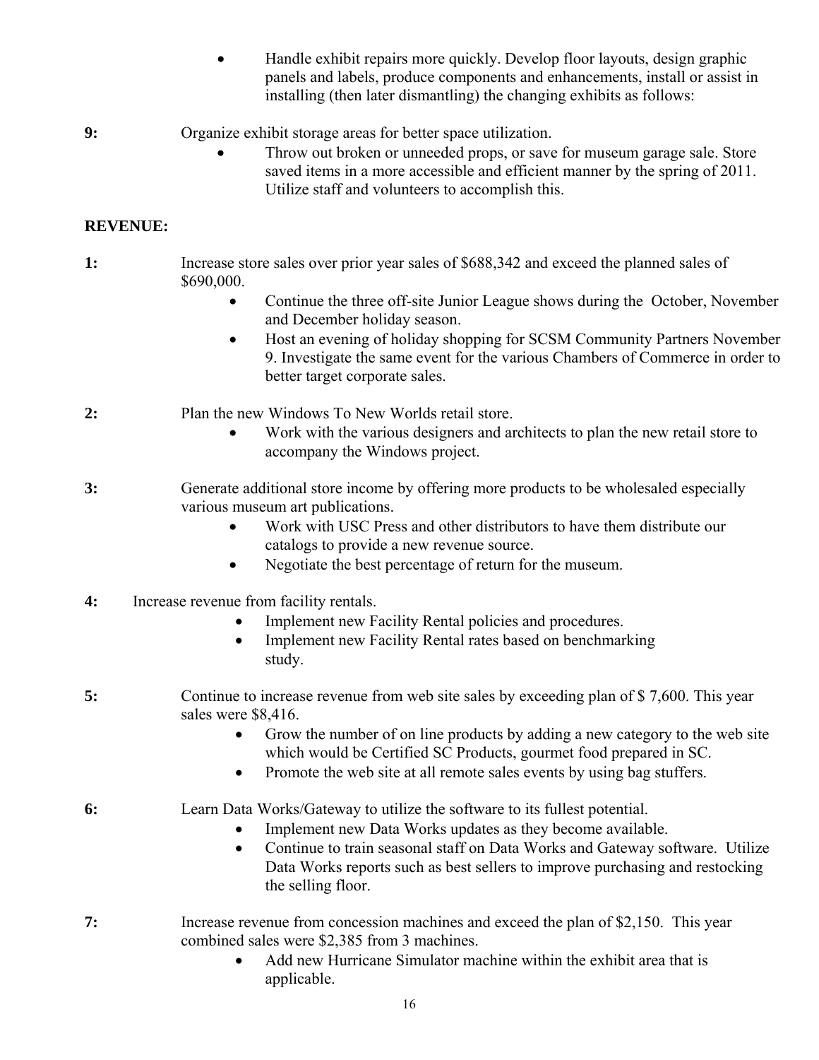- Handle exhibit repairs more quickly. Develop floor layouts, design graphic panels and labels, produce components and enhancements, install or assist in installing (then later dismantling) the changing exhibits as follows:

**9:** Organize exhibit storage areas for better space utilization.

- Throw out broken or unneeded props, or save for museum garage sale. Store saved items in a more accessible and efficient manner by the spring of 2011. Utilize staff and volunteers to accomplish this.

**REVENUE:**

**1:** Increase store sales over prior year sales of $688,342 and exceed the planned sales of $690,000.

- Continue the three off-site Junior League shows during the October, November and December holiday season.
- Host an evening of holiday shopping for SCSM Community Partners November 9. Investigate the same event for the various Chambers of Commerce in order to better target corporate sales.

**2:** Plan the new Windows To New Worlds retail store.

- Work with the various designers and architects to plan the new retail store to accompany the Windows project.

**3:** Generate additional store income by offering more products to be wholesaled especially various museum art publications.

- Work with USC Press and other distributors to have them distribute our catalogs to provide a new revenue source.
- Negotiate the best percentage of return for the museum.

**4:** Increase revenue from facility rentals.

- Implement new Facility Rental policies and procedures.
- Implement new Facility Rental rates based on benchmarking study.

**5:** Continue to increase revenue from web site sales by exceeding plan of $ 7,600. This year sales were $8,416.

- Grow the number of on line products by adding a new category to the web site which would be Certified SC Products, gourmet food prepared in SC.
- Promote the web site at all remote sales events by using bag stuffers.

**6:** Learn Data Works/Gateway to utilize the software to its fullest potential.

- Implement new Data Works updates as they become available.
- Continue to train seasonal staff on Data Works and Gateway software. Utilize Data Works reports such as best sellers to improve purchasing and restocking the selling floor.

**7:** Increase revenue from concession machines and exceed the plan of $2,150. This year combined sales were $2,385 from 3 machines.

- Add new Hurricane Simulator machine within the exhibit area that is applicable.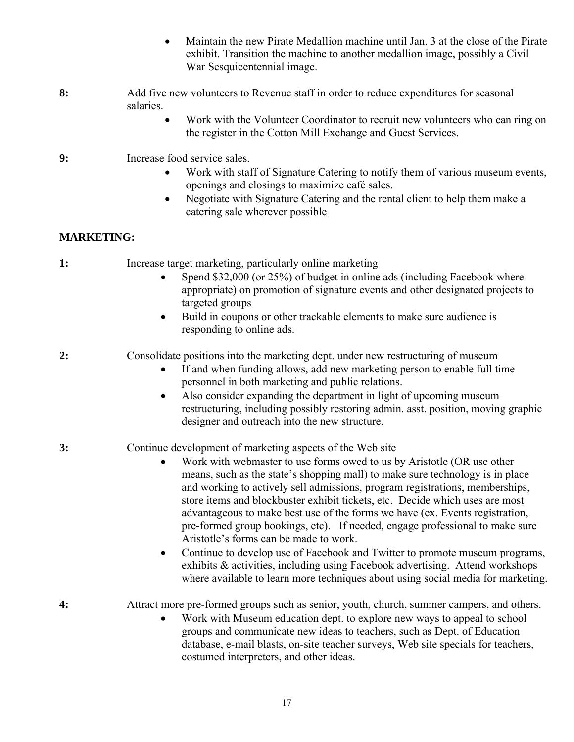- Maintain the new Pirate Medallion machine until Jan. 3 at the close of the Pirate exhibit. Transition the machine to another medallion image, possibly a Civil War Sesquicentennial image.

**8:** Add five new volunteers to Revenue staff in order to reduce expenditures for seasonal salaries.

- Work with the Volunteer Coordinator to recruit new volunteers who can ring on the register in the Cotton Mill Exchange and Guest Services.

**9:** Increase food service sales.

- Work with staff of Signature Catering to notify them of various museum events, openings and closings to maximize café sales.
- Negotiate with Signature Catering and the rental client to help them make a catering sale wherever possible

**MARKETING:**

**1:** Increase target marketing, particularly online marketing

- Spend $32,000 (or 25%) of budget in online ads (including Facebook where appropriate) on promotion of signature events and other designated projects to targeted groups
- Build in coupons or other trackable elements to make sure audience is responding to online ads.

**2:** Consolidate positions into the marketing dept. under new restructuring of museum

- If and when funding allows, add new marketing person to enable full time personnel in both marketing and public relations.
- Also consider expanding the department in light of upcoming museum restructuring, including possibly restoring admin. asst. position, moving graphic designer and outreach into the new structure.

**3:** Continue development of marketing aspects of the Web site

- Work with webmaster to use forms owed to us by Aristotle (OR use other means, such as the state's shopping mall) to make sure technology is in place and working to actively sell admissions, program registrations, memberships, store items and blockbuster exhibit tickets, etc. Decide which uses are most advantageous to make best use of the forms we have (ex. Events registration, pre-formed group bookings, etc). If needed, engage professional to make sure Aristotle's forms can be made to work.
- Continue to develop use of Facebook and Twitter to promote museum programs, exhibits & activities, including using Facebook advertising. Attend workshops where available to learn more techniques about using social media for marketing.

**4:** Attract more pre-formed groups such as senior, youth, church, summer campers, and others.

- Work with Museum education dept. to explore new ways to appeal to school groups and communicate new ideas to teachers, such as Dept. of Education database, e-mail blasts, on-site teacher surveys, Web site specials for teachers, costumed interpreters, and other ideas.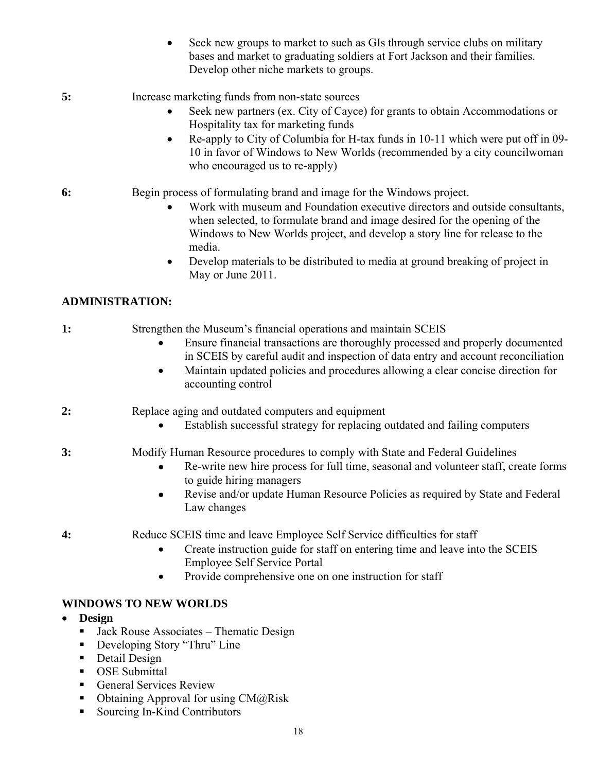- Seek new groups to market to such as GIs through service clubs on military bases and market to graduating soldiers at Fort Jackson and their families. Develop other niche markets to groups.

**5:** Increase marketing funds from non-state sources

- Seek new partners (ex. City of Cayce) for grants to obtain Accommodations or Hospitality tax for marketing funds
- Re-apply to City of Columbia for H-tax funds in 10-11 which were put off in 09-10 in favor of Windows to New Worlds (recommended by a city councilwoman who encouraged us to re-apply)

**6:** Begin process of formulating brand and image for the Windows project.

- Work with museum and Foundation executive directors and outside consultants, when selected, to formulate brand and image desired for the opening of the Windows to New Worlds project, and develop a story line for release to the media.
- Develop materials to be distributed to media at ground breaking of project in May or June 2011.

## ADMINISTRATION:

**1:** Strengthen the Museum's financial operations and maintain SCEIS

- Ensure financial transactions are thoroughly processed and properly documented in SCEIS by careful audit and inspection of data entry and account reconciliation
- Maintain updated policies and procedures allowing a clear concise direction for accounting control

**2:** Replace aging and outdated computers and equipment

- Establish successful strategy for replacing outdated and failing computers

**3:** Modify Human Resource procedures to comply with State and Federal Guidelines

- Re-write new hire process for full time, seasonal and volunteer staff, create forms to guide hiring managers
- Revise and/or update Human Resource Policies as required by State and Federal Law changes

**4:** Reduce SCEIS time and leave Employee Self Service difficulties for staff

- Create instruction guide for staff on entering time and leave into the SCEIS Employee Self Service Portal
- Provide comprehensive one on one instruction for staff

## WINDOWS TO NEW WORLDS

- **Design**
  - Jack Rouse Associates – Thematic Design
  - Developing Story "Thru" Line
  - Detail Design
  - OSE Submittal
  - General Services Review
  - Obtaining Approval for using CM@Risk
  - Sourcing In-Kind Contributors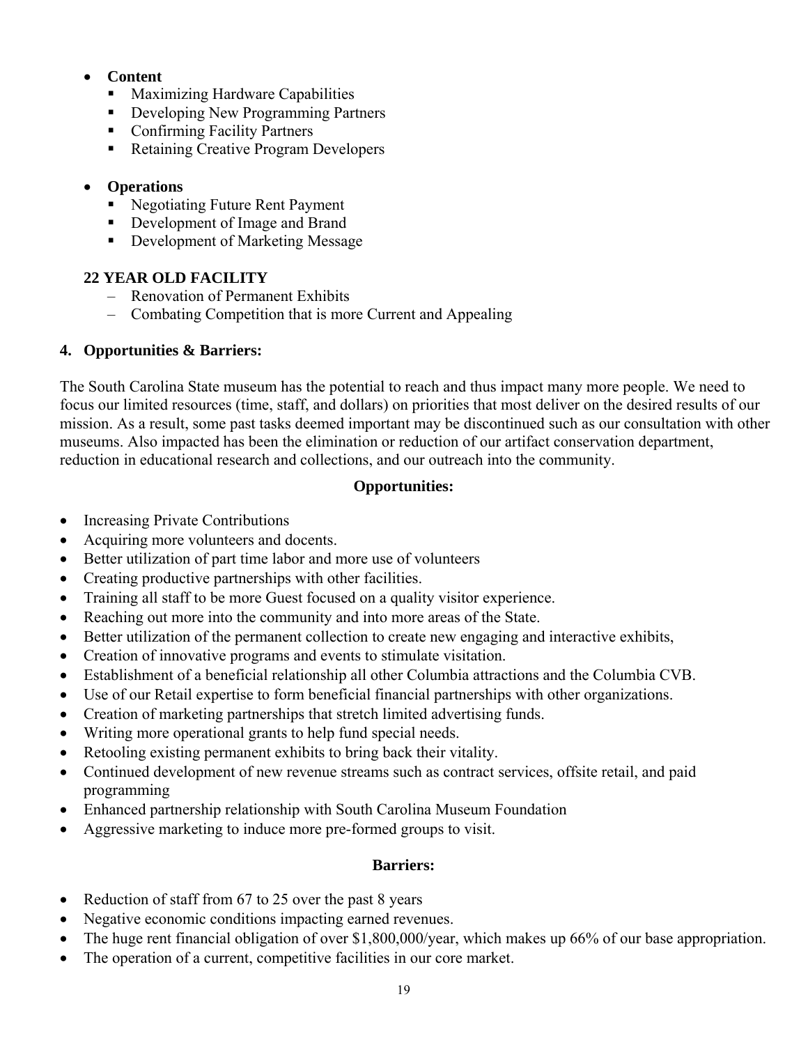- **Content**
  - Maximizing Hardware Capabilities
  - Developing New Programming Partners
  - Confirming Facility Partners
  - Retaining Creative Program Developers

- **Operations**
  - Negotiating Future Rent Payment
  - Development of Image and Brand
  - Development of Marketing Message

**22 YEAR OLD FACILITY**

- Renovation of Permanent Exhibits
- Combating Competition that is more Current and Appealing

**4. Opportunities & Barriers:**

The South Carolina State museum has the potential to reach and thus impact many more people. We need to focus our limited resources (time, staff, and dollars) on priorities that most deliver on the desired results of our mission. As a result, some past tasks deemed important may be discontinued such as our consultation with other museums. Also impacted has been the elimination or reduction of our artifact conservation department, reduction in educational research and collections, and our outreach into the community.

**Opportunities:**

- Increasing Private Contributions
- Acquiring more volunteers and docents.
- Better utilization of part time labor and more use of volunteers
- Creating productive partnerships with other facilities.
- Training all staff to be more Guest focused on a quality visitor experience.
- Reaching out more into the community and into more areas of the State.
- Better utilization of the permanent collection to create new engaging and interactive exhibits,
- Creation of innovative programs and events to stimulate visitation.
- Establishment of a beneficial relationship all other Columbia attractions and the Columbia CVB.
- Use of our Retail expertise to form beneficial financial partnerships with other organizations.
- Creation of marketing partnerships that stretch limited advertising funds.
- Writing more operational grants to help fund special needs.
- Retooling existing permanent exhibits to bring back their vitality.
- Continued development of new revenue streams such as contract services, offsite retail, and paid programming
- Enhanced partnership relationship with South Carolina Museum Foundation
- Aggressive marketing to induce more pre-formed groups to visit.

**Barriers:**

- Reduction of staff from 67 to 25 over the past 8 years
- Negative economic conditions impacting earned revenues.
- The huge rent financial obligation of over $1,800,000/year, which makes up 66% of our base appropriation.
- The operation of a current, competitive facilities in our core market.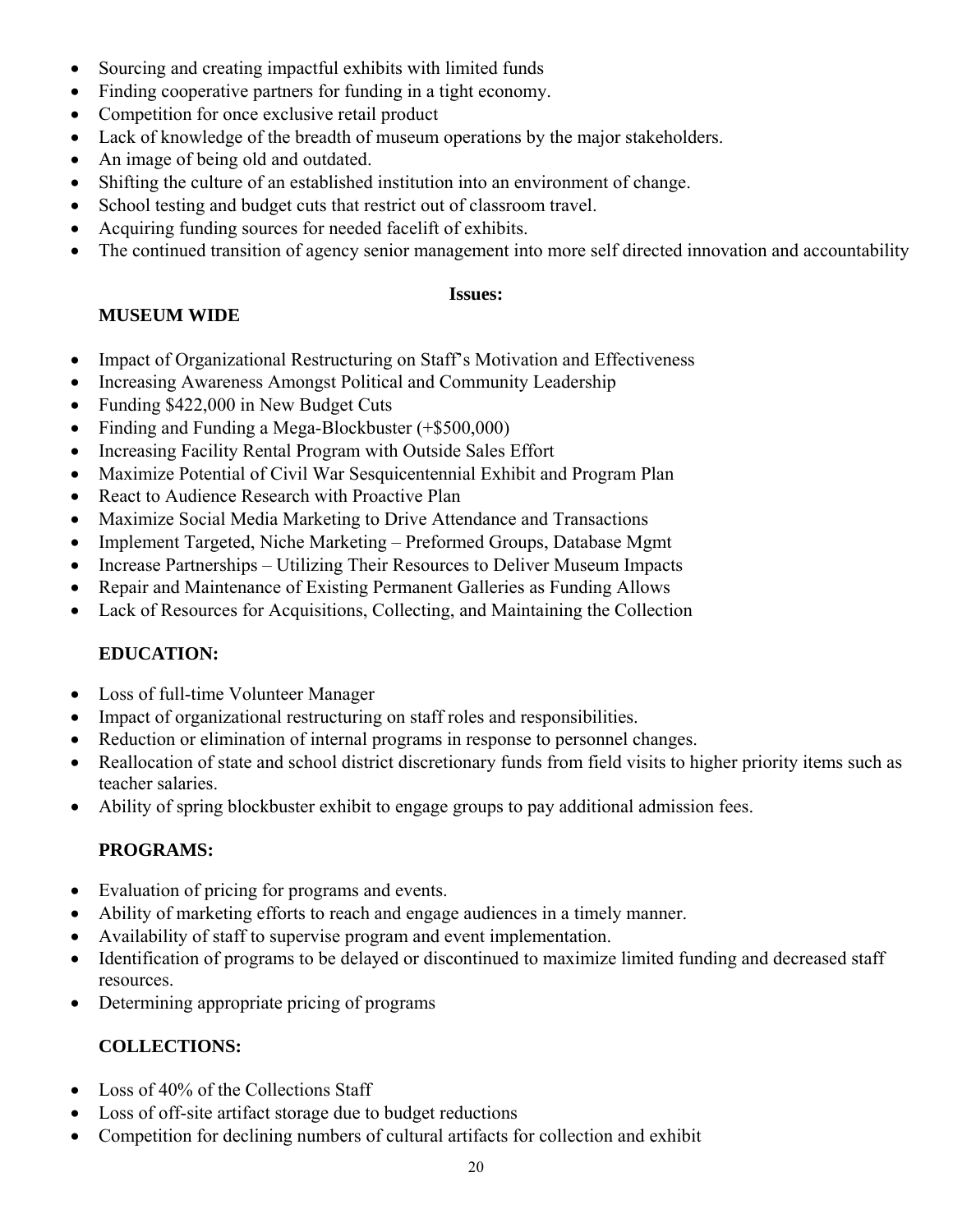- Sourcing and creating impactful exhibits with limited funds
- Finding cooperative partners for funding in a tight economy.
- Competition for once exclusive retail product
- Lack of knowledge of the breadth of museum operations by the major stakeholders.
- An image of being old and outdated.
- Shifting the culture of an established institution into an environment of change.
- School testing and budget cuts that restrict out of classroom travel.
- Acquiring funding sources for needed facelift of exhibits.
- The continued transition of agency senior management into more self directed innovation and accountability

**Issues:**

**MUSEUM WIDE**

- Impact of Organizational Restructuring on Staff's Motivation and Effectiveness
- Increasing Awareness Amongst Political and Community Leadership
- Funding $422,000 in New Budget Cuts
- Finding and Funding a Mega-Blockbuster (+$500,000)
- Increasing Facility Rental Program with Outside Sales Effort
- Maximize Potential of Civil War Sesquicentennial Exhibit and Program Plan
- React to Audience Research with Proactive Plan
- Maximize Social Media Marketing to Drive Attendance and Transactions
- Implement Targeted, Niche Marketing – Preformed Groups, Database Mgmt
- Increase Partnerships – Utilizing Their Resources to Deliver Museum Impacts
- Repair and Maintenance of Existing Permanent Galleries as Funding Allows
- Lack of Resources for Acquisitions, Collecting, and Maintaining the Collection

**EDUCATION:**

- Loss of full-time Volunteer Manager
- Impact of organizational restructuring on staff roles and responsibilities.
- Reduction or elimination of internal programs in response to personnel changes.
- Reallocation of state and school district discretionary funds from field visits to higher priority items such as teacher salaries.
- Ability of spring blockbuster exhibit to engage groups to pay additional admission fees.

**PROGRAMS:**

- Evaluation of pricing for programs and events.
- Ability of marketing efforts to reach and engage audiences in a timely manner.
- Availability of staff to supervise program and event implementation.
- Identification of programs to be delayed or discontinued to maximize limited funding and decreased staff resources.
- Determining appropriate pricing of programs

**COLLECTIONS:**

- Loss of 40% of the Collections Staff
- Loss of off-site artifact storage due to budget reductions
- Competition for declining numbers of cultural artifacts for collection and exhibit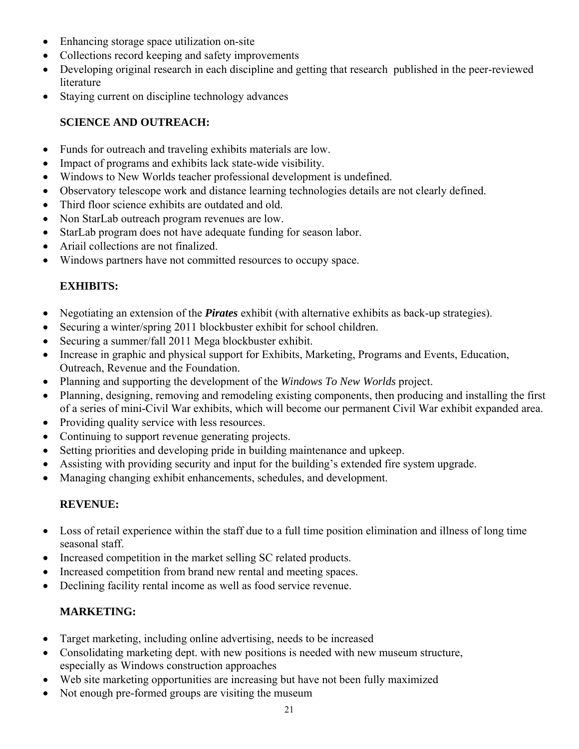- Enhancing storage space utilization on-site
- Collections record keeping and safety improvements
- Developing original research in each discipline and getting that research published in the peer-reviewed literature
- Staying current on discipline technology advances

**SCIENCE AND OUTREACH:**

- Funds for outreach and traveling exhibits materials are low.
- Impact of programs and exhibits lack state-wide visibility.
- Windows to New Worlds teacher professional development is undefined.
- Observatory telescope work and distance learning technologies details are not clearly defined.
- Third floor science exhibits are outdated and old.
- Non StarLab outreach program revenues are low.
- StarLab program does not have adequate funding for season labor.
- Ariail collections are not finalized.
- Windows partners have not committed resources to occupy space.

**EXHIBITS:**

- Negotiating an extension of the ***Pirates*** exhibit (with alternative exhibits as back-up strategies).
- Securing a winter/spring 2011 blockbuster exhibit for school children.
- Securing a summer/fall 2011 Mega blockbuster exhibit.
- Increase in graphic and physical support for Exhibits, Marketing, Programs and Events, Education, Outreach, Revenue and the Foundation.
- Planning and supporting the development of the *Windows To New Worlds* project.
- Planning, designing, removing and remodeling existing components, then producing and installing the first of a series of mini-Civil War exhibits, which will become our permanent Civil War exhibit expanded area.
- Providing quality service with less resources.
- Continuing to support revenue generating projects.
- Setting priorities and developing pride in building maintenance and upkeep.
- Assisting with providing security and input for the building's extended fire system upgrade.
- Managing changing exhibit enhancements, schedules, and development.

**REVENUE:**

- Loss of retail experience within the staff due to a full time position elimination and illness of long time seasonal staff.
- Increased competition in the market selling SC related products.
- Increased competition from brand new rental and meeting spaces.
- Declining facility rental income as well as food service revenue.

**MARKETING:**

- Target marketing, including online advertising, needs to be increased
- Consolidating marketing dept. with new positions is needed with new museum structure, especially as Windows construction approaches
- Web site marketing opportunities are increasing but have not been fully maximized
- Not enough pre-formed groups are visiting the museum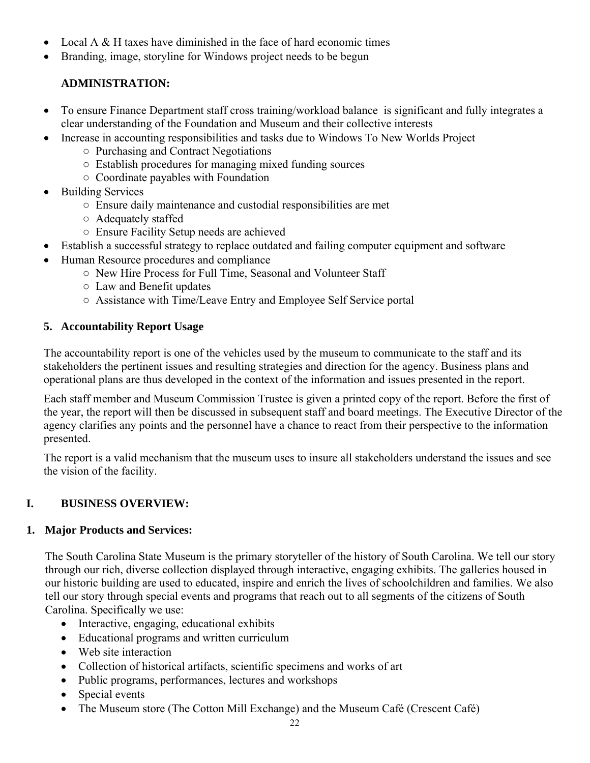- Local A & H taxes have diminished in the face of hard economic times
- Branding, image, storyline for Windows project needs to be begun

**ADMINISTRATION:**

- To ensure Finance Department staff cross training/workload balance is significant and fully integrates a clear understanding of the Foundation and Museum and their collective interests
- Increase in accounting responsibilities and tasks due to Windows To New Worlds Project
  - Purchasing and Contract Negotiations
  - Establish procedures for managing mixed funding sources
  - Coordinate payables with Foundation
- Building Services
  - Ensure daily maintenance and custodial responsibilities are met
  - Adequately staffed
  - Ensure Facility Setup needs are achieved
- Establish a successful strategy to replace outdated and failing computer equipment and software
- Human Resource procedures and compliance
  - New Hire Process for Full Time, Seasonal and Volunteer Staff
  - Law and Benefit updates
  - Assistance with Time/Leave Entry and Employee Self Service portal

### 5. Accountability Report Usage

The accountability report is one of the vehicles used by the museum to communicate to the staff and its stakeholders the pertinent issues and resulting strategies and direction for the agency. Business plans and operational plans are thus developed in the context of the information and issues presented in the report.

Each staff member and Museum Commission Trustee is given a printed copy of the report. Before the first of the year, the report will then be discussed in subsequent staff and board meetings. The Executive Director of the agency clarifies any points and the personnel have a chance to react from their perspective to the information presented.

The report is a valid mechanism that the museum uses to insure all stakeholders understand the issues and see the vision of the facility.

## I. BUSINESS OVERVIEW:

### 1. Major Products and Services:

The South Carolina State Museum is the primary storyteller of the history of South Carolina. We tell our story through our rich, diverse collection displayed through interactive, engaging exhibits. The galleries housed in our historic building are used to educated, inspire and enrich the lives of schoolchildren and families. We also tell our story through special events and programs that reach out to all segments of the citizens of South Carolina. Specifically we use:

- Interactive, engaging, educational exhibits
- Educational programs and written curriculum
- Web site interaction
- Collection of historical artifacts, scientific specimens and works of art
- Public programs, performances, lectures and workshops
- Special events
- The Museum store (The Cotton Mill Exchange) and the Museum Café (Crescent Café)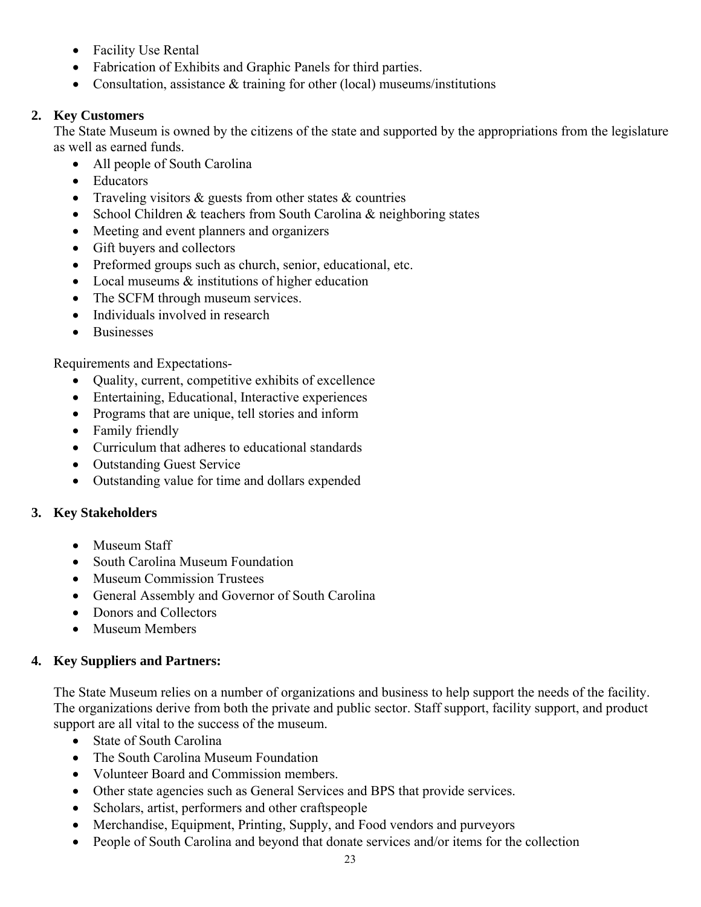- Facility Use Rental
- Fabrication of Exhibits and Graphic Panels for third parties.
- Consultation, assistance & training for other (local) museums/institutions

**2. Key Customers**

The State Museum is owned by the citizens of the state and supported by the appropriations from the legislature as well as earned funds.

- All people of South Carolina
- Educators
- Traveling visitors & guests from other states & countries
- School Children & teachers from South Carolina & neighboring states
- Meeting and event planners and organizers
- Gift buyers and collectors
- Preformed groups such as church, senior, educational, etc.
- Local museums & institutions of higher education
- The SCFM through museum services.
- Individuals involved in research
- Businesses

Requirements and Expectations-

- Quality, current, competitive exhibits of excellence
- Entertaining, Educational, Interactive experiences
- Programs that are unique, tell stories and inform
- Family friendly
- Curriculum that adheres to educational standards
- Outstanding Guest Service
- Outstanding value for time and dollars expended

**3. Key Stakeholders**

- Museum Staff
- South Carolina Museum Foundation
- Museum Commission Trustees
- General Assembly and Governor of South Carolina
- Donors and Collectors
- Museum Members

**4. Key Suppliers and Partners:**

The State Museum relies on a number of organizations and business to help support the needs of the facility. The organizations derive from both the private and public sector. Staff support, facility support, and product support are all vital to the success of the museum.

- State of South Carolina
- The South Carolina Museum Foundation
- Volunteer Board and Commission members.
- Other state agencies such as General Services and BPS that provide services.
- Scholars, artist, performers and other craftspeople
- Merchandise, Equipment, Printing, Supply, and Food vendors and purveyors
- People of South Carolina and beyond that donate services and/or items for the collection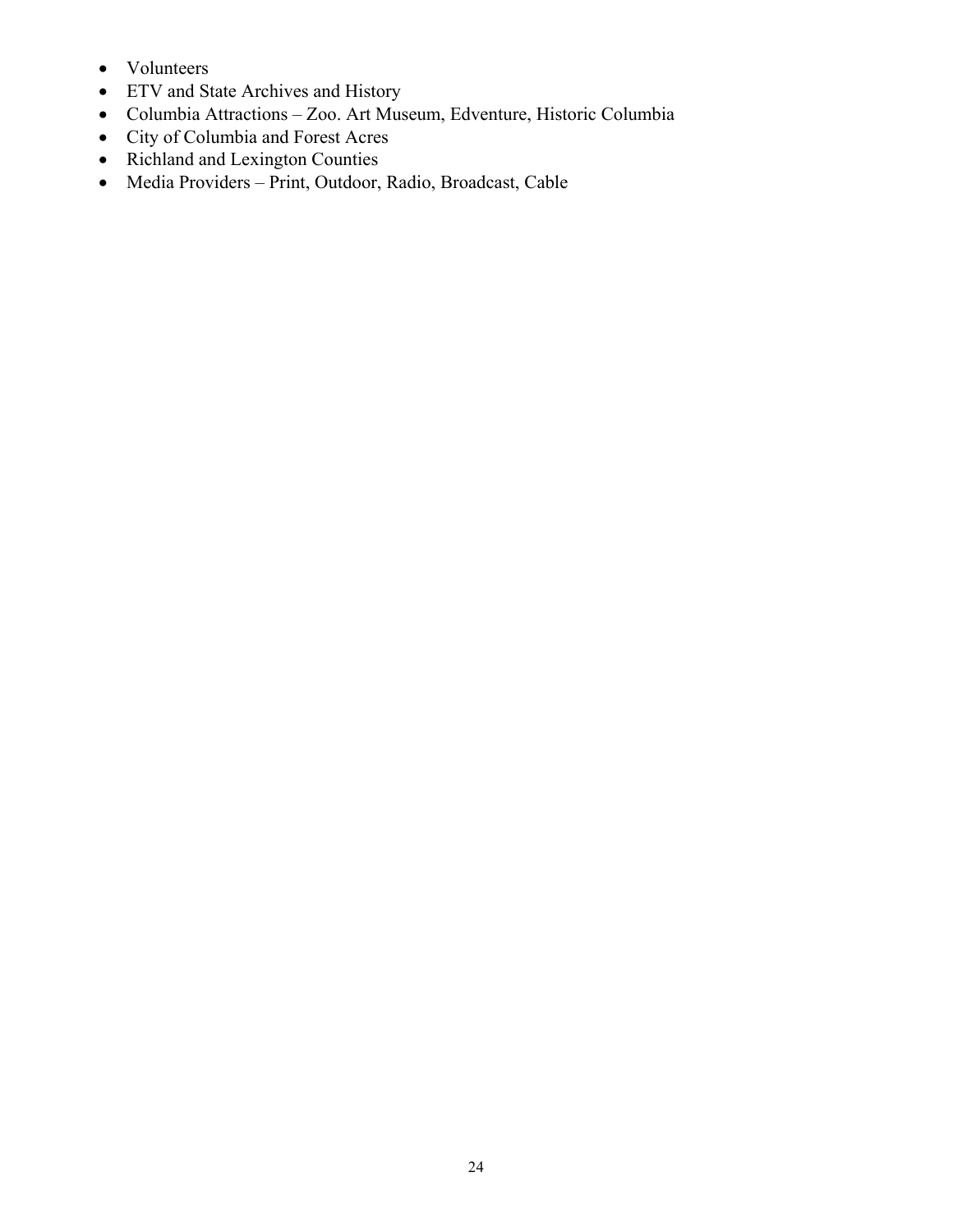- Volunteers
- ETV and State Archives and History
- Columbia Attractions – Zoo. Art Museum, Edventure, Historic Columbia
- City of Columbia and Forest Acres
- Richland and Lexington Counties
- Media Providers – Print, Outdoor, Radio, Broadcast, Cable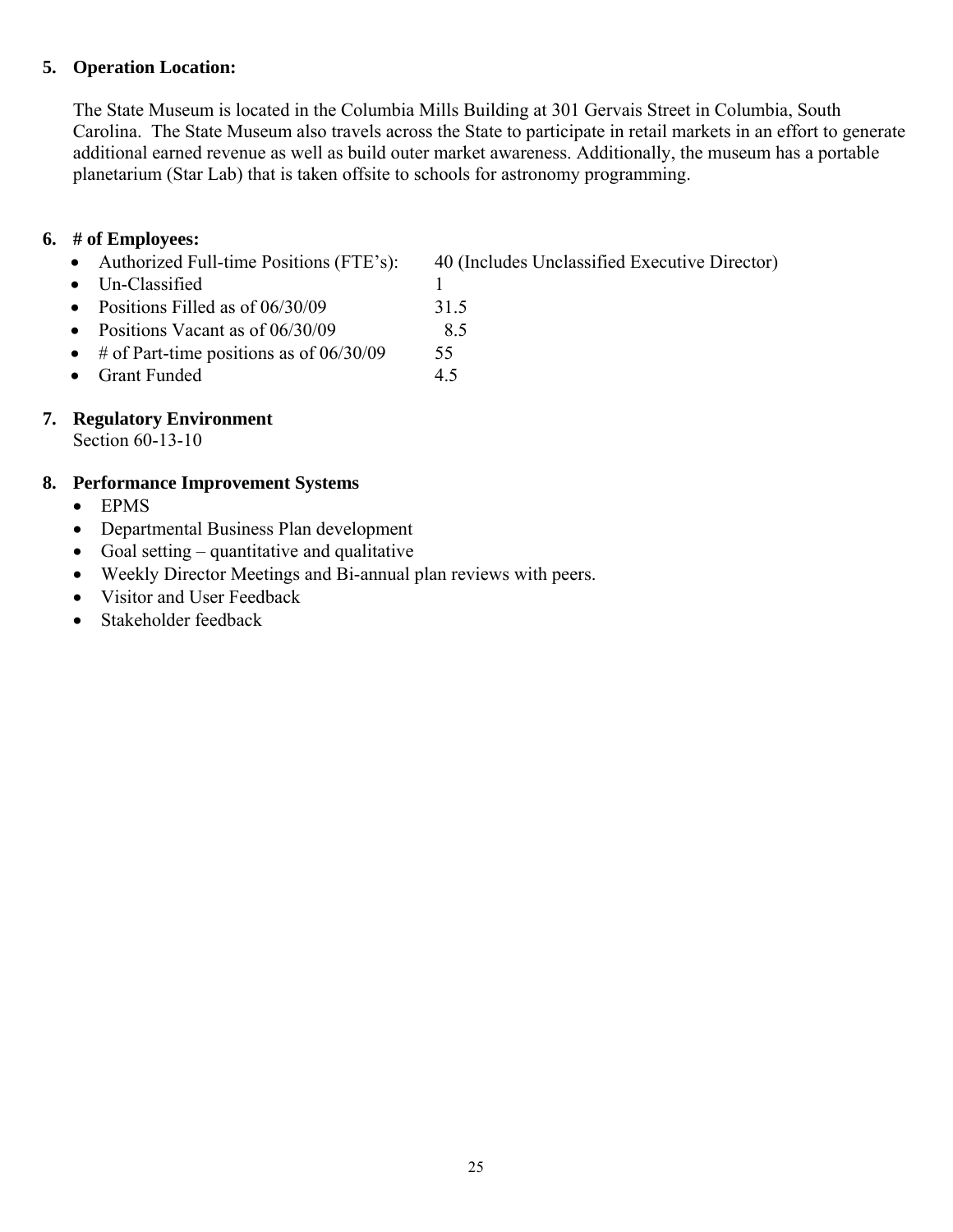**5. Operation Location:**

The State Museum is located in the Columbia Mills Building at 301 Gervais Street in Columbia, South Carolina. The State Museum also travels across the State to participate in retail markets in an effort to generate additional earned revenue as well as build outer market awareness. Additionally, the museum has a portable planetarium (Star Lab) that is taken offsite to schools for astronomy programming.

**6. # of Employees:**

- Authorized Full-time Positions (FTE's): 40 (Includes Unclassified Executive Director)
- Un-Classified 1
- Positions Filled as of 06/30/09 31.5
- Positions Vacant as of 06/30/09 8.5
- # of Part-time positions as of 06/30/09 55
- Grant Funded 4.5

**7. Regulatory Environment**

Section 60-13-10

**8. Performance Improvement Systems**

- EPMS
- Departmental Business Plan development
- Goal setting – quantitative and qualitative
- Weekly Director Meetings and Bi-annual plan reviews with peers.
- Visitor and User Feedback
- Stakeholder feedback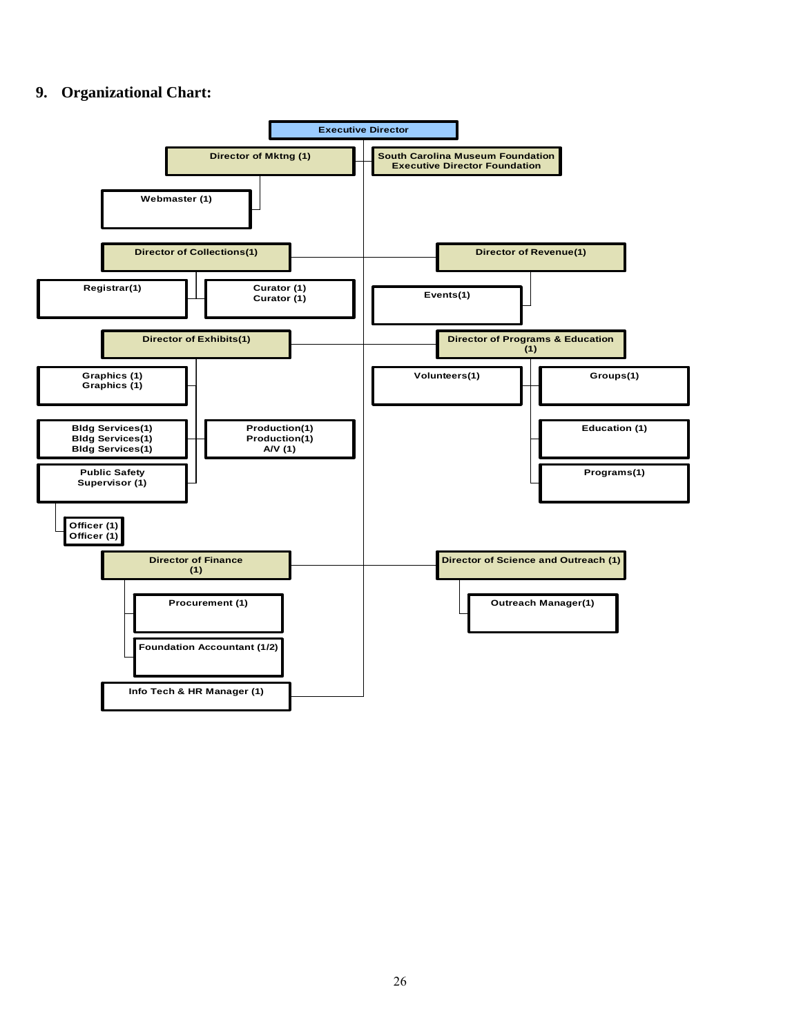## 9. Organizational Chart:

- **Executive Director**
  - **Director of Mktng (1)**
    - Webmaster (1)
  - **South Carolina Museum Foundation Executive Director Foundation**
  - **Director of Collections(1)**
    - Registrar(1)
    - Curator (1)
    - Curator (1)
  - **Director of Revenue(1)**
    - Events(1)
  - **Director of Exhibits(1)**
    - Graphics (1)
    - Graphics (1)
    - Bldg Services(1)
    - Bldg Services(1)
    - Bldg Services(1)
    - Production(1)
    - Production(1)
    - A/V (1)
    - Public Safety Supervisor (1)
      - Officer (1)
      - Officer (1)
  - **Director of Programs & Education (1)**
    - Volunteers(1)
    - Groups(1)
    - Education (1)
    - Programs(1)
  - **Director of Finance (1)**
    - Procurement (1)
    - Foundation Accountant (1/2)
  - **Director of Science and Outreach (1)**
    - Outreach Manager(1)
  - Info Tech & HR Manager (1)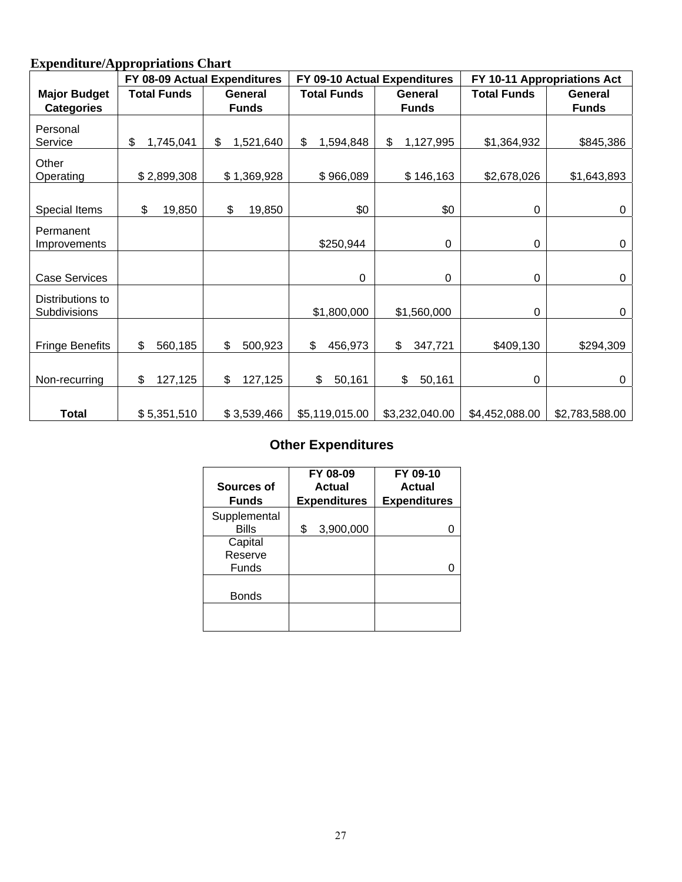**Expenditure/Appropriations Chart**

| Major Budget Categories | FY 08-09 Actual Expenditures | | FY 09-10 Actual Expenditures | | FY 10-11 Appropriations Act | |
|---|---|---|---|---|---|---|
| | Total Funds | General Funds | Total Funds | General Funds | Total Funds | General Funds |
| Personal Service | $ 1,745,041 | $ 1,521,640 | $ 1,594,848 | $ 1,127,995 | $1,364,932 | $845,386 |
| Other Operating | $ 2,899,308 | $ 1,369,928 | $ 966,089 | $ 146,163 | $2,678,026 | $1,643,893 |
| Special Items | $ 19,850 | $ 19,850 | $0 | $0 | 0 | 0 |
| Permanent Improvements | | | $250,944 | 0 | 0 | 0 |
| Case Services | | | 0 | 0 | 0 | 0 |
| Distributions to Subdivisions | | | $1,800,000 | $1,560,000 | 0 | 0 |
| Fringe Benefits | $ 560,185 | $ 500,923 | $ 456,973 | $ 347,721 | $409,130 | $294,309 |
| Non-recurring | $ 127,125 | $ 127,125 | $ 50,161 | $ 50,161 | 0 | 0 |
| **Total** | $ 5,351,510 | $ 3,539,466 | $5,119,015.00 | $3,232,040.00 | $4,452,088.00 | $2,783,588.00 |

## Other Expenditures

| Sources of Funds | FY 08-09 Actual Expenditures | FY 09-10 Actual Expenditures |
|---|---|---|
| Supplemental Bills | $ 3,900,000 | 0 |
| Capital Reserve Funds | | 0 |
| Bonds | | |
| | | |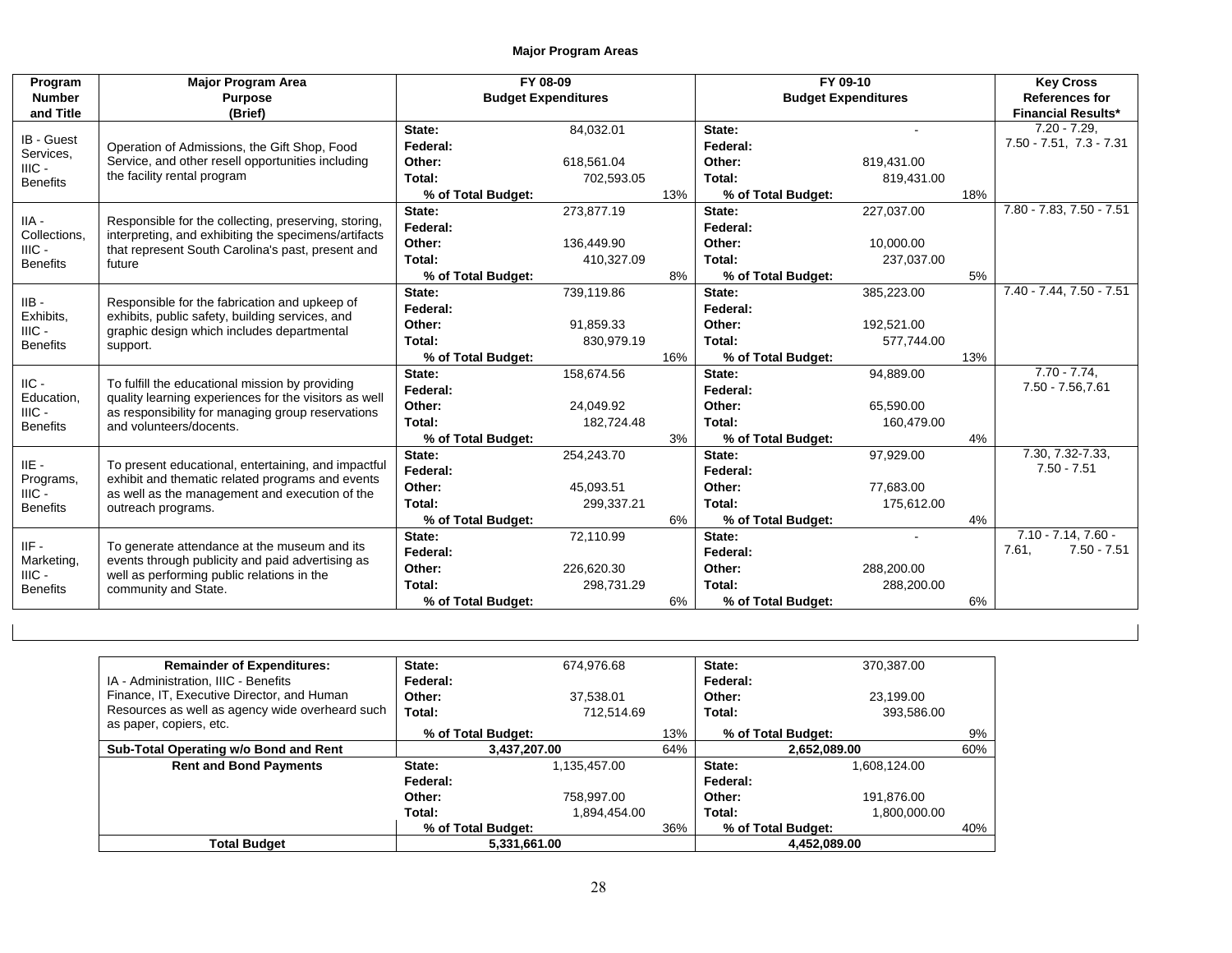**Major Program Areas**

| Program Number and Title | Major Program Area Purpose (Brief) | FY 08-09 Budget Expenditures | | | FY 09-10 Budget Expenditures | | | Key Cross References for Financial Results* |
|---|---|---|---|---|---|---|---|---|
| IB - Guest Services, IIIC - Benefits | Operation of Admissions, the Gift Shop, Food Service, and other resell opportunities including the facility rental program | State: | 84,032.01 | | State: | - | | 7.20 - 7.29, 7.50 - 7.51, 7.3 - 7.31 |
| | | Federal: | | | Federal: | | | |
| | | Other: | 618,561.04 | | Other: | 819,431.00 | | |
| | | Total: | 702,593.05 | | Total: | 819,431.00 | | |
| | | % of Total Budget: | | 13% | % of Total Budget: | | 18% | |
| IIA - Collections, IIIC - Benefits | Responsible for the collecting, preserving, storing, interpreting, and exhibiting the specimens/artifacts that represent South Carolina's past, present and future | State: | 273,877.19 | | State: | 227,037.00 | | 7.80 - 7.83, 7.50 - 7.51 |
| | | Federal: | | | Federal: | | | |
| | | Other: | 136,449.90 | | Other: | 10,000.00 | | |
| | | Total: | 410,327.09 | | Total: | 237,037.00 | | |
| | | % of Total Budget: | | 8% | % of Total Budget: | | 5% | |
| IIB - Exhibits, IIIC - Benefits | Responsible for the fabrication and upkeep of exhibits, public safety, building services, and graphic design which includes departmental support. | State: | 739,119.86 | | State: | 385,223.00 | | 7.40 - 7.44, 7.50 - 7.51 |
| | | Federal: | | | Federal: | | | |
| | | Other: | 91,859.33 | | Other: | 192,521.00 | | |
| | | Total: | 830,979.19 | | Total: | 577,744.00 | | |
| | | % of Total Budget: | | 16% | % of Total Budget: | | 13% | |
| IIC - Education, IIIC - Benefits | To fulfill the educational mission by providing quality learning experiences for the visitors as well as responsibility for managing group reservations and volunteers/docents. | State: | 158,674.56 | | State: | 94,889.00 | | 7.70 - 7.74, 7.50 - 7.56,7.61 |
| | | Federal: | | | Federal: | | | |
| | | Other: | 24,049.92 | | Other: | 65,590.00 | | |
| | | Total: | 182,724.48 | | Total: | 160,479.00 | | |
| | | % of Total Budget: | | 3% | % of Total Budget: | | 4% | |
| IIE - Programs, IIIC - Benefits | To present educational, entertaining, and impactful exhibit and thematic related programs and events as well as the management and execution of the outreach programs. | State: | 254,243.70 | | State: | 97,929.00 | | 7.30, 7.32-7.33, 7.50 - 7.51 |
| | | Federal: | | | Federal: | | | |
| | | Other: | 45,093.51 | | Other: | 77,683.00 | | |
| | | Total: | 299,337.21 | | Total: | 175,612.00 | | |
| | | % of Total Budget: | | 6% | % of Total Budget: | | 4% | |
| IIF - Marketing, IIIC - Benefits | To generate attendance at the museum and its events through publicity and paid advertising as well as performing public relations in the community and State. | State: | 72,110.99 | | State: | - | | 7.10 - 7.14, 7.60 - 7.61, 7.50 - 7.51 |
| | | Federal: | | | Federal: | | | |
| | | Other: | 226,620.30 | | Other: | 288,200.00 | | |
| | | Total: | 298,731.29 | | Total: | 288,200.00 | | |
| | | % of Total Budget: | | 6% | % of Total Budget: | | 6% | |

| Remainder of Expenditures: | FY 08-09 | | | FY 09-10 | | |
|---|---|---|---|---|---|---|
| IA - Administration, IIIC - Benefits Finance, IT, Executive Director, and Human Resources as well as agency wide overheard such as paper, copiers, etc. | State: | 674,976.68 | | State: | 370,387.00 | |
| | Federal: | | | Federal: | | |
| | Other: | 37,538.01 | | Other: | 23,199.00 | |
| | Total: | 712,514.69 | | Total: | 393,586.00 | |
| | % of Total Budget: | | 13% | % of Total Budget: | | 9% |
| **Sub-Total Operating w/o Bond and Rent** | 3,437,207.00 | | 64% | 2,652,089.00 | | 60% |
| **Rent and Bond Payments** | State: | 1,135,457.00 | | State: | 1,608,124.00 | |
| | Federal: | | | Federal: | | |
| | Other: | 758,997.00 | | Other: | 191,876.00 | |
| | Total: | 1,894,454.00 | | Total: | 1,800,000.00 | |
| | % of Total Budget: | | 36% | % of Total Budget: | | 40% |
| **Total Budget** | 5,331,661.00 | | | 4,452,089.00 | | |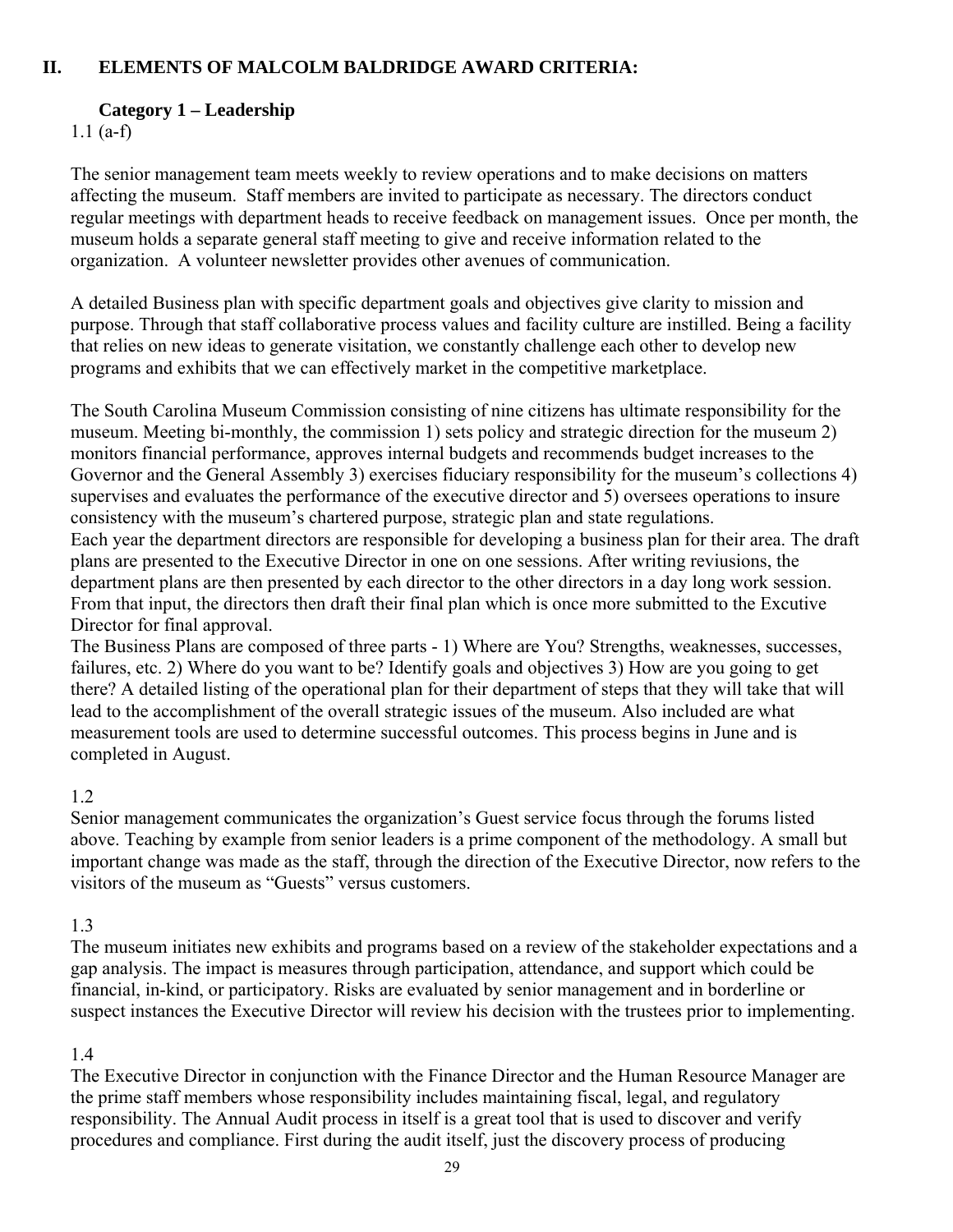## II. ELEMENTS OF MALCOLM BALDRIDGE AWARD CRITERIA:

### Category 1 – Leadership

1.1 (a-f)

The senior management team meets weekly to review operations and to make decisions on matters affecting the museum. Staff members are invited to participate as necessary. The directors conduct regular meetings with department heads to receive feedback on management issues. Once per month, the museum holds a separate general staff meeting to give and receive information related to the organization. A volunteer newsletter provides other avenues of communication.

A detailed Business plan with specific department goals and objectives give clarity to mission and purpose. Through that staff collaborative process values and facility culture are instilled. Being a facility that relies on new ideas to generate visitation, we constantly challenge each other to develop new programs and exhibits that we can effectively market in the competitive marketplace.

The South Carolina Museum Commission consisting of nine citizens has ultimate responsibility for the museum. Meeting bi-monthly, the commission 1) sets policy and strategic direction for the museum 2) monitors financial performance, approves internal budgets and recommends budget increases to the Governor and the General Assembly 3) exercises fiduciary responsibility for the museum's collections 4) supervises and evaluates the performance of the executive director and 5) oversees operations to insure consistency with the museum's chartered purpose, strategic plan and state regulations.
Each year the department directors are responsible for developing a business plan for their area. The draft plans are presented to the Executive Director in one on one sessions. After writing reviusions, the department plans are then presented by each director to the other directors in a day long work session. From that input, the directors then draft their final plan which is once more submitted to the Excutive Director for final approval.
The Business Plans are composed of three parts - 1) Where are You? Strengths, weaknesses, successes, failures, etc. 2) Where do you want to be? Identify goals and objectives 3) How are you going to get there? A detailed listing of the operational plan for their department of steps that they will take that will lead to the accomplishment of the overall strategic issues of the museum. Also included are what measurement tools are used to determine successful outcomes. This process begins in June and is completed in August.

1.2
Senior management communicates the organization's Guest service focus through the forums listed above. Teaching by example from senior leaders is a prime component of the methodology. A small but important change was made as the staff, through the direction of the Executive Director, now refers to the visitors of the museum as "Guests" versus customers.

1.3
The museum initiates new exhibits and programs based on a review of the stakeholder expectations and a gap analysis. The impact is measures through participation, attendance, and support which could be financial, in-kind, or participatory. Risks are evaluated by senior management and in borderline or suspect instances the Executive Director will review his decision with the trustees prior to implementing.

1.4
The Executive Director in conjunction with the Finance Director and the Human Resource Manager are the prime staff members whose responsibility includes maintaining fiscal, legal, and regulatory responsibility. The Annual Audit process in itself is a great tool that is used to discover and verify procedures and compliance. First during the audit itself, just the discovery process of producing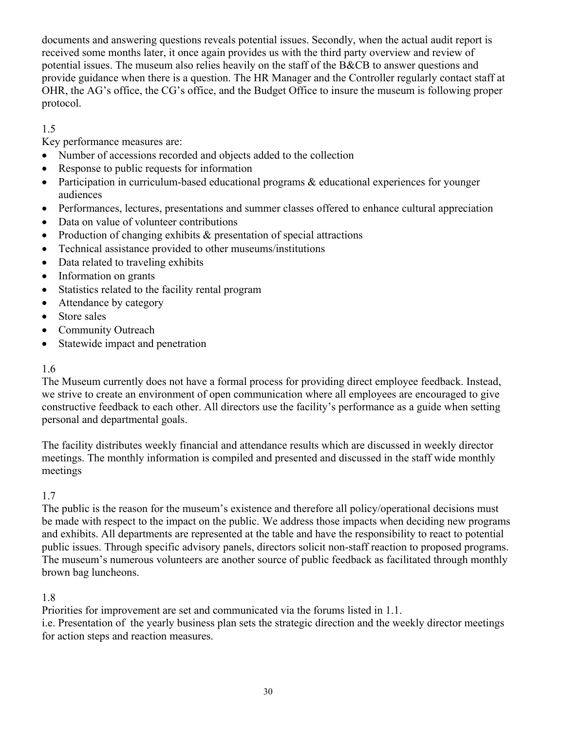documents and answering questions reveals potential issues. Secondly, when the actual audit report is received some months later, it once again provides us with the third party overview and review of potential issues. The museum also relies heavily on the staff of the B&CB to answer questions and provide guidance when there is a question. The HR Manager and the Controller regularly contact staff at OHR, the AG's office, the CG's office, and the Budget Office to insure the museum is following proper protocol.

1.5

Key performance measures are:

- Number of accessions recorded and objects added to the collection
- Response to public requests for information
- Participation in curriculum-based educational programs & educational experiences for younger audiences
- Performances, lectures, presentations and summer classes offered to enhance cultural appreciation
- Data on value of volunteer contributions
- Production of changing exhibits & presentation of special attractions
- Technical assistance provided to other museums/institutions
- Data related to traveling exhibits
- Information on grants
- Statistics related to the facility rental program
- Attendance by category
- Store sales
- Community Outreach
- Statewide impact and penetration

1.6

The Museum currently does not have a formal process for providing direct employee feedback. Instead, we strive to create an environment of open communication where all employees are encouraged to give constructive feedback to each other. All directors use the facility's performance as a guide when setting personal and departmental goals.

The facility distributes weekly financial and attendance results which are discussed in weekly director meetings. The monthly information is compiled and presented and discussed in the staff wide monthly meetings

1.7

The public is the reason for the museum's existence and therefore all policy/operational decisions must be made with respect to the impact on the public. We address those impacts when deciding new programs and exhibits. All departments are represented at the table and have the responsibility to react to potential public issues. Through specific advisory panels, directors solicit non-staff reaction to proposed programs. The museum's numerous volunteers are another source of public feedback as facilitated through monthly brown bag luncheons.

1.8

Priorities for improvement are set and communicated via the forums listed in 1.1.
i.e. Presentation of the yearly business plan sets the strategic direction and the weekly director meetings for action steps and reaction measures.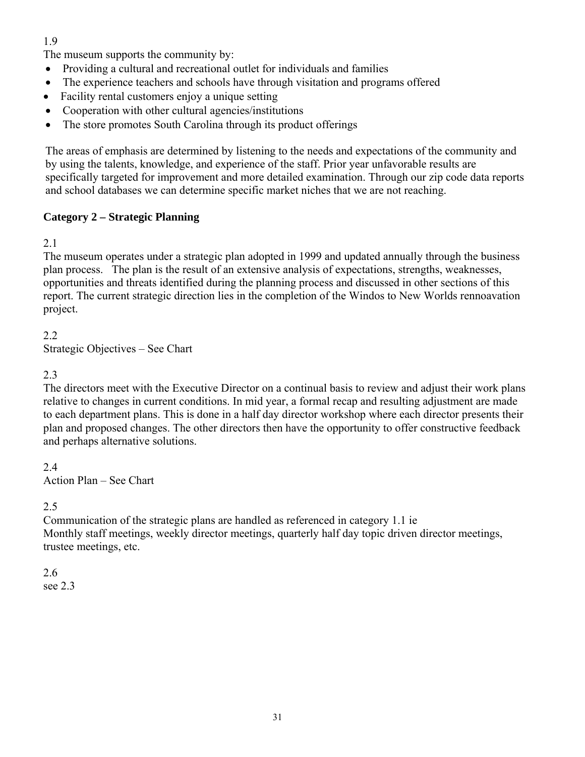1.9

The museum supports the community by:

- Providing a cultural and recreational outlet for individuals and families
- The experience teachers and schools have through visitation and programs offered
- Facility rental customers enjoy a unique setting
- Cooperation with other cultural agencies/institutions
- The store promotes South Carolina through its product offerings

The areas of emphasis are determined by listening to the needs and expectations of the community and by using the talents, knowledge, and experience of the staff. Prior year unfavorable results are specifically targeted for improvement and more detailed examination. Through our zip code data reports and school databases we can determine specific market niches that we are not reaching.

**Category 2 – Strategic Planning**

2.1

The museum operates under a strategic plan adopted in 1999 and updated annually through the business plan process. The plan is the result of an extensive analysis of expectations, strengths, weaknesses, opportunities and threats identified during the planning process and discussed in other sections of this report. The current strategic direction lies in the completion of the Windos to New Worlds rennoavation project.

2.2

Strategic Objectives – See Chart

2.3

The directors meet with the Executive Director on a continual basis to review and adjust their work plans relative to changes in current conditions. In mid year, a formal recap and resulting adjustment are made to each department plans. This is done in a half day director workshop where each director presents their plan and proposed changes. The other directors then have the opportunity to offer constructive feedback and perhaps alternative solutions.

2.4

Action Plan – See Chart

2.5

Communication of the strategic plans are handled as referenced in category 1.1 ie
Monthly staff meetings, weekly director meetings, quarterly half day topic driven director meetings, trustee meetings, etc.

2.6

see 2.3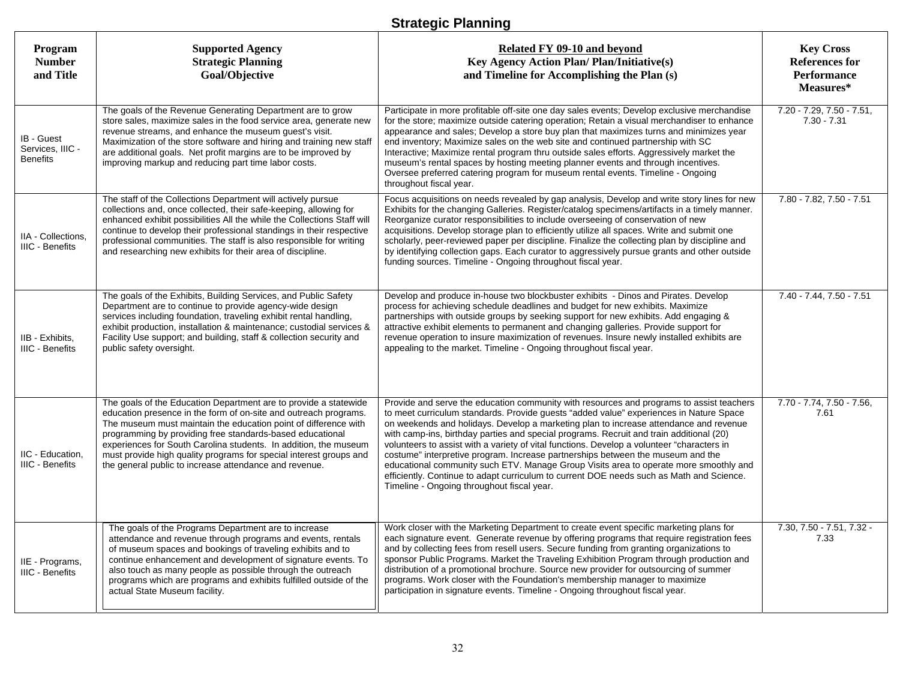# Strategic Planning

| Program Number and Title | Supported Agency Strategic Planning Goal/Objective | Related FY 09-10 and beyond Key Agency Action Plan/ Plan/Initiative(s) and Timeline for Accomplishing the Plan (s) | Key Cross References for Performance Measures* |
|---|---|---|---|
| IB - Guest Services, IIIC - Benefits | The goals of the Revenue Generating Department are to grow store sales, maximize sales in the food service area, generate new revenue streams, and enhance the museum guest's visit. Maximization of the store software and hiring and training new staff are additional goals. Net profit margins are to be improved by improving markup and reducing part time labor costs. | Participate in more profitable off-site one day sales events; Develop exclusive merchandise for the store; maximize outside catering operation; Retain a visual merchandiser to enhance appearance and sales; Develop a store buy plan that maximizes turns and minimizes year end inventory; Maximize sales on the web site and continued partnership with SC Interactive; Maximize rental program thru outside sales efforts. Aggressively market the museum's rental spaces by hosting meeting planner events and through incentives. Oversee preferred catering program for museum rental events. Timeline - Ongoing throughout fiscal year. | 7.20 - 7.29, 7.50 - 7.51, 7.30 - 7.31 |
| IIA - Collections, IIIC - Benefits | The staff of the Collections Department will actively pursue collections and, once collected, their safe-keeping, allowing for enhanced exhibit possibilities All the while the Collections Staff will continue to develop their professional standings in their respective professional communities. The staff is also responsible for writing and researching new exhibits for their area of discipline. | Focus acquisitions on needs revealed by gap analysis, Develop and write story lines for new Exhibits for the changing Galleries. Register/catalog specimens/artifacts in a timely manner. Reorganize curator responsibilities to include overseeing of conservation of new acquisitions. Develop storage plan to efficiently utilize all spaces. Write and submit one scholarly, peer-reviewed paper per discipline. Finalize the collecting plan by discipline and by identifying collection gaps. Each curator to aggressively pursue grants and other outside funding sources. Timeline - Ongoing throughout fiscal year. | 7.80 - 7.82, 7.50 - 7.51 |
| IIB - Exhibits, IIIC - Benefits | The goals of the Exhibits, Building Services, and Public Safety Department are to continue to provide agency-wide design services including foundation, traveling exhibit rental handling, exhibit production, installation & maintenance; custodial services & Facility Use support; and building, staff & collection security and public safety oversight. | Develop and produce in-house two blockbuster exhibits - Dinos and Pirates. Develop process for achieving schedule deadlines and budget for new exhibits. Maximize partnerships with outside groups by seeking support for new exhibits. Add engaging & attractive exhibit elements to permanent and changing galleries. Provide support for revenue operation to insure maximization of revenues. Insure newly installed exhibits are appealing to the market. Timeline - Ongoing throughout fiscal year. | 7.40 - 7.44, 7.50 - 7.51 |
| IIC - Education, IIIC - Benefits | The goals of the Education Department are to provide a statewide education presence in the form of on-site and outreach programs. The museum must maintain the education point of difference with programming by providing free standards-based educational experiences for South Carolina students. In addition, the museum must provide high quality programs for special interest groups and the general public to increase attendance and revenue. | Provide and serve the education community with resources and programs to assist teachers to meet curriculum standards. Provide guests "added value" experiences in Nature Space on weekends and holidays. Develop a marketing plan to increase attendance and revenue with camp-ins, birthday parties and special programs. Recruit and train additional (20) volunteers to assist with a variety of vital functions. Develop a volunteer "characters in costume" interpretive program. Increase partnerships between the museum and the educational community such ETV. Manage Group Visits area to operate more smoothly and efficiently. Continue to adapt curriculum to current DOE needs such as Math and Science. Timeline - Ongoing throughout fiscal year. | 7.70 - 7.74, 7.50 - 7.56, 7.61 |
| IIE - Programs, IIIC - Benefits | The goals of the Programs Department are to increase attendance and revenue through programs and events, rentals of museum spaces and bookings of traveling exhibits and to continue enhancement and development of signature events. To also touch as many people as possible through the outreach programs which are programs and exhibits fulfilled outside of the actual State Museum facility. | Work closer with the Marketing Department to create event specific marketing plans for each signature event. Generate revenue by offering programs that require registration fees and by collecting fees from resell users. Secure funding from granting organizations to sponsor Public Programs. Market the Traveling Exhibition Program through production and distribution of a promotional brochure. Source new provider for outsourcing of summer programs. Work closer with the Foundation's membership manager to maximize participation in signature events. Timeline - Ongoing throughout fiscal year. | 7.30, 7.50 - 7.51, 7.32 - 7.33 |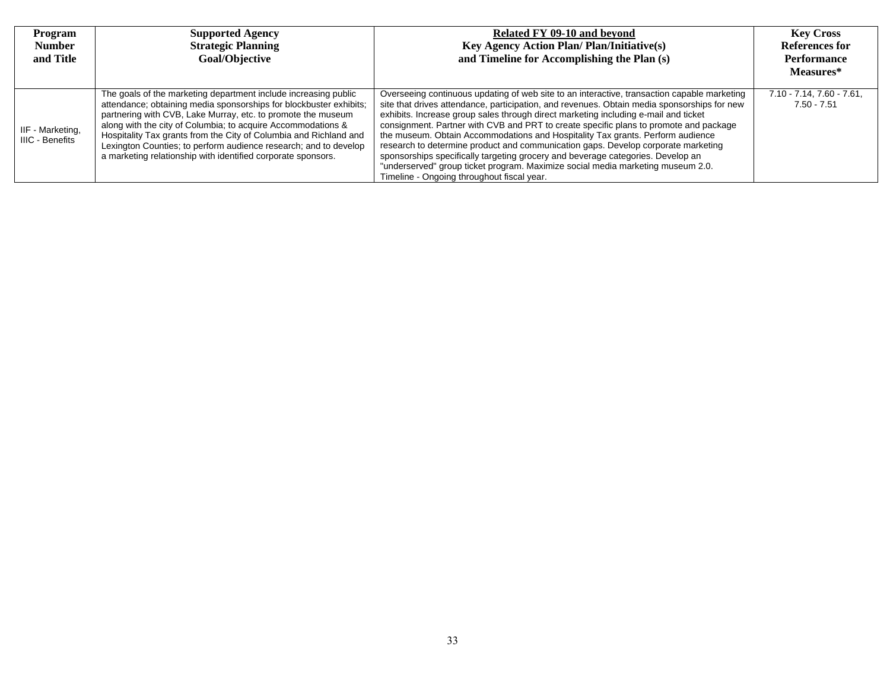| Program Number and Title | Supported Agency Strategic Planning Goal/Objective | Related FY 09-10 and beyond Key Agency Action Plan/ Plan/Initiative(s) and Timeline for Accomplishing the Plan (s) | Key Cross References for Performance Measures* |
|---|---|---|---|
| IIF - Marketing, IIIC - Benefits | The goals of the marketing department include increasing public attendance; obtaining media sponsorships for blockbuster exhibits; partnering with CVB, Lake Murray, etc. to promote the museum along with the city of Columbia; to acquire Accommodations & Hospitality Tax grants from the City of Columbia and Richland and Lexington Counties; to perform audience research; and to develop a marketing relationship with identified corporate sponsors. | Overseeing continuous updating of web site to an interactive, transaction capable marketing site that drives attendance, participation, and revenues. Obtain media sponsorships for new exhibits. Increase group sales through direct marketing including e-mail and ticket consignment. Partner with CVB and PRT to create specific plans to promote and package the museum. Obtain Accommodations and Hospitality Tax grants. Perform audience research to determine product and communication gaps. Develop corporate marketing sponsorships specifically targeting grocery and beverage categories. Develop an "underserved" group ticket program. Maximize social media marketing museum 2.0. Timeline - Ongoing throughout fiscal year. | 7.10 - 7.14, 7.60 - 7.61, 7.50 - 7.51 |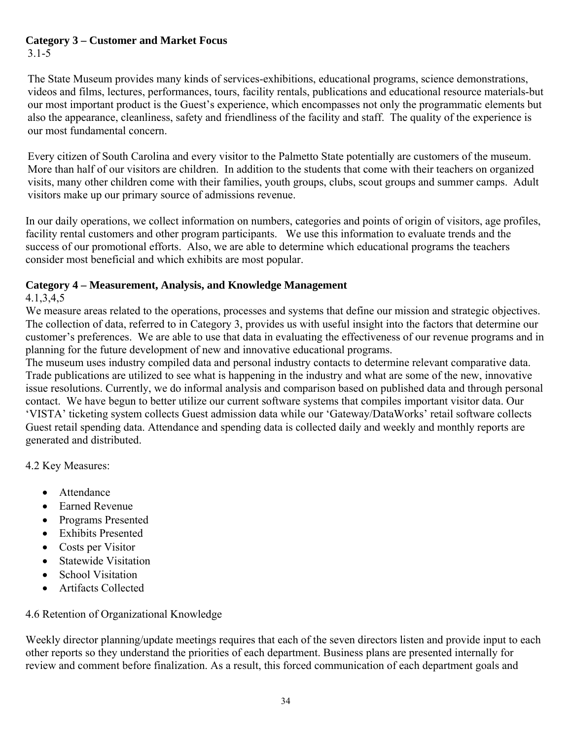**Category 3 – Customer and Market Focus**

3.1-5

The State Museum provides many kinds of services-exhibitions, educational programs, science demonstrations, videos and films, lectures, performances, tours, facility rentals, publications and educational resource materials-but our most important product is the Guest's experience, which encompasses not only the programmatic elements but also the appearance, cleanliness, safety and friendliness of the facility and staff. The quality of the experience is our most fundamental concern.

Every citizen of South Carolina and every visitor to the Palmetto State potentially are customers of the museum. More than half of our visitors are children. In addition to the students that come with their teachers on organized visits, many other children come with their families, youth groups, clubs, scout groups and summer camps. Adult visitors make up our primary source of admissions revenue.

In our daily operations, we collect information on numbers, categories and points of origin of visitors, age profiles, facility rental customers and other program participants. We use this information to evaluate trends and the success of our promotional efforts. Also, we are able to determine which educational programs the teachers consider most beneficial and which exhibits are most popular.

**Category 4 – Measurement, Analysis, and Knowledge Management**

4.1,3,4,5

We measure areas related to the operations, processes and systems that define our mission and strategic objectives. The collection of data, referred to in Category 3, provides us with useful insight into the factors that determine our customer's preferences. We are able to use that data in evaluating the effectiveness of our revenue programs and in planning for the future development of new and innovative educational programs.

The museum uses industry compiled data and personal industry contacts to determine relevant comparative data. Trade publications are utilized to see what is happening in the industry and what are some of the new, innovative issue resolutions. Currently, we do informal analysis and comparison based on published data and through personal contact. We have begun to better utilize our current software systems that compiles important visitor data. Our 'VISTA' ticketing system collects Guest admission data while our 'Gateway/DataWorks' retail software collects Guest retail spending data. Attendance and spending data is collected daily and weekly and monthly reports are generated and distributed.

4.2 Key Measures:

- Attendance
- Earned Revenue
- Programs Presented
- Exhibits Presented
- Costs per Visitor
- Statewide Visitation
- School Visitation
- Artifacts Collected

4.6 Retention of Organizational Knowledge

Weekly director planning/update meetings requires that each of the seven directors listen and provide input to each other reports so they understand the priorities of each department. Business plans are presented internally for review and comment before finalization. As a result, this forced communication of each department goals and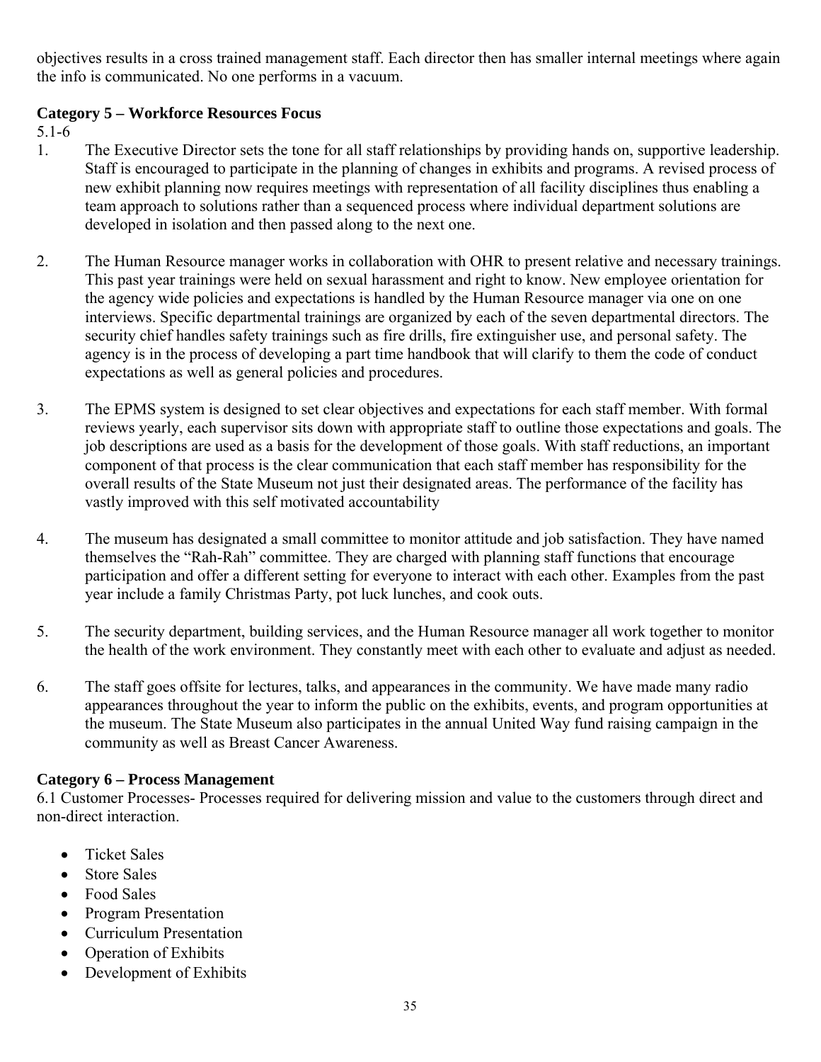objectives results in a cross trained management staff. Each director then has smaller internal meetings where again the info is communicated. No one performs in a vacuum.

**Category 5 – Workforce Resources Focus**

5.1-6

1. The Executive Director sets the tone for all staff relationships by providing hands on, supportive leadership. Staff is encouraged to participate in the planning of changes in exhibits and programs. A revised process of new exhibit planning now requires meetings with representation of all facility disciplines thus enabling a team approach to solutions rather than a sequenced process where individual department solutions are developed in isolation and then passed along to the next one.

2. The Human Resource manager works in collaboration with OHR to present relative and necessary trainings. This past year trainings were held on sexual harassment and right to know. New employee orientation for the agency wide policies and expectations is handled by the Human Resource manager via one on one interviews. Specific departmental trainings are organized by each of the seven departmental directors. The security chief handles safety trainings such as fire drills, fire extinguisher use, and personal safety. The agency is in the process of developing a part time handbook that will clarify to them the code of conduct expectations as well as general policies and procedures.

3. The EPMS system is designed to set clear objectives and expectations for each staff member. With formal reviews yearly, each supervisor sits down with appropriate staff to outline those expectations and goals. The job descriptions are used as a basis for the development of those goals. With staff reductions, an important component of that process is the clear communication that each staff member has responsibility for the overall results of the State Museum not just their designated areas. The performance of the facility has vastly improved with this self motivated accountability

4. The museum has designated a small committee to monitor attitude and job satisfaction. They have named themselves the "Rah-Rah" committee. They are charged with planning staff functions that encourage participation and offer a different setting for everyone to interact with each other. Examples from the past year include a family Christmas Party, pot luck lunches, and cook outs.

5. The security department, building services, and the Human Resource manager all work together to monitor the health of the work environment. They constantly meet with each other to evaluate and adjust as needed.

6. The staff goes offsite for lectures, talks, and appearances in the community. We have made many radio appearances throughout the year to inform the public on the exhibits, events, and program opportunities at the museum. The State Museum also participates in the annual United Way fund raising campaign in the community as well as Breast Cancer Awareness.

**Category 6 – Process Management**

6.1 Customer Processes- Processes required for delivering mission and value to the customers through direct and non-direct interaction.

- Ticket Sales
- Store Sales
- Food Sales
- Program Presentation
- Curriculum Presentation
- Operation of Exhibits
- Development of Exhibits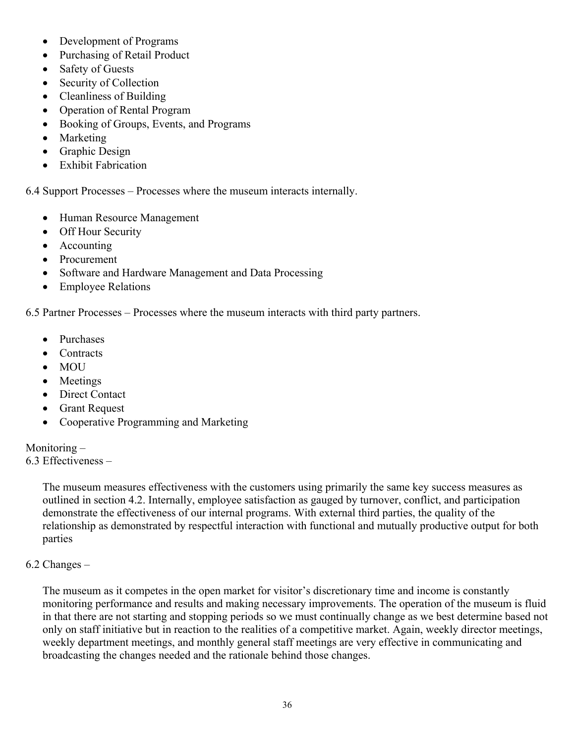- Development of Programs
- Purchasing of Retail Product
- Safety of Guests
- Security of Collection
- Cleanliness of Building
- Operation of Rental Program
- Booking of Groups, Events, and Programs
- Marketing
- Graphic Design
- Exhibit Fabrication

6.4 Support Processes – Processes where the museum interacts internally.

- Human Resource Management
- Off Hour Security
- Accounting
- Procurement
- Software and Hardware Management and Data Processing
- Employee Relations

6.5 Partner Processes – Processes where the museum interacts with third party partners.

- Purchases
- Contracts
- MOU
- Meetings
- Direct Contact
- Grant Request
- Cooperative Programming and Marketing

Monitoring –
6.3 Effectiveness –

The museum measures effectiveness with the customers using primarily the same key success measures as outlined in section 4.2. Internally, employee satisfaction as gauged by turnover, conflict, and participation demonstrate the effectiveness of our internal programs. With external third parties, the quality of the relationship as demonstrated by respectful interaction with functional and mutually productive output for both parties

6.2 Changes –

The museum as it competes in the open market for visitor's discretionary time and income is constantly monitoring performance and results and making necessary improvements. The operation of the museum is fluid in that there are not starting and stopping periods so we must continually change as we best determine based not only on staff initiative but in reaction to the realities of a competitive market. Again, weekly director meetings, weekly department meetings, and monthly general staff meetings are very effective in communicating and broadcasting the changes needed and the rationale behind those changes.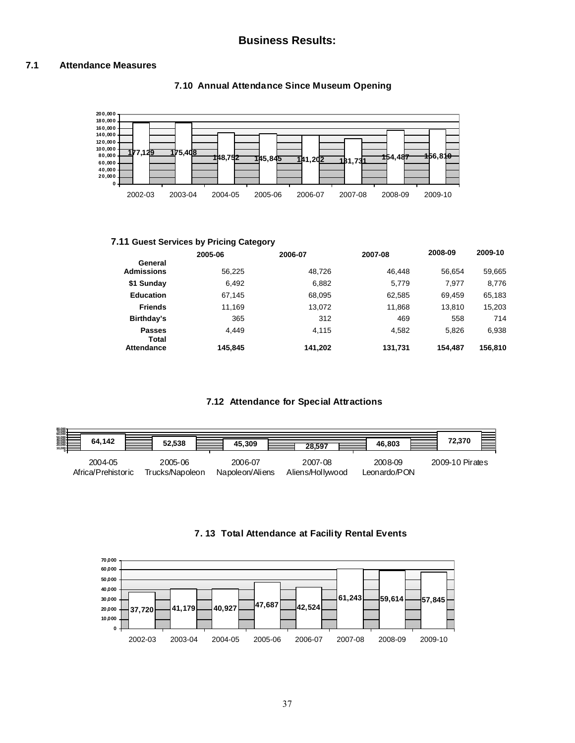# Business Results:

## 7.1 Attendance Measures

### 7.10 Annual Attendance Since Museum Opening

| Year | Attendance |
|---|---|
| 2002-03 | 177,129 |
| 2003-04 | 175,408 |
| 2004-05 | 148,752 |
| 2005-06 | 145,845 |
| 2006-07 | 141,202 |
| 2007-08 | 131,731 |
| 2008-09 | 154,487 |
| 2009-10 | 156,810 |

### 7.11 Guest Services by Pricing Category

| | 2005-06 | 2006-07 | 2007-08 | 2008-09 | 2009-10 |
|---|---|---|---|---|---|
| **General Admissions** | 56,225 | 48,726 | 46,448 | 56,654 | 59,665 |
| **$1 Sunday** | 6,492 | 6,882 | 5,779 | 7,977 | 8,776 |
| **Education** | 67,145 | 68,095 | 62,585 | 69,459 | 65,183 |
| **Friends** | 11,169 | 13,072 | 11,868 | 13,810 | 15,203 |
| **Birthday's** | 365 | 312 | 469 | 558 | 714 |
| **Passes** | 4,449 | 4,115 | 4,582 | 5,826 | 6,938 |
| **Total Attendance** | **145,845** | **141,202** | **131,731** | **154,487** | **156,810** |

### 7.12 Attendance for Special Attractions

| Year / Attraction | Attendance |
|---|---|
| 2004-05 Africa/Prehistoric | 64,142 |
| 2005-06 Trucks/Napoleon | 52,538 |
| 2006-07 Napoleon/Aliens | 45,309 |
| 2007-08 Aliens/Hollywood | 28,597 |
| 2008-09 Leonardo/PON | 46,803 |
| 2009-10 Pirates | 72,370 |

### 7.13 Total Attendance at Facility Rental Events

| Year | Attendance |
|---|---|
| 2002-03 | 37,720 |
| 2003-04 | 41,179 |
| 2004-05 | 40,927 |
| 2005-06 | 47,687 |
| 2006-07 | 42,524 |
| 2007-08 | 61,243 |
| 2008-09 | 59,614 |
| 2009-10 | 57,845 |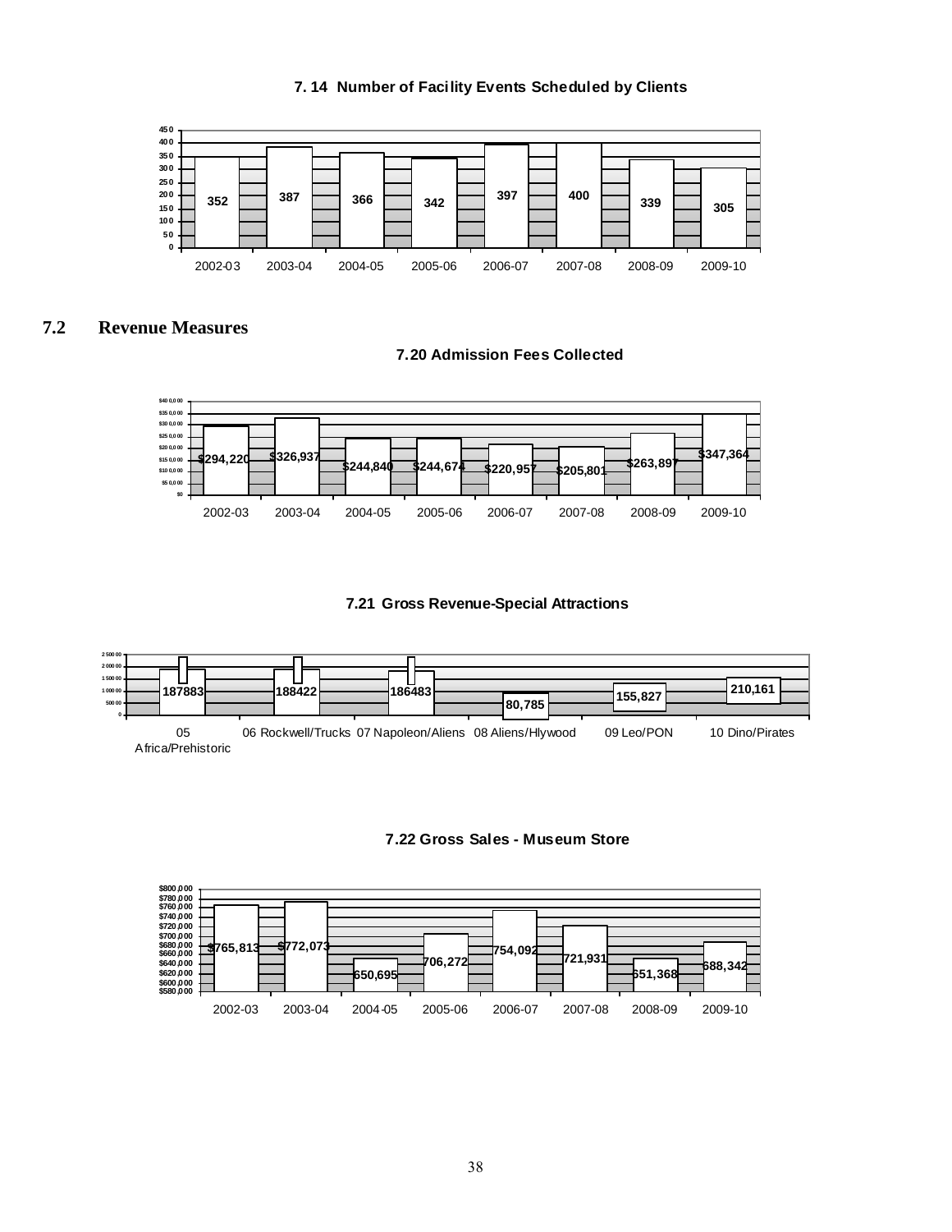**7.14 Number of Facility Events Scheduled by Clients**

| 2002-03 | 2003-04 | 2004-05 | 2005-06 | 2006-07 | 2007-08 | 2008-09 | 2009-10 |
|---|---|---|---|---|---|---|---|
| 352 | 387 | 366 | 342 | 397 | 400 | 339 | 305 |

## 7.2 Revenue Measures

**7.20 Admission Fees Collected**

| 2002-03 | 2003-04 | 2004-05 | 2005-06 | 2006-07 | 2007-08 | 2008-09 | 2009-10 |
|---|---|---|---|---|---|---|---|
| $294,220 | $326,937 | $244,840 | $244,674 | $220,957 | $205,801 | $263,897 | $347,364 |

**7.21 Gross Revenue-Special Attractions**

| 05 Africa/Prehistoric | 06 Rockwell/Trucks | 07 Napoleon/Aliens | 08 Aliens/Hlywood | 09 Leo/PON | 10 Dino/Pirates |
|---|---|---|---|---|---|
| 187883 | 188422 | 186483 | 80,785 | 155,827 | 210,161 |

**7.22 Gross Sales - Museum Store**

| 2002-03 | 2003-04 | 2004-05 | 2005-06 | 2006-07 | 2007-08 | 2008-09 | 2009-10 |
|---|---|---|---|---|---|---|---|
| $765,813 | $772,073 | 650,695 | 706,272 | 754,092 | 721,931 | 651,368 | 688,342 |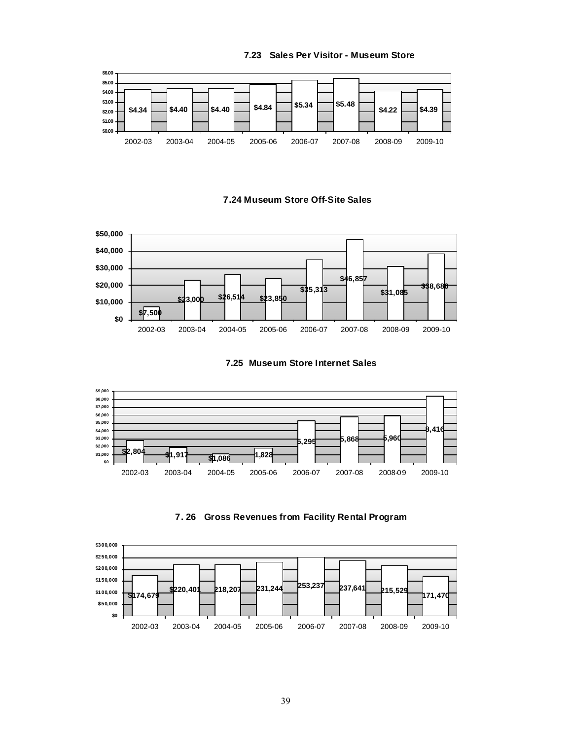### 7.23 Sales Per Visitor - Museum Store

| 2002-03 | 2003-04 | 2004-05 | 2005-06 | 2006-07 | 2007-08 | 2008-09 | 2009-10 |
|---|---|---|---|---|---|---|---|
| $4.34 | $4.40 | $4.40 | $4.84 | $5.34 | $5.48 | $4.22 | $4.39 |

### 7.24 Museum Store Off-Site Sales

| 2002-03 | 2003-04 | 2004-05 | 2005-06 | 2006-07 | 2007-08 | 2008-09 | 2009-10 |
|---|---|---|---|---|---|---|---|
| $7,500 | $23,000 | $26,514 | $23,850 | $35,313 | $46,857 | $31,085 | $38,688 |

### 7.25 Museum Store Internet Sales

| 2002-03 | 2003-04 | 2004-05 | 2005-06 | 2006-07 | 2007-08 | 2008-09 | 2009-10 |
|---|---|---|---|---|---|---|---|
| $2,804 | $1,917 | $1,086 | 1,828 | 5,295 | 5,868 | 5,960 | 8,416 |

### 7. 26 Gross Revenues from Facility Rental Program

| 2002-03 | 2003-04 | 2004-05 | 2005-06 | 2006-07 | 2007-08 | 2008-09 | 2009-10 |
|---|---|---|---|---|---|---|---|
| $174,679 | $220,401 | 218,207 | 231,244 | 253,237 | 237,641 | 215,529 | 171,470 |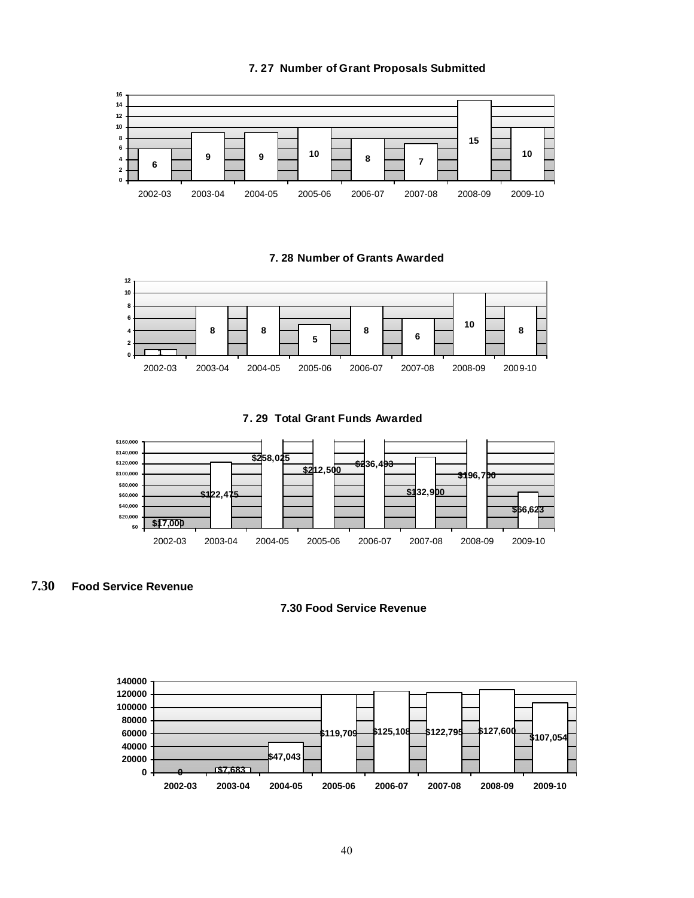**7. 27 Number of Grant Proposals Submitted**

| 2002-03 | 2003-04 | 2004-05 | 2005-06 | 2006-07 | 2007-08 | 2008-09 | 2009-10 |
|---|---|---|---|---|---|---|---|
| 6 | 9 | 9 | 10 | 8 | 7 | 15 | 10 |

**7. 28 Number of Grants Awarded**

| 2002-03 | 2003-04 | 2004-05 | 2005-06 | 2006-07 | 2007-08 | 2008-09 | 2009-10 |
|---|---|---|---|---|---|---|---|
| 1 | 8 | 8 | 5 | 8 | 6 | 10 | 8 |

**7. 29 Total Grant Funds Awarded**

| 2002-03 | 2003-04 | 2004-05 | 2005-06 | 2006-07 | 2007-08 | 2008-09 | 2009-10 |
|---|---|---|---|---|---|---|---|
| $17,000 | $122,475 | $258,025 | $212,500 | $236,493 | $132,900 | $196,700 | $66,623 |

## 7.30 Food Service Revenue

**7.30 Food Service Revenue**

| 2002-03 | 2003-04 | 2004-05 | 2005-06 | 2006-07 | 2007-08 | 2008-09 | 2009-10 |
|---|---|---|---|---|---|---|---|
| 0 | $7,683 | $47,043 | $119,709 | $125,108 | $122,795 | $127,600 | $107,054 |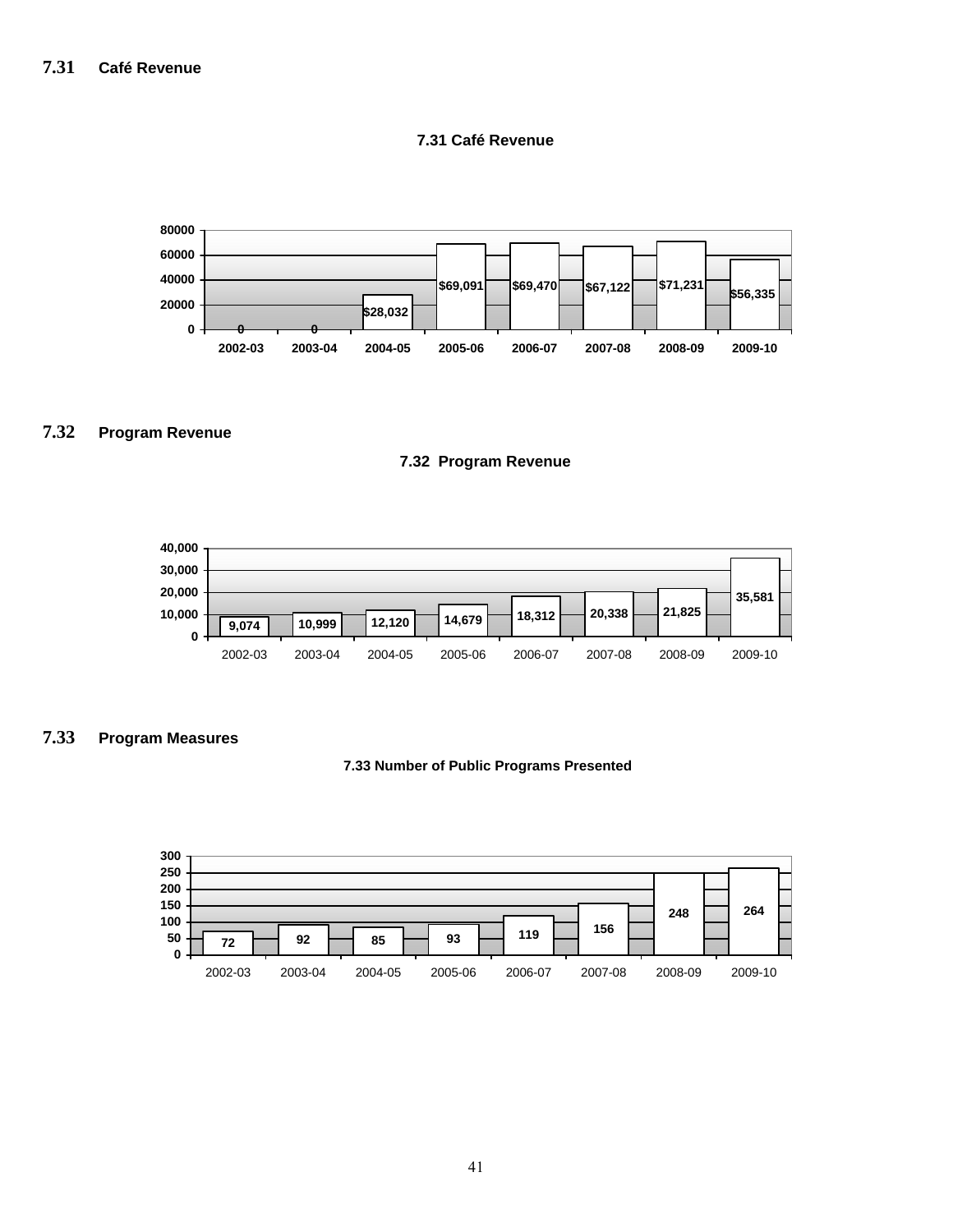## 7.31 Café Revenue

**7.31 Café Revenue**

| Year | Café Revenue |
|---|---|
| 2002-03 | 0 |
| 2003-04 | 0 |
| 2004-05 | $28,032 |
| 2005-06 | $69,091 |
| 2006-07 | $69,470 |
| 2007-08 | $67,122 |
| 2008-09 | $71,231 |
| 2009-10 | $56,335 |

## 7.32 Program Revenue

**7.32 Program Revenue**

| Year | Program Revenue |
|---|---|
| 2002-03 | 9,074 |
| 2003-04 | 10,999 |
| 2004-05 | 12,120 |
| 2005-06 | 14,679 |
| 2006-07 | 18,312 |
| 2007-08 | 20,338 |
| 2008-09 | 21,825 |
| 2009-10 | 35,581 |

## 7.33 Program Measures

**7.33 Number of Public Programs Presented**

| Year | Number of Public Programs Presented |
|---|---|
| 2002-03 | 72 |
| 2003-04 | 92 |
| 2004-05 | 85 |
| 2005-06 | 93 |
| 2006-07 | 119 |
| 2007-08 | 156 |
| 2008-09 | 248 |
| 2009-10 | 264 |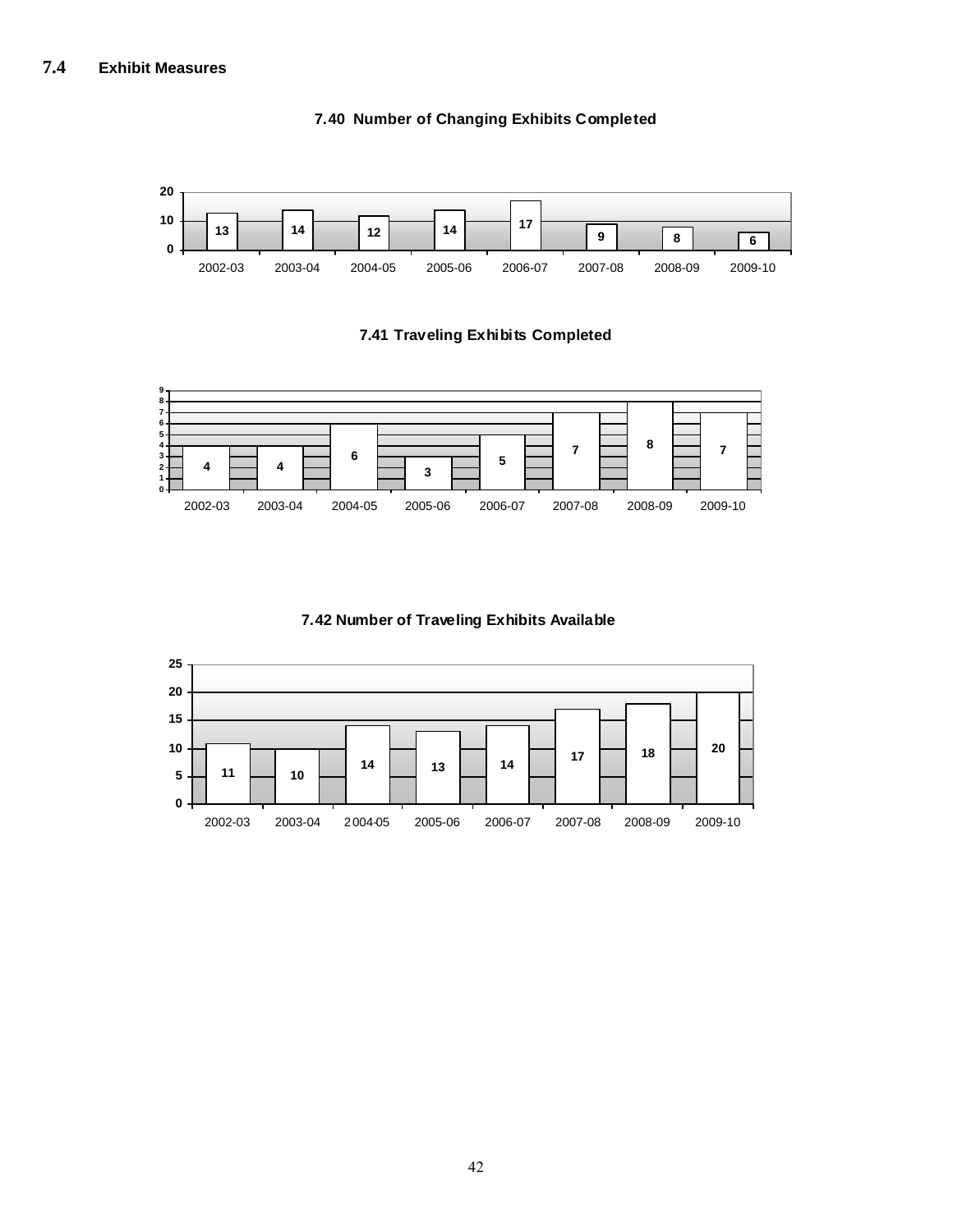## 7.4 Exhibit Measures

**7.40 Number of Changing Exhibits Completed**

| 2002-03 | 2003-04 | 2004-05 | 2005-06 | 2006-07 | 2007-08 | 2008-09 | 2009-10 |
|---|---|---|---|---|---|---|---|
| 13 | 14 | 12 | 14 | 17 | 9 | 8 | 6 |

**7.41 Traveling Exhibits Completed**

| 2002-03 | 2003-04 | 2004-05 | 2005-06 | 2006-07 | 2007-08 | 2008-09 | 2009-10 |
|---|---|---|---|---|---|---|---|
| 4 | 4 | 6 | 3 | 5 | 7 | 8 | 7 |

**7.42 Number of Traveling Exhibits Available**

| 2002-03 | 2003-04 | 2004-05 | 2005-06 | 2006-07 | 2007-08 | 2008-09 | 2009-10 |
|---|---|---|---|---|---|---|---|
| 11 | 10 | 14 | 13 | 14 | 17 | 18 | 20 |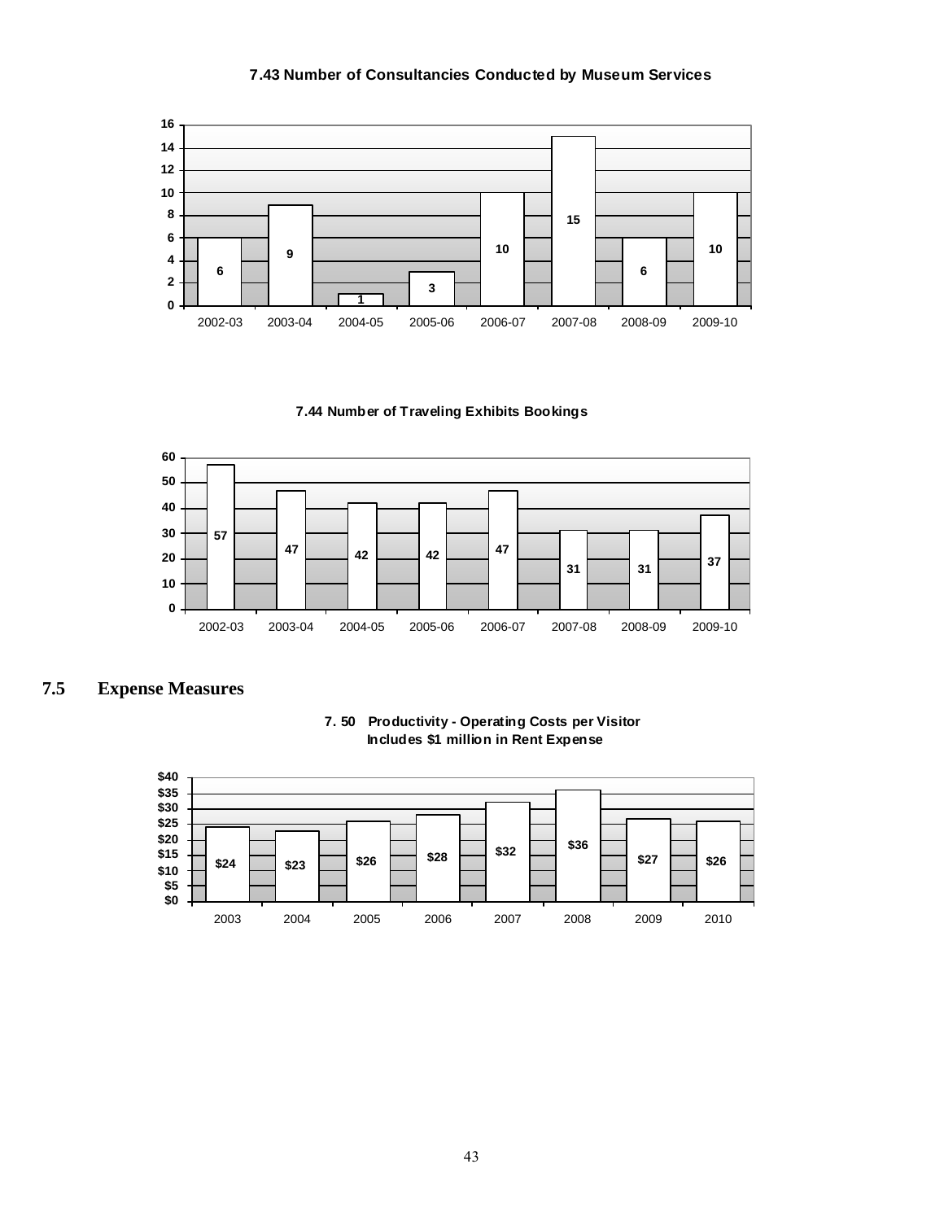**7.43 Number of Consultancies Conducted by Museum Services**

| Year | Number |
|---|---|
| 2002-03 | 6 |
| 2003-04 | 9 |
| 2004-05 | 1 |
| 2005-06 | 3 |
| 2006-07 | 10 |
| 2007-08 | 15 |
| 2008-09 | 6 |
| 2009-10 | 10 |

**7.44 Number of Traveling Exhibits Bookings**

| Year | Number |
|---|---|
| 2002-03 | 57 |
| 2003-04 | 47 |
| 2004-05 | 42 |
| 2005-06 | 42 |
| 2006-07 | 47 |
| 2007-08 | 31 |
| 2008-09 | 31 |
| 2009-10 | 37 |

## 7.5 Expense Measures

**7. 50 Productivity - Operating Costs per Visitor**
**Includes $1 million in Rent Expense**

| Year | Cost |
|---|---|
| 2003 | $24 |
| 2004 | $23 |
| 2005 | $26 |
| 2006 | $28 |
| 2007 | $32 |
| 2008 | $36 |
| 2009 | $27 |
| 2010 | $26 |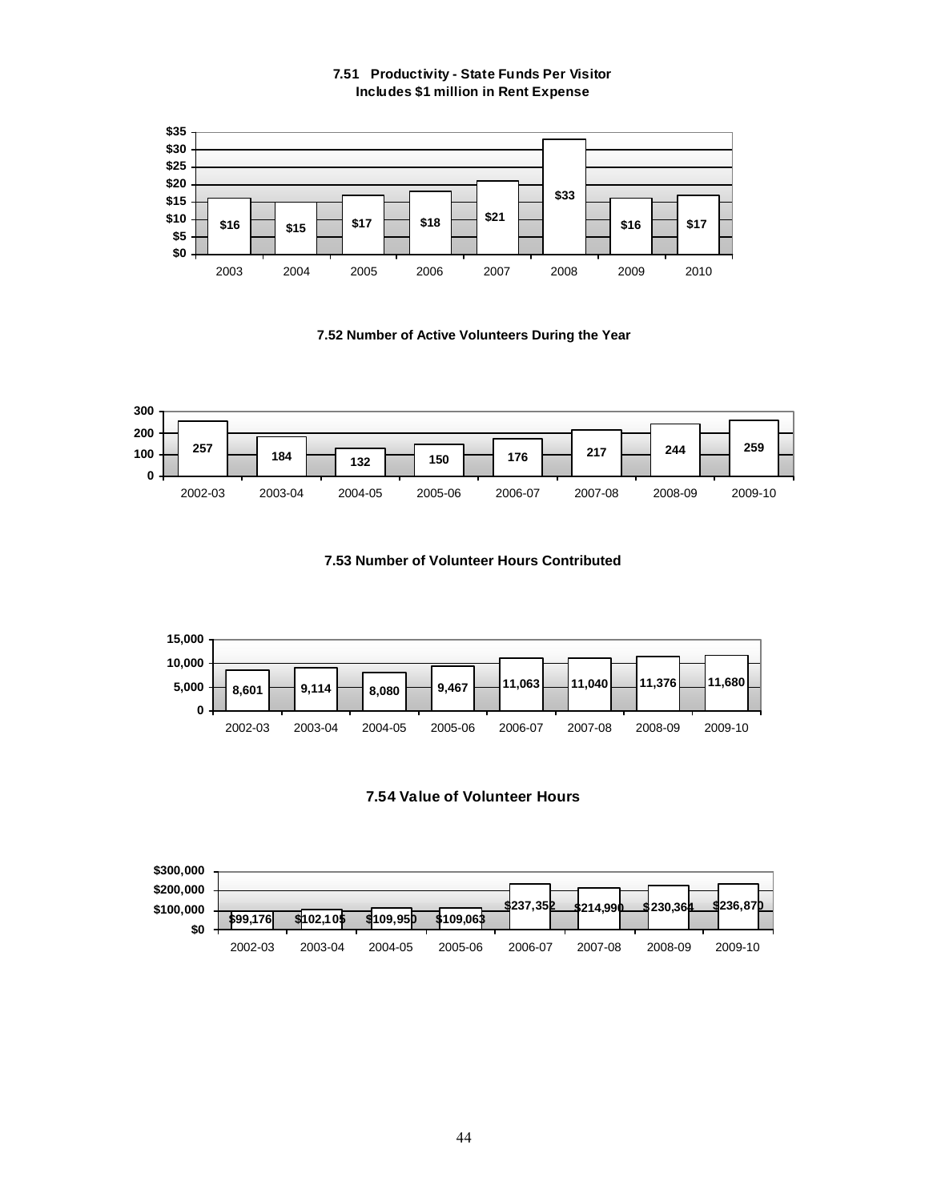**7.51 Productivity - State Funds Per Visitor**
**Includes $1 million in Rent Expense**

| Year | State Funds Per Visitor |
|---|---|
| 2003 | $16 |
| 2004 | $15 |
| 2005 | $17 |
| 2006 | $18 |
| 2007 | $21 |
| 2008 | $33 |
| 2009 | $16 |
| 2010 | $17 |

**7.52 Number of Active Volunteers During the Year**

| Year | Active Volunteers |
|---|---|
| 2002-03 | 257 |
| 2003-04 | 184 |
| 2004-05 | 132 |
| 2005-06 | 150 |
| 2006-07 | 176 |
| 2007-08 | 217 |
| 2008-09 | 244 |
| 2009-10 | 259 |

**7.53 Number of Volunteer Hours Contributed**

| Year | Volunteer Hours |
|---|---|
| 2002-03 | 8,601 |
| 2003-04 | 9,114 |
| 2004-05 | 8,080 |
| 2005-06 | 9,467 |
| 2006-07 | 11,063 |
| 2007-08 | 11,040 |
| 2008-09 | 11,376 |
| 2009-10 | 11,680 |

**7.54 Value of Volunteer Hours**

| Year | Value of Volunteer Hours |
|---|---|
| 2002-03 | $99,176 |
| 2003-04 | $102,105 |
| 2004-05 | $109,950 |
| 2005-06 | $109,063 |
| 2006-07 | $237,352 |
| 2007-08 | $214,990 |
| 2008-09 | $230,364 |
| 2009-10 | $236,870 |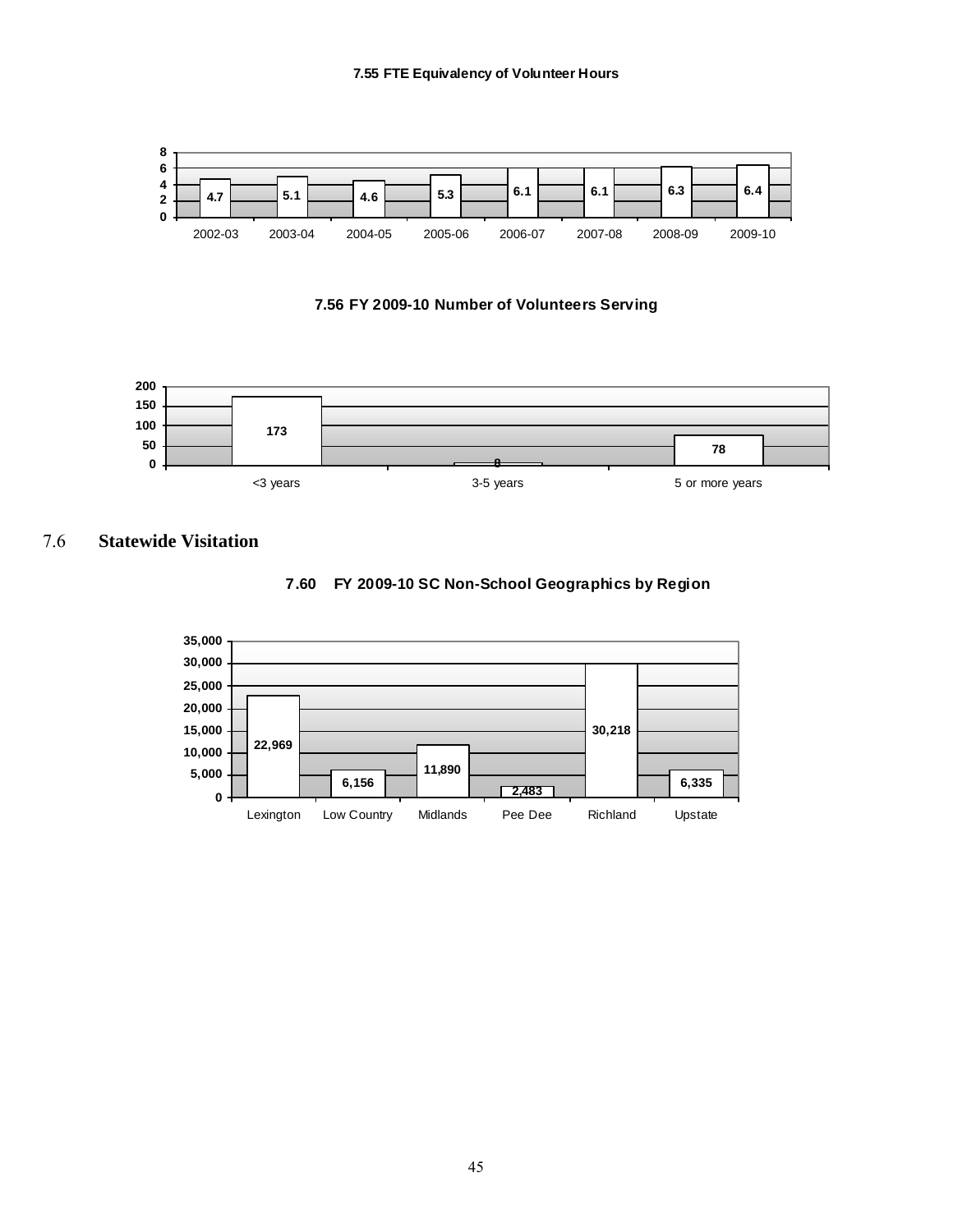**7.55 FTE Equivalency of Volunteer Hours**

| 2002-03 | 2003-04 | 2004-05 | 2005-06 | 2006-07 | 2007-08 | 2008-09 | 2009-10 |
|---|---|---|---|---|---|---|---|
| 4.7 | 5.1 | 4.6 | 5.3 | 6.1 | 6.1 | 6.3 | 6.4 |

**7.56 FY 2009-10 Number of Volunteers Serving**

| <3 years | 3-5 years | 5 or more years |
|---|---|---|
| 173 | 8 | 78 |

## 7.6 Statewide Visitation

**7.60 FY 2009-10 SC Non-School Geographics by Region**

| Lexington | Low Country | Midlands | Pee Dee | Richland | Upstate |
|---|---|---|---|---|---|
| 22,969 | 6,156 | 11,890 | 2,483 | 30,218 | 6,335 |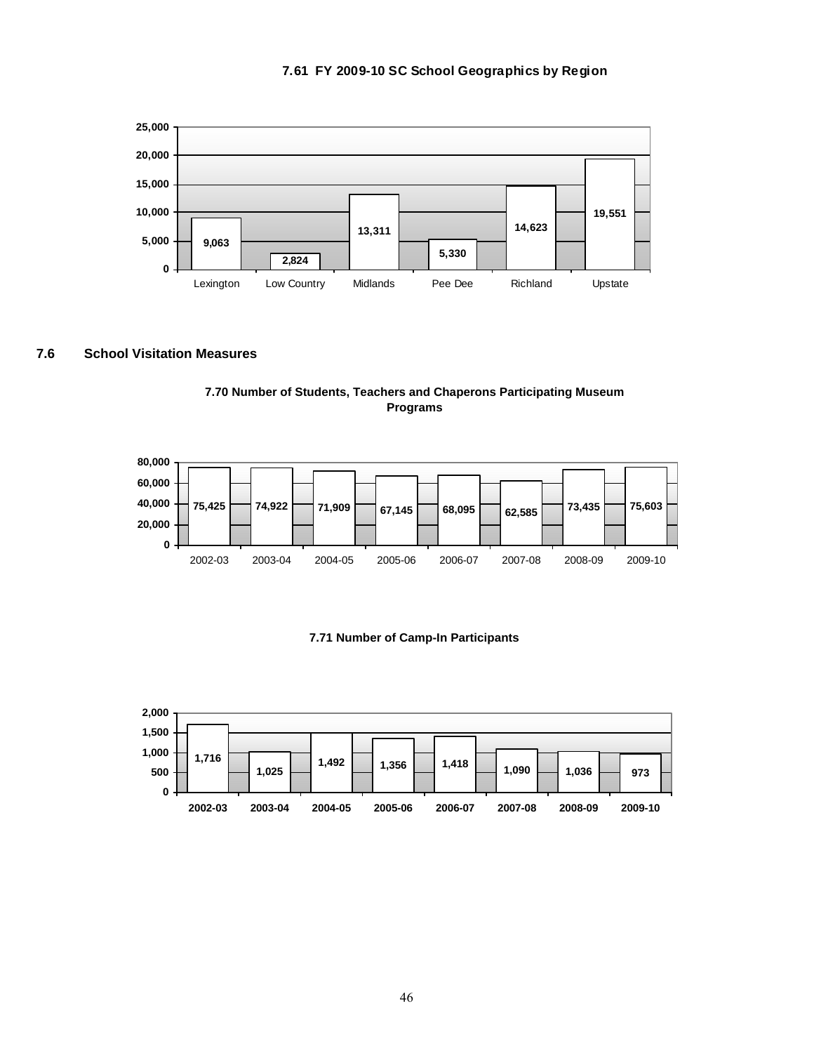**7.61 FY 2009-10 SC School Geographics by Region**

| Region | Count |
|---|---|
| Lexington | 9,063 |
| Low Country | 2,824 |
| Midlands | 13,311 |
| Pee Dee | 5,330 |
| Richland | 14,623 |
| Upstate | 19,551 |

## 7.6 School Visitation Measures

**7.70 Number of Students, Teachers and Chaperons Participating Museum Programs**

| Year | Participants |
|---|---|
| 2002-03 | 75,425 |
| 2003-04 | 74,922 |
| 2004-05 | 71,909 |
| 2005-06 | 67,145 |
| 2006-07 | 68,095 |
| 2007-08 | 62,585 |
| 2008-09 | 73,435 |
| 2009-10 | 75,603 |

**7.71 Number of Camp-In Participants**

| Year | Participants |
|---|---|
| 2002-03 | 1,716 |
| 2003-04 | 1,025 |
| 2004-05 | 1,492 |
| 2005-06 | 1,356 |
| 2006-07 | 1,418 |
| 2007-08 | 1,090 |
| 2008-09 | 1,036 |
| 2009-10 | 973 |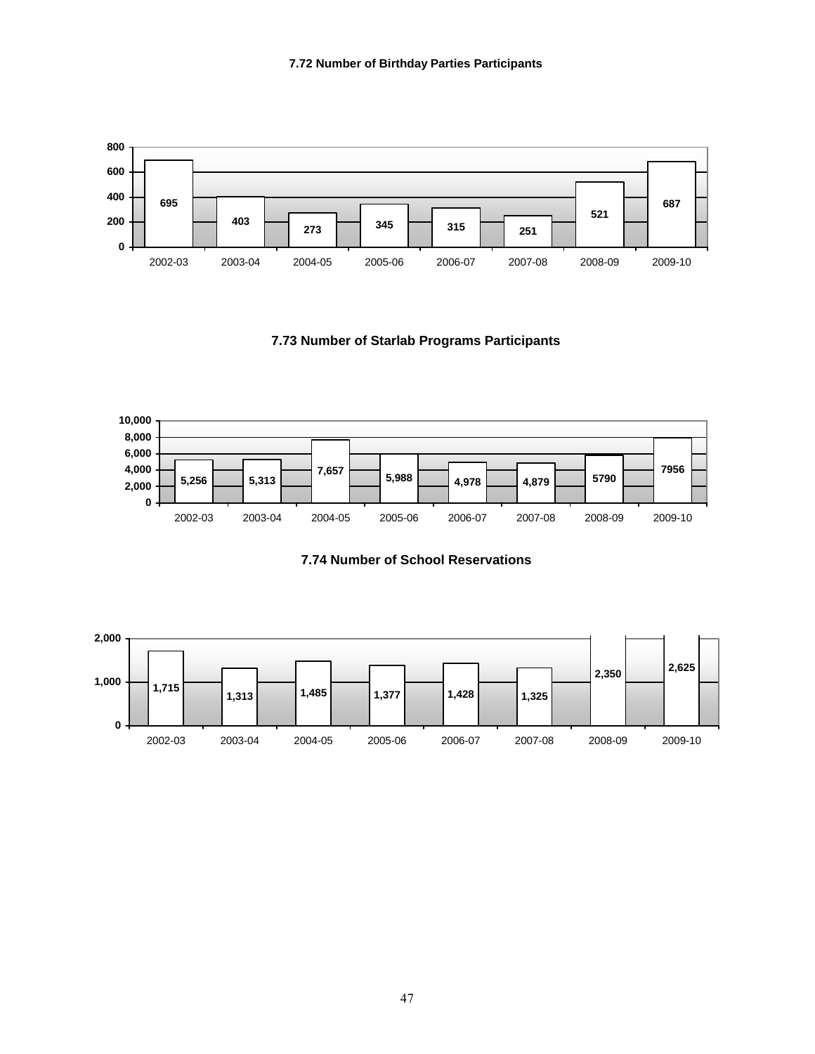**7.72 Number of Birthday Parties Participants**

| 2002-03 | 2003-04 | 2004-05 | 2005-06 | 2006-07 | 2007-08 | 2008-09 | 2009-10 |
|---|---|---|---|---|---|---|---|
| 695 | 403 | 273 | 345 | 315 | 251 | 521 | 687 |

**7.73 Number of Starlab Programs Participants**

| 2002-03 | 2003-04 | 2004-05 | 2005-06 | 2006-07 | 2007-08 | 2008-09 | 2009-10 |
|---|---|---|---|---|---|---|---|
| 5,256 | 5,313 | 7,657 | 5,988 | 4,978 | 4,879 | 5790 | 7956 |

**7.74 Number of School Reservations**

| 2002-03 | 2003-04 | 2004-05 | 2005-06 | 2006-07 | 2007-08 | 2008-09 | 2009-10 |
|---|---|---|---|---|---|---|---|
| 1,715 | 1,313 | 1,485 | 1,377 | 1,428 | 1,325 | 2,350 | 2,625 |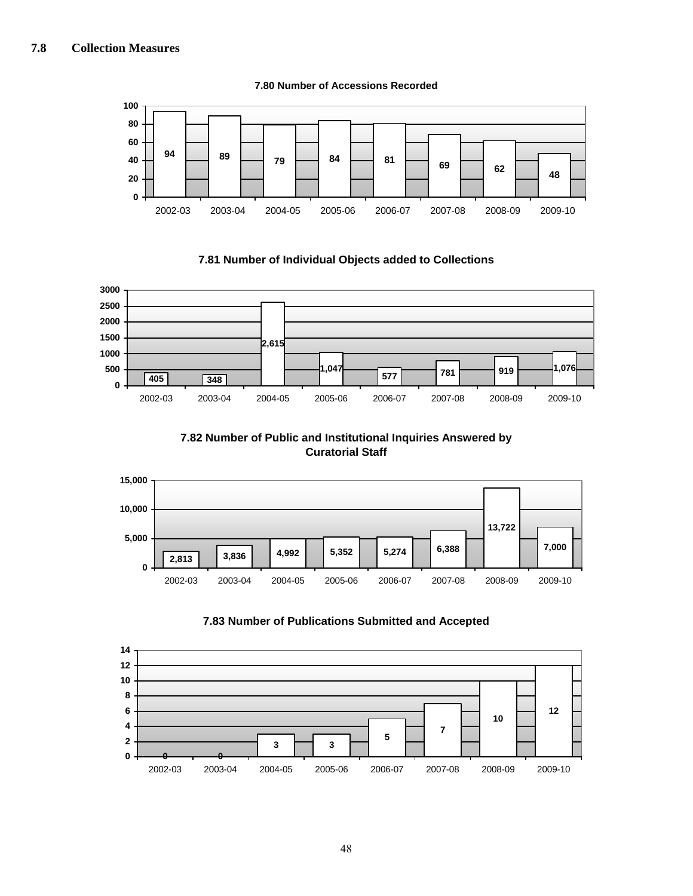## 7.8 Collection Measures

**7.80 Number of Accessions Recorded**

100
80
60
40
20
0

94
89
79
84
81
69
62
48

2002-03 2003-04 2004-05 2005-06 2006-07 2007-08 2008-09 2009-10

**7.81 Number of Individual Objects added to Collections**

3000
2500
2000
1500
1000
500
0

405
348
2,615
1,047
577
781
919
1,076

2002-03 2003-04 2004-05 2005-06 2006-07 2007-08 2008-09 2009-10

**7.82 Number of Public and Institutional Inquiries Answered by Curatorial Staff**

15,000
10,000
5,000
0

2,813
3,836
4,992
5,352
5,274
6,388
13,722
7,000

2002-03 2003-04 2004-05 2005-06 2006-07 2007-08 2008-09 2009-10

**7.83 Number of Publications Submitted and Accepted**

14
12
10
8
6
4
2
0

0
0
3
3
5
7
10
12

2002-03 2003-04 2004-05 2005-06 2006-07 2007-08 2008-09 2009-10